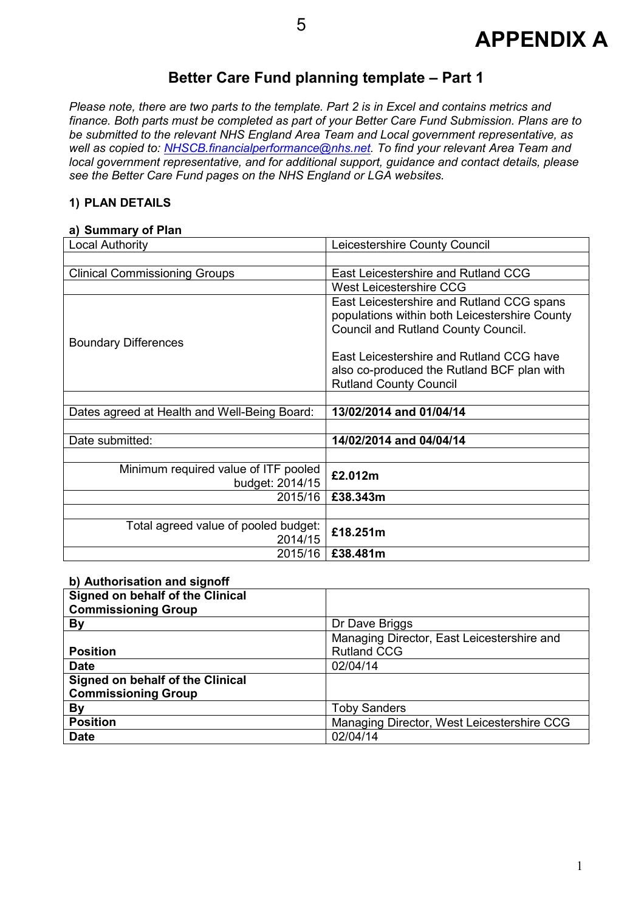# APPENDIX A

## Better Care Fund planning template – Part 1

*Please note, there are two parts to the template. Part 2 is in Excel and contains metrics and finance. Both parts must be completed as part of your Better Care Fund Submission. Plans are to be submitted to the relevant NHS England Area Team and Local government representative, as well as copied to: [NHSCB.financialperformance@nhs.net](mailto:NHSCB.financialperformance@nhs.net). To find your relevant Area Team and local government representative, and for additional support, guidance and contact details, please see the Better Care Fund pages on the NHS England or LGA websites.*

### 1) PLAN DETAILS

#### a) Summary of Plan

| | |
|---|---|
| Local Authority | Leicestershire County Council |
| | |
| Clinical Commissioning Groups | East Leicestershire and Rutland CCG |
| | West Leicestershire CCG |
| Boundary Differences | East Leicestershire and Rutland CCG spans populations within both Leicestershire County Council and Rutland County Council.<br><br>East Leicestershire and Rutland CCG have also co-produced the Rutland BCF plan with Rutland County Council |
| | |
| Dates agreed at Health and Well-Being Board: | **13/02/2014 and 01/04/14** |
| | |
| Date submitted: | **14/02/2014 and 04/04/14** |
| | |
| Minimum required value of ITF pooled budget: 2014/15 | **£2.012m** |
| 2015/16 | **£38.343m** |
| | |
| Total agreed value of pooled budget: 2014/15 | **£18.251m** |
| 2015/16 | **£38.481m** |

#### b) Authorisation and signoff

| | |
|---|---|
| **Signed on behalf of the Clinical Commissioning Group** | |
| **By** | Dr Dave Briggs |
| **Position** | Managing Director, East Leicestershire and Rutland CCG |
| **Date** | 02/04/14 |
| **Signed on behalf of the Clinical Commissioning Group** | |
| **By** | Toby Sanders |
| **Position** | Managing Director, West Leicestershire CCG |
| **Date** | 02/04/14 |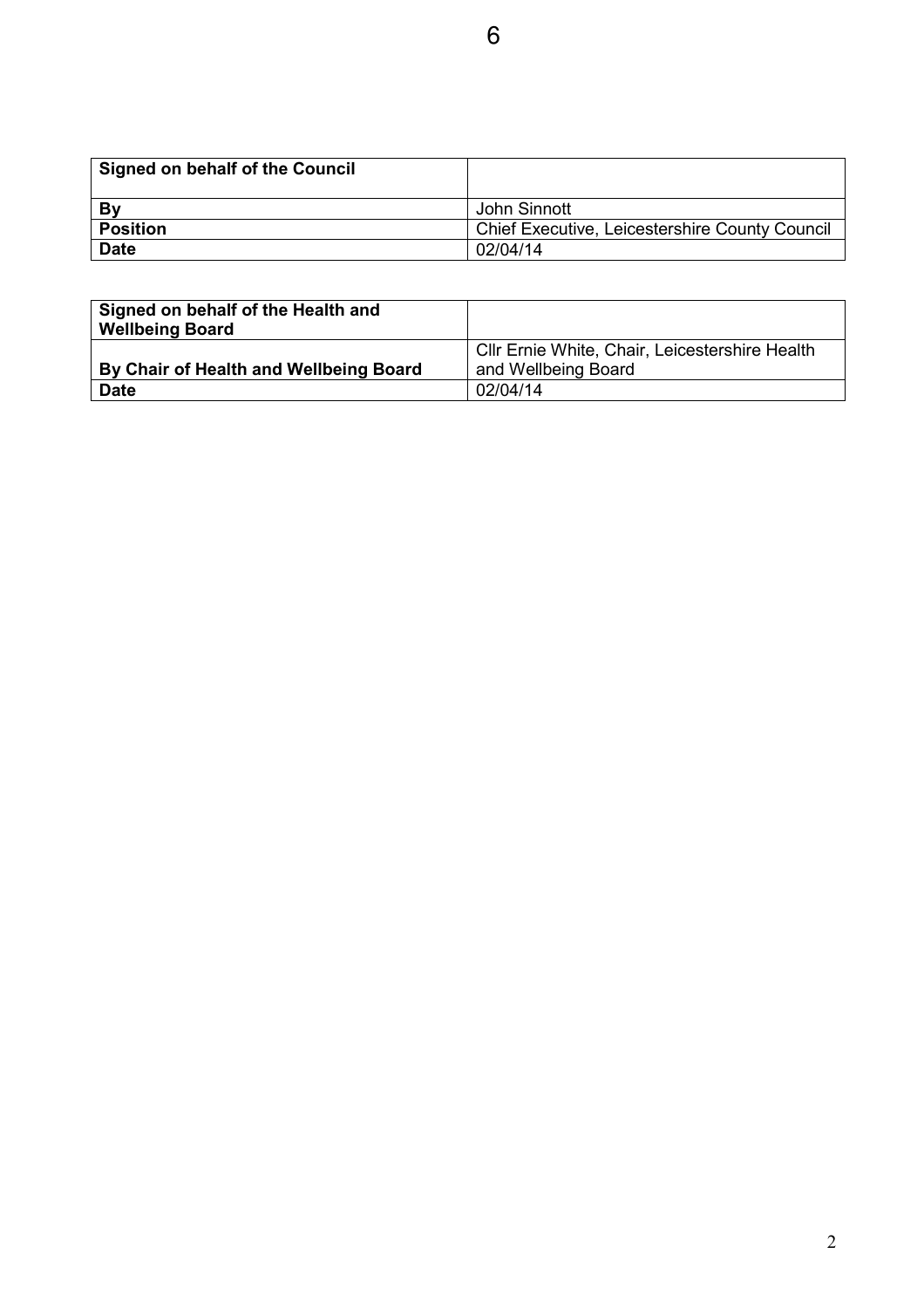| Signed on behalf of the Council | |
|---|---|
| By | John Sinnott |
| Position | Chief Executive, Leicestershire County Council |
| Date | 02/04/14 |

| Signed on behalf of the Health and Wellbeing Board | |
|---|---|
| By Chair of Health and Wellbeing Board | Cllr Ernie White, Chair, Leicestershire Health and Wellbeing Board |
| Date | 02/04/14 |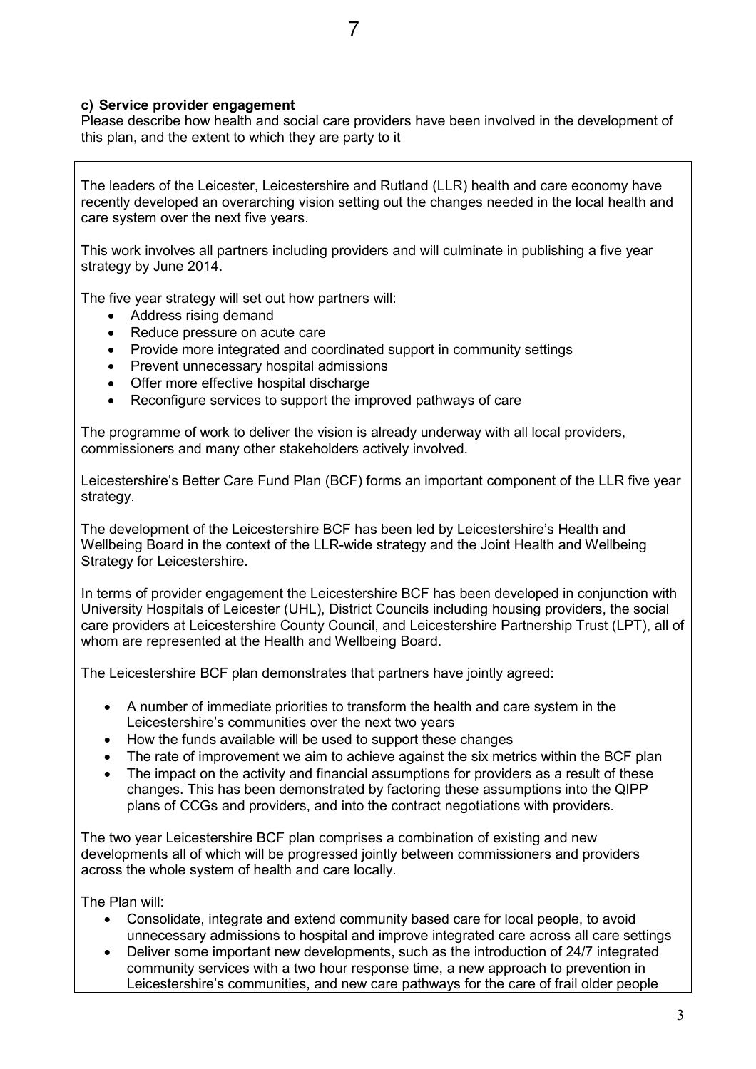**c) Service provider engagement**

Please describe how health and social care providers have been involved in the development of this plan, and the extent to which they are party to it

The leaders of the Leicester, Leicestershire and Rutland (LLR) health and care economy have recently developed an overarching vision setting out the changes needed in the local health and care system over the next five years.

This work involves all partners including providers and will culminate in publishing a five year strategy by June 2014.

The five year strategy will set out how partners will:

- Address rising demand
- Reduce pressure on acute care
- Provide more integrated and coordinated support in community settings
- Prevent unnecessary hospital admissions
- Offer more effective hospital discharge
- Reconfigure services to support the improved pathways of care

The programme of work to deliver the vision is already underway with all local providers, commissioners and many other stakeholders actively involved.

Leicestershire's Better Care Fund Plan (BCF) forms an important component of the LLR five year strategy.

The development of the Leicestershire BCF has been led by Leicestershire's Health and Wellbeing Board in the context of the LLR-wide strategy and the Joint Health and Wellbeing Strategy for Leicestershire.

In terms of provider engagement the Leicestershire BCF has been developed in conjunction with University Hospitals of Leicester (UHL), District Councils including housing providers, the social care providers at Leicestershire County Council, and Leicestershire Partnership Trust (LPT), all of whom are represented at the Health and Wellbeing Board.

The Leicestershire BCF plan demonstrates that partners have jointly agreed:

- A number of immediate priorities to transform the health and care system in the Leicestershire's communities over the next two years
- How the funds available will be used to support these changes
- The rate of improvement we aim to achieve against the six metrics within the BCF plan
- The impact on the activity and financial assumptions for providers as a result of these changes. This has been demonstrated by factoring these assumptions into the QIPP plans of CCGs and providers, and into the contract negotiations with providers.

The two year Leicestershire BCF plan comprises a combination of existing and new developments all of which will be progressed jointly between commissioners and providers across the whole system of health and care locally.

The Plan will:

- Consolidate, integrate and extend community based care for local people, to avoid unnecessary admissions to hospital and improve integrated care across all care settings
- Deliver some important new developments, such as the introduction of 24/7 integrated community services with a two hour response time, a new approach to prevention in Leicestershire's communities, and new care pathways for the care of frail older people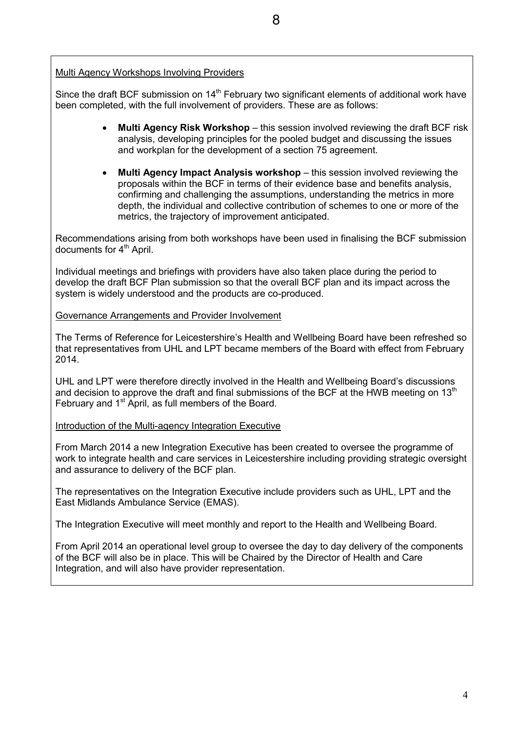Multi Agency Workshops Involving Providers

Since the draft BCF submission on 14th February two significant elements of additional work have been completed, with the full involvement of providers. These are as follows:

- **Multi Agency Risk Workshop** – this session involved reviewing the draft BCF risk analysis, developing principles for the pooled budget and discussing the issues and workplan for the development of a section 75 agreement.

- **Multi Agency Impact Analysis workshop** – this session involved reviewing the proposals within the BCF in terms of their evidence base and benefits analysis, confirming and challenging the assumptions, understanding the metrics in more depth, the individual and collective contribution of schemes to one or more of the metrics, the trajectory of improvement anticipated.

Recommendations arising from both workshops have been used in finalising the BCF submission documents for 4th April.

Individual meetings and briefings with providers have also taken place during the period to develop the draft BCF Plan submission so that the overall BCF plan and its impact across the system is widely understood and the products are co-produced.

Governance Arrangements and Provider Involvement

The Terms of Reference for Leicestershire's Health and Wellbeing Board have been refreshed so that representatives from UHL and LPT became members of the Board with effect from February 2014.

UHL and LPT were therefore directly involved in the Health and Wellbeing Board's discussions and decision to approve the draft and final submissions of the BCF at the HWB meeting on 13th February and 1st April, as full members of the Board.

Introduction of the Multi-agency Integration Executive

From March 2014 a new Integration Executive has been created to oversee the programme of work to integrate health and care services in Leicestershire including providing strategic oversight and assurance to delivery of the BCF plan.

The representatives on the Integration Executive include providers such as UHL, LPT and the East Midlands Ambulance Service (EMAS).

The Integration Executive will meet monthly and report to the Health and Wellbeing Board.

From April 2014 an operational level group to oversee the day to day delivery of the components of the BCF will also be in place. This will be Chaired by the Director of Health and Care Integration, and will also have provider representation.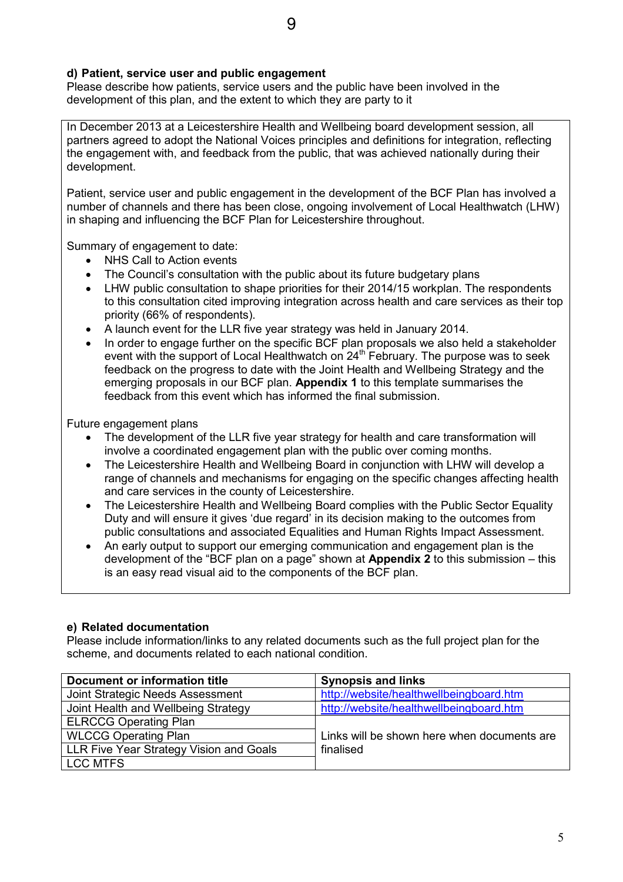### d) Patient, service user and public engagement

Please describe how patients, service users and the public have been involved in the development of this plan, and the extent to which they are party to it

In December 2013 at a Leicestershire Health and Wellbeing board development session, all partners agreed to adopt the National Voices principles and definitions for integration, reflecting the engagement with, and feedback from the public, that was achieved nationally during their development.

Patient, service user and public engagement in the development of the BCF Plan has involved a number of channels and there has been close, ongoing involvement of Local Healthwatch (LHW) in shaping and influencing the BCF Plan for Leicestershire throughout.

Summary of engagement to date:

- NHS Call to Action events
- The Council's consultation with the public about its future budgetary plans
- LHW public consultation to shape priorities for their 2014/15 workplan. The respondents to this consultation cited improving integration across health and care services as their top priority (66% of respondents).
- A launch event for the LLR five year strategy was held in January 2014.
- In order to engage further on the specific BCF plan proposals we also held a stakeholder event with the support of Local Healthwatch on 24th February. The purpose was to seek feedback on the progress to date with the Joint Health and Wellbeing Strategy and the emerging proposals in our BCF plan. **Appendix 1** to this template summarises the feedback from this event which has informed the final submission.

Future engagement plans

- The development of the LLR five year strategy for health and care transformation will involve a coordinated engagement plan with the public over coming months.
- The Leicestershire Health and Wellbeing Board in conjunction with LHW will develop a range of channels and mechanisms for engaging on the specific changes affecting health and care services in the county of Leicestershire.
- The Leicestershire Health and Wellbeing Board complies with the Public Sector Equality Duty and will ensure it gives 'due regard' in its decision making to the outcomes from public consultations and associated Equalities and Human Rights Impact Assessment.
- An early output to support our emerging communication and engagement plan is the development of the "BCF plan on a page" shown at **Appendix 2** to this submission – this is an easy read visual aid to the components of the BCF plan.

### e) Related documentation

Please include information/links to any related documents such as the full project plan for the scheme, and documents related to each national condition.

| Document or information title | Synopsis and links |
|---|---|
| Joint Strategic Needs Assessment | http://website/healthwellbeingboard.htm |
| Joint Health and Wellbeing Strategy | http://website/healthwellbeingboard.htm |
| ELRCCG Operating Plan | Links will be shown here when documents are finalised |
| WLCCG Operating Plan | |
| LLR Five Year Strategy Vision and Goals | |
| LCC MTFS | |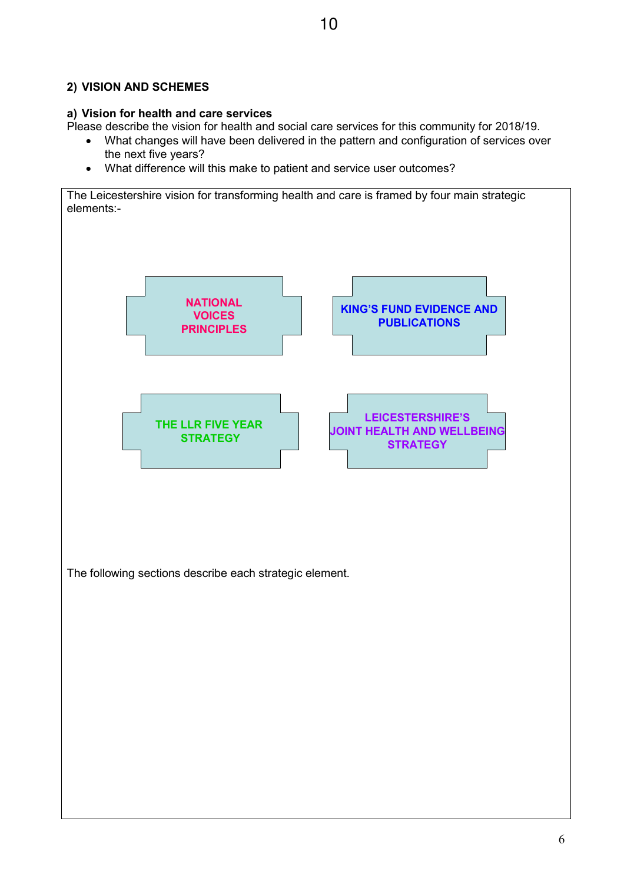## 2) VISION AND SCHEMES

### a) Vision for health and care services

Please describe the vision for health and social care services for this community for 2018/19.

- What changes will have been delivered in the pattern and configuration of services over the next five years?
- What difference will this make to patient and service user outcomes?

The Leicestershire vision for transforming health and care is framed by four main strategic elements:-

**NATIONAL VOICES PRINCIPLES**

**KING'S FUND EVIDENCE AND PUBLICATIONS**

**THE LLR FIVE YEAR STRATEGY**

**LEICESTERSHIRE'S JOINT HEALTH AND WELLBEING STRATEGY**

The following sections describe each strategic element.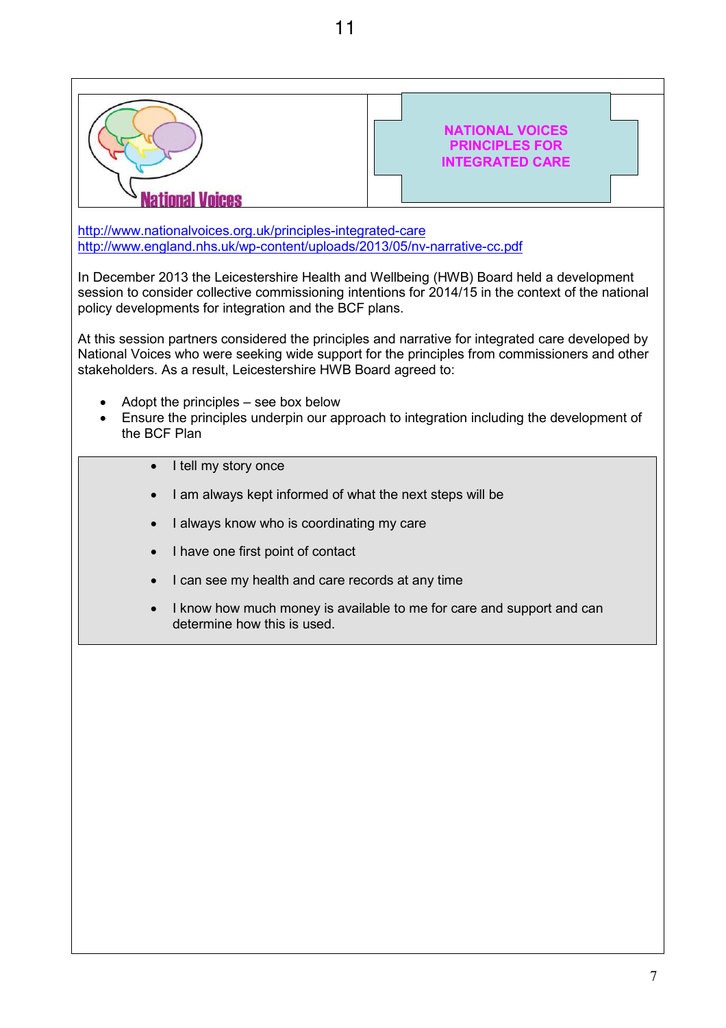National Voices

## NATIONAL VOICES PRINCIPLES FOR INTEGRATED CARE

http://www.nationalvoices.org.uk/principles-integrated-care
http://www.england.nhs.uk/wp-content/uploads/2013/05/nv-narrative-cc.pdf

In December 2013 the Leicestershire Health and Wellbeing (HWB) Board held a development session to consider collective commissioning intentions for 2014/15 in the context of the national policy developments for integration and the BCF plans.

At this session partners considered the principles and narrative for integrated care developed by National Voices who were seeking wide support for the principles from commissioners and other stakeholders. As a result, Leicestershire HWB Board agreed to:

- Adopt the principles – see box below
- Ensure the principles underpin our approach to integration including the development of the BCF Plan

> - I tell my story once
> - I am always kept informed of what the next steps will be
> - I always know who is coordinating my care
> - I have one first point of contact
> - I can see my health and care records at any time
> - I know how much money is available to me for care and support and can determine how this is used.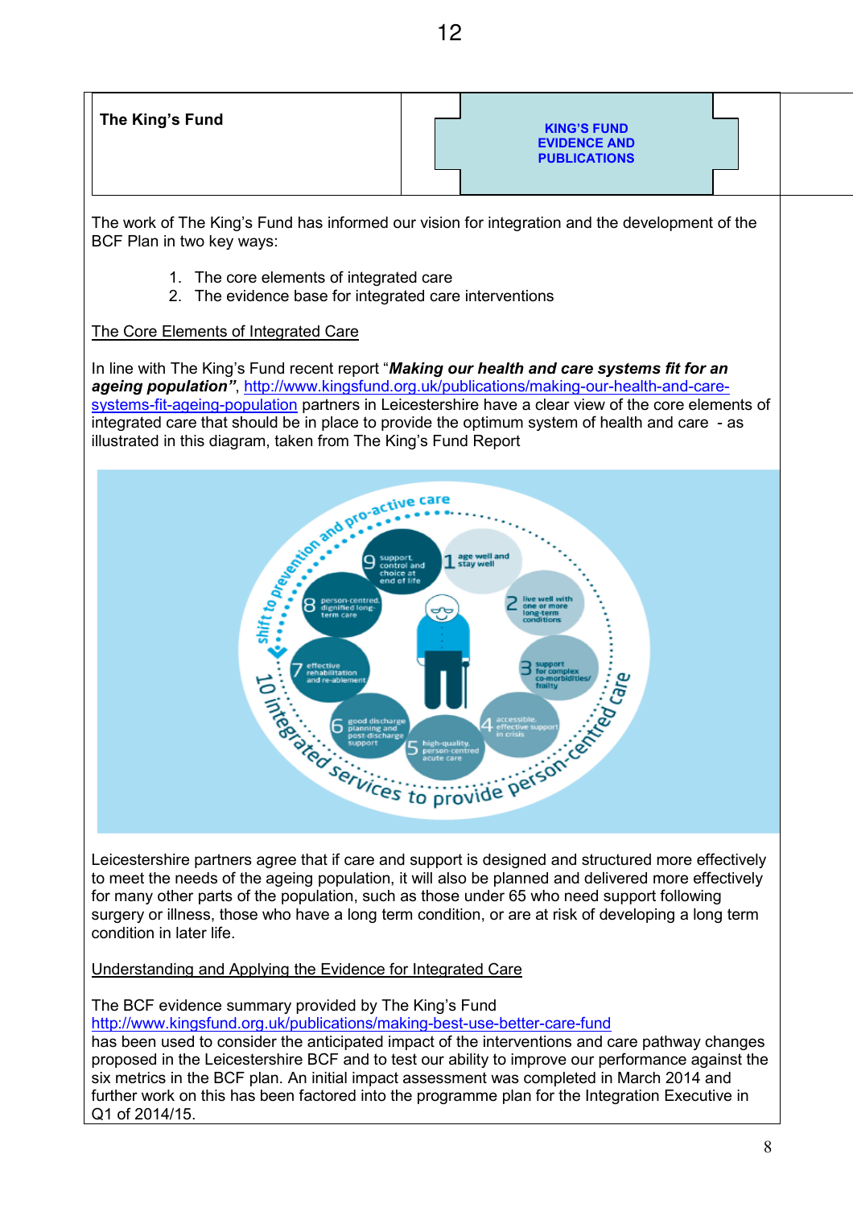| The King's Fund | KING'S FUND EVIDENCE AND PUBLICATIONS |
|---|---|

The work of The King's Fund has informed our vision for integration and the development of the BCF Plan in two key ways:

1. The core elements of integrated care
2. The evidence base for integrated care interventions

The Core Elements of Integrated Care

In line with The King's Fund recent report "***Making our health and care systems fit for an ageing population***", http://www.kingsfund.org.uk/publications/making-our-health-and-care-systems-fit-ageing-population partners in Leicestershire have a clear view of the core elements of integrated care that should be in place to provide the optimum system of health and care - as illustrated in this diagram, taken from The King's Fund Report

Leicestershire partners agree that if care and support is designed and structured more effectively to meet the needs of the ageing population, it will also be planned and delivered more effectively for many other parts of the population, such as those under 65 who need support following surgery or illness, those who have a long term condition, or are at risk of developing a long term condition in later life.

Understanding and Applying the Evidence for Integrated Care

The BCF evidence summary provided by The King's Fund http://www.kingsfund.org.uk/publications/making-best-use-better-care-fund has been used to consider the anticipated impact of the interventions and care pathway changes proposed in the Leicestershire BCF and to test our ability to improve our performance against the six metrics in the BCF plan. An initial impact assessment was completed in March 2014 and further work on this has been factored into the programme plan for the Integration Executive in Q1 of 2014/15.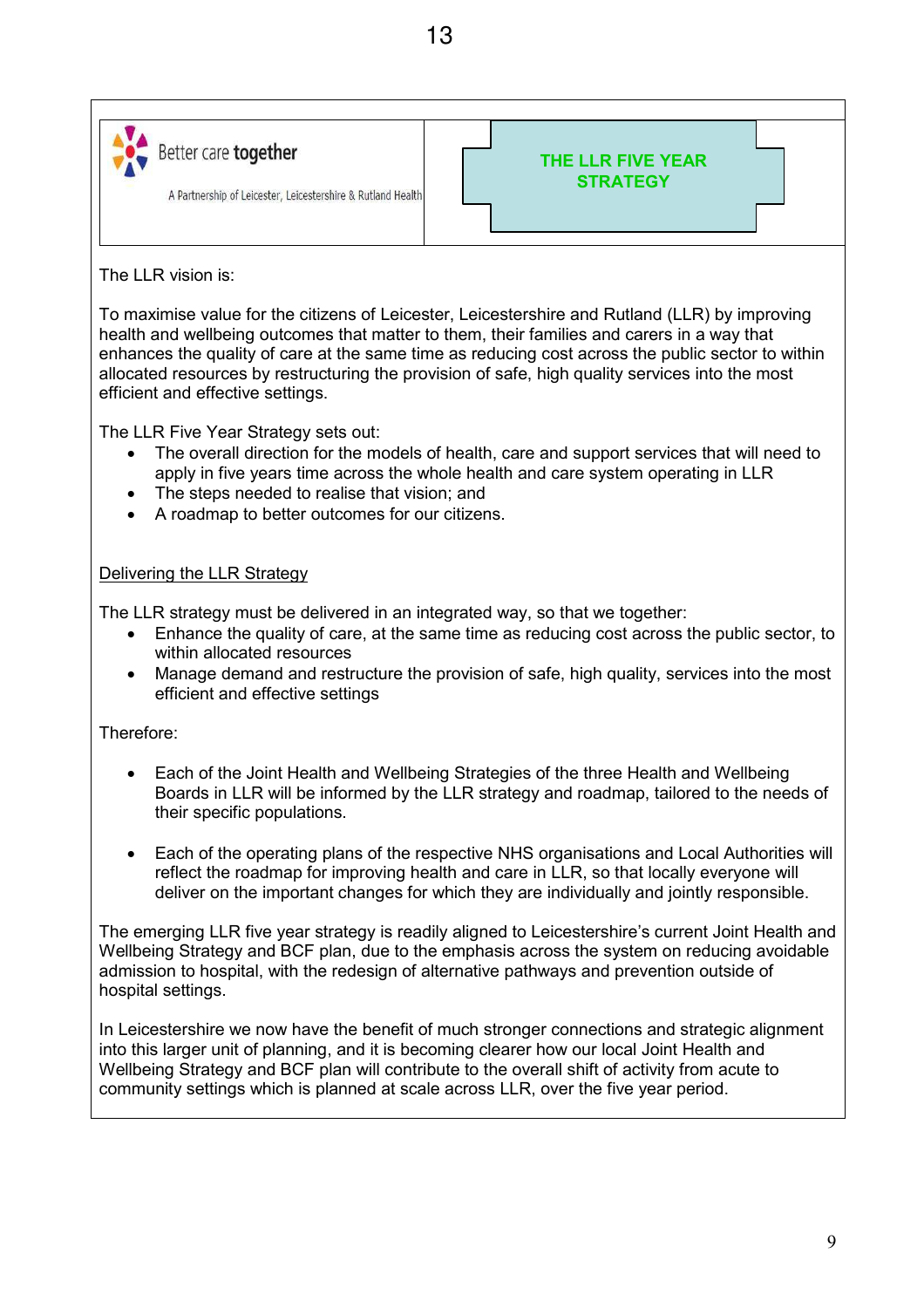Better care **together**

A Partnership of Leicester, Leicestershire & Rutland Health

## THE LLR FIVE YEAR STRATEGY

The LLR vision is:

To maximise value for the citizens of Leicester, Leicestershire and Rutland (LLR) by improving health and wellbeing outcomes that matter to them, their families and carers in a way that enhances the quality of care at the same time as reducing cost across the public sector to within allocated resources by restructuring the provision of safe, high quality services into the most efficient and effective settings.

The LLR Five Year Strategy sets out:

- The overall direction for the models of health, care and support services that will need to apply in five years time across the whole health and care system operating in LLR
- The steps needed to realise that vision; and
- A roadmap to better outcomes for our citizens.

Delivering the LLR Strategy

The LLR strategy must be delivered in an integrated way, so that we together:

- Enhance the quality of care, at the same time as reducing cost across the public sector, to within allocated resources
- Manage demand and restructure the provision of safe, high quality, services into the most efficient and effective settings

Therefore:

- Each of the Joint Health and Wellbeing Strategies of the three Health and Wellbeing Boards in LLR will be informed by the LLR strategy and roadmap, tailored to the needs of their specific populations.
- Each of the operating plans of the respective NHS organisations and Local Authorities will reflect the roadmap for improving health and care in LLR, so that locally everyone will deliver on the important changes for which they are individually and jointly responsible.

The emerging LLR five year strategy is readily aligned to Leicestershire's current Joint Health and Wellbeing Strategy and BCF plan, due to the emphasis across the system on reducing avoidable admission to hospital, with the redesign of alternative pathways and prevention outside of hospital settings.

In Leicestershire we now have the benefit of much stronger connections and strategic alignment into this larger unit of planning, and it is becoming clearer how our local Joint Health and Wellbeing Strategy and BCF plan will contribute to the overall shift of activity from acute to community settings which is planned at scale across LLR, over the five year period.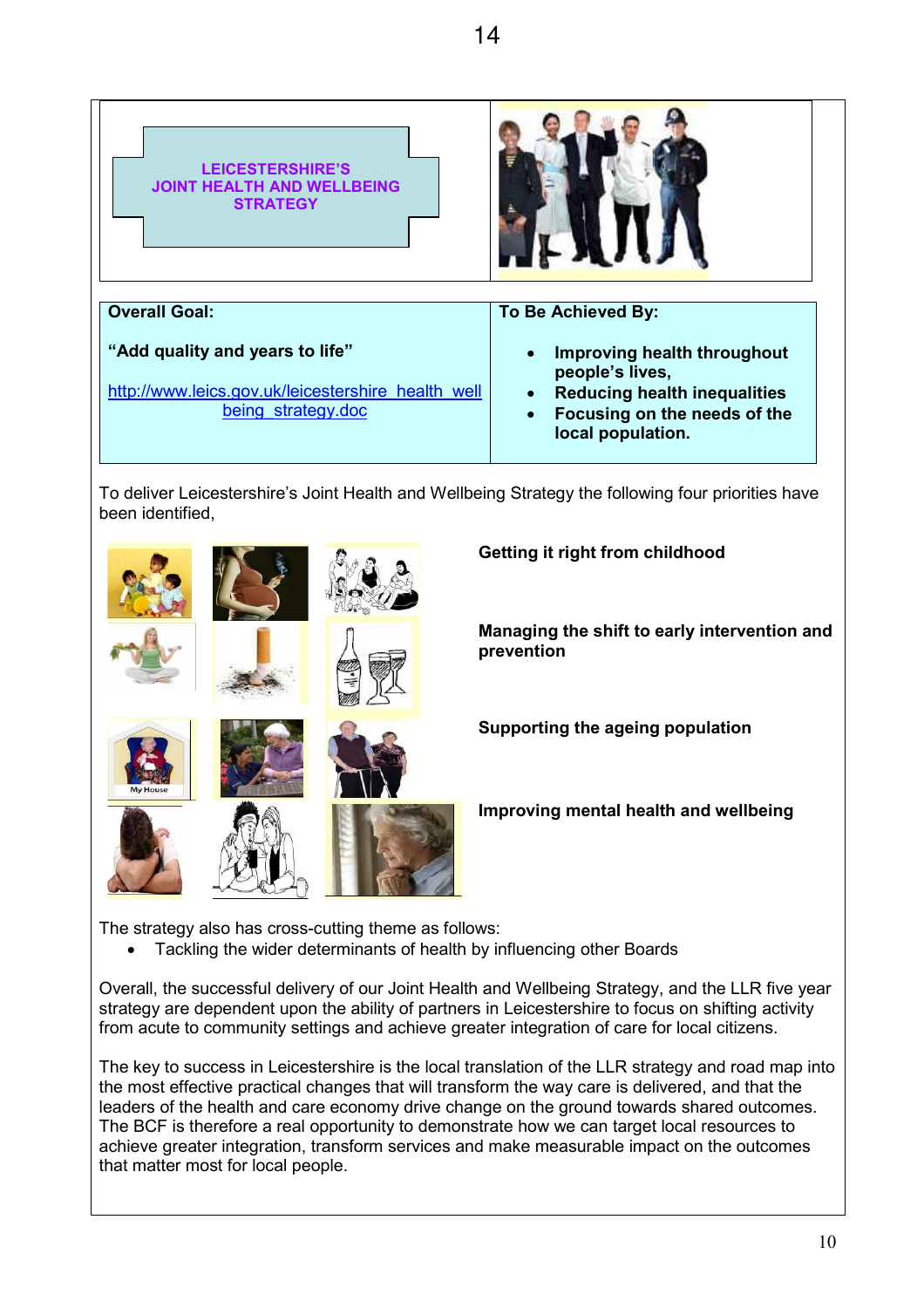**LEICESTERSHIRE'S JOINT HEALTH AND WELLBEING STRATEGY**

| Overall Goal: | To Be Achieved By: |
|---|---|
| **"Add quality and years to life"** http://www.leics.gov.uk/leicestershire_health_well being_strategy.doc | • **Improving health throughout people's lives,** • **Reducing health inequalities** • **Focusing on the needs of the local population.** |

To deliver Leicestershire's Joint Health and Wellbeing Strategy the following four priorities have been identified,

**Getting it right from childhood**

**Managing the shift to early intervention and prevention**

**Supporting the ageing population**

**Improving mental health and wellbeing**

The strategy also has cross-cutting theme as follows:

- Tackling the wider determinants of health by influencing other Boards

Overall, the successful delivery of our Joint Health and Wellbeing Strategy, and the LLR five year strategy are dependent upon the ability of partners in Leicestershire to focus on shifting activity from acute to community settings and achieve greater integration of care for local citizens.

The key to success in Leicestershire is the local translation of the LLR strategy and road map into the most effective practical changes that will transform the way care is delivered, and that the leaders of the health and care economy drive change on the ground towards shared outcomes. The BCF is therefore a real opportunity to demonstrate how we can target local resources to achieve greater integration, transform services and make measurable impact on the outcomes that matter most for local people.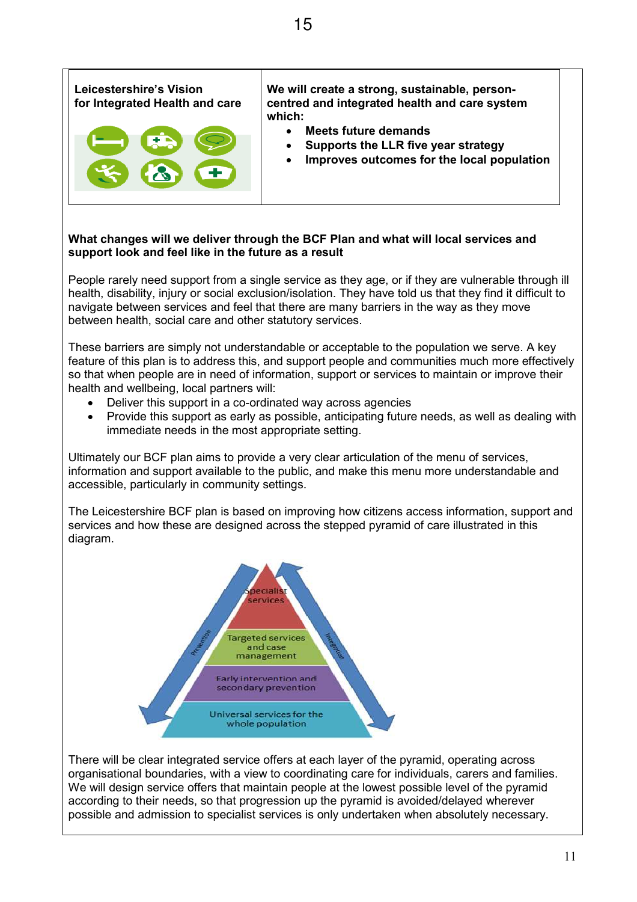| Leicestershire's Vision for Integrated Health and care | We will create a strong, sustainable, person-centred and integrated health and care system which: • Meets future demands • Supports the LLR five year strategy • Improves outcomes for the local population |
| --- | --- |

**What changes will we deliver through the BCF Plan and what will local services and support look and feel like in the future as a result**

People rarely need support from a single service as they age, or if they are vulnerable through ill health, disability, injury or social exclusion/isolation. They have told us that they find it difficult to navigate between services and feel that there are many barriers in the way as they move between health, social care and other statutory services.

These barriers are simply not understandable or acceptable to the population we serve. A key feature of this plan is to address this, and support people and communities much more effectively so that when people are in need of information, support or services to maintain or improve their health and wellbeing, local partners will:

- Deliver this support in a co-ordinated way across agencies
- Provide this support as early as possible, anticipating future needs, as well as dealing with immediate needs in the most appropriate setting.

Ultimately our BCF plan aims to provide a very clear articulation of the menu of services, information and support available to the public, and make this menu more understandable and accessible, particularly in community settings.

The Leicestershire BCF plan is based on improving how citizens access information, support and services and how these are designed across the stepped pyramid of care illustrated in this diagram.

Specialist services

Targeted services and case management

Early intervention and secondary prevention

Universal services for the whole population

Prevention

Integration

There will be clear integrated service offers at each layer of the pyramid, operating across organisational boundaries, with a view to coordinating care for individuals, carers and families. We will design service offers that maintain people at the lowest possible level of the pyramid according to their needs, so that progression up the pyramid is avoided/delayed wherever possible and admission to specialist services is only undertaken when absolutely necessary.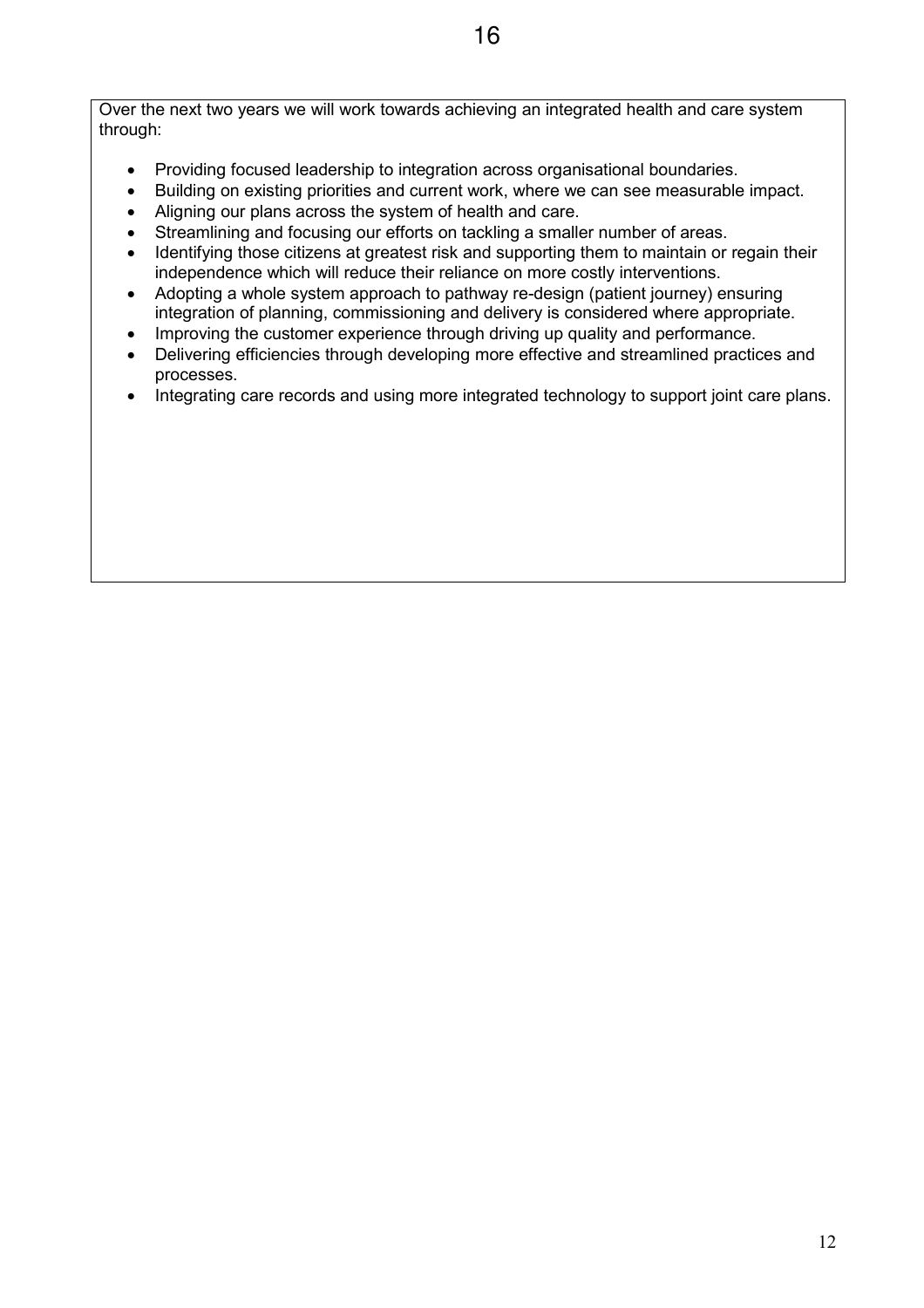Over the next two years we will work towards achieving an integrated health and care system through:

- Providing focused leadership to integration across organisational boundaries.
- Building on existing priorities and current work, where we can see measurable impact.
- Aligning our plans across the system of health and care.
- Streamlining and focusing our efforts on tackling a smaller number of areas.
- Identifying those citizens at greatest risk and supporting them to maintain or regain their independence which will reduce their reliance on more costly interventions.
- Adopting a whole system approach to pathway re-design (patient journey) ensuring integration of planning, commissioning and delivery is considered where appropriate.
- Improving the customer experience through driving up quality and performance.
- Delivering efficiencies through developing more effective and streamlined practices and processes.
- Integrating care records and using more integrated technology to support joint care plans.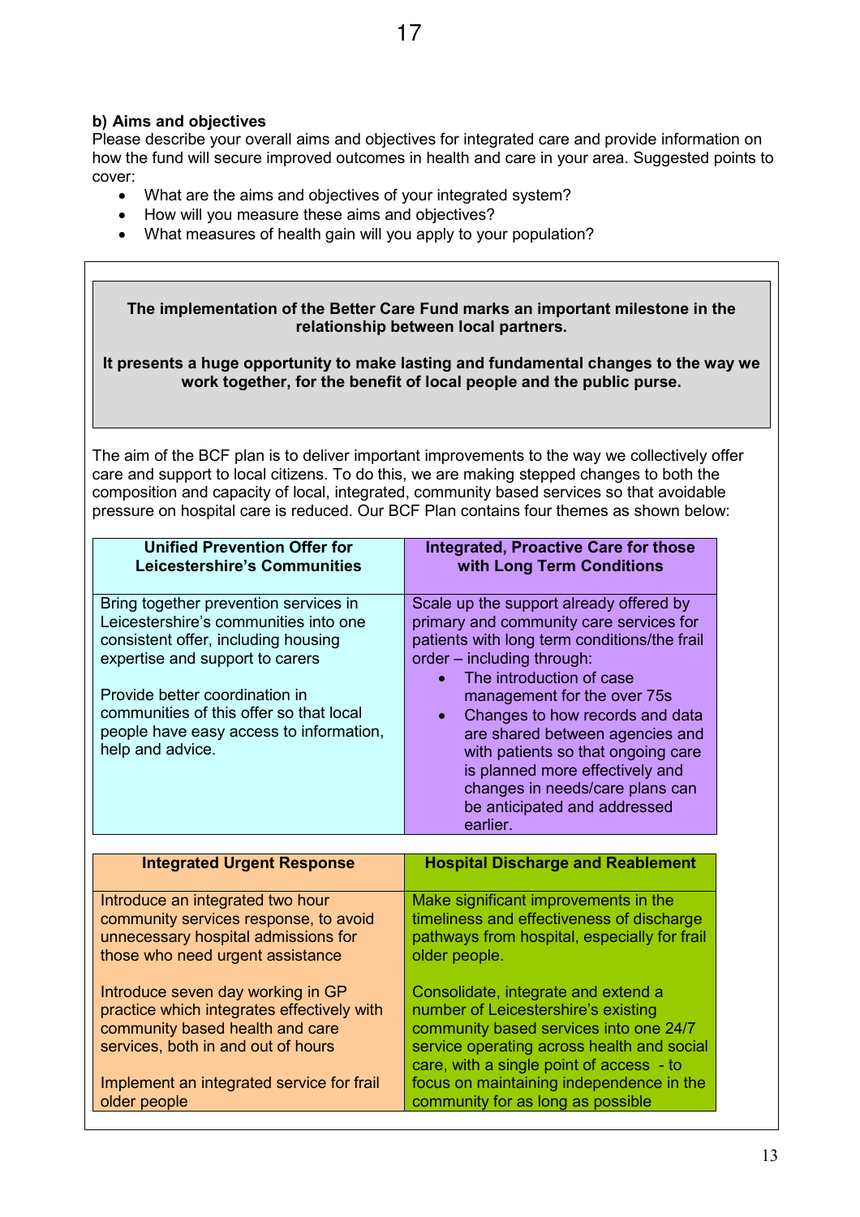**b) Aims and objectives**

Please describe your overall aims and objectives for integrated care and provide information on how the fund will secure improved outcomes in health and care in your area. Suggested points to cover:

- What are the aims and objectives of your integrated system?
- How will you measure these aims and objectives?
- What measures of health gain will you apply to your population?

**The implementation of the Better Care Fund marks an important milestone in the relationship between local partners.**

**It presents a huge opportunity to make lasting and fundamental changes to the way we work together, for the benefit of local people and the public purse.**

The aim of the BCF plan is to deliver important improvements to the way we collectively offer care and support to local citizens. To do this, we are making stepped changes to both the composition and capacity of local, integrated, community based services so that avoidable pressure on hospital care is reduced. Our BCF Plan contains four themes as shown below:

| Unified Prevention Offer for Leicestershire's Communities | Integrated, Proactive Care for those with Long Term Conditions |
|---|---|
| Bring together prevention services in Leicestershire's communities into one consistent offer, including housing expertise and support to carers<br><br>Provide better coordination in communities of this offer so that local people have easy access to information, help and advice. | Scale up the support already offered by primary and community care services for patients with long term conditions/the frail order – including through:<br>• The introduction of case management for the over 75s<br>• Changes to how records and data are shared between agencies and with patients so that ongoing care is planned more effectively and changes in needs/care plans can be anticipated and addressed earlier. |

| Integrated Urgent Response | Hospital Discharge and Reablement |
|---|---|
| Introduce an integrated two hour community services response, to avoid unnecessary hospital admissions for those who need urgent assistance<br><br>Introduce seven day working in GP practice which integrates effectively with community based health and care services, both in and out of hours<br><br>Implement an integrated service for frail older people | Make significant improvements in the timeliness and effectiveness of discharge pathways from hospital, especially for frail older people.<br><br>Consolidate, integrate and extend a number of Leicestershire's existing community based services into one 24/7 service operating across health and social care, with a single point of access - to focus on maintaining independence in the community for as long as possible |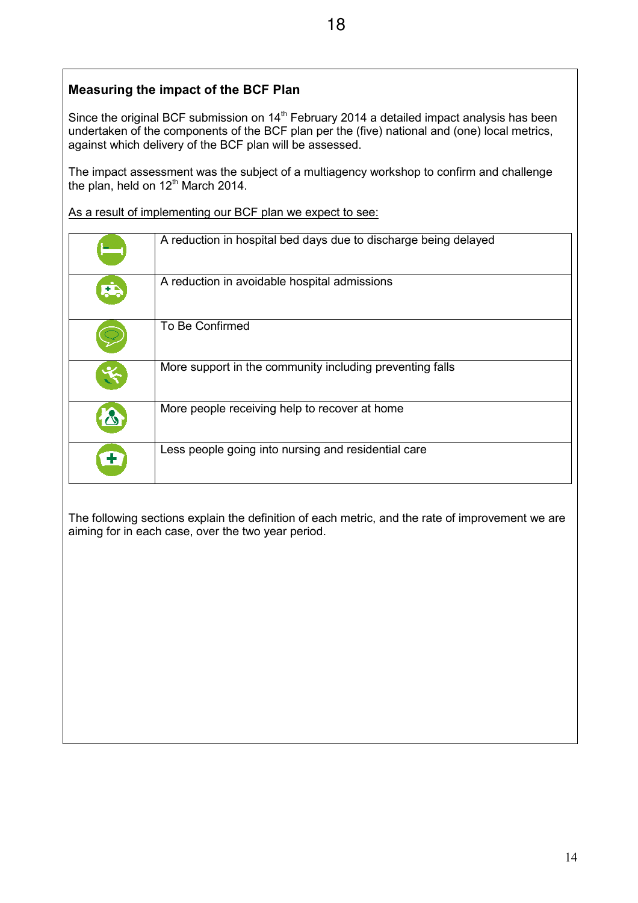## Measuring the impact of the BCF Plan

Since the original BCF submission on 14th February 2014 a detailed impact analysis has been undertaken of the components of the BCF plan per the (five) national and (one) local metrics, against which delivery of the BCF plan will be assessed.

The impact assessment was the subject of a multiagency workshop to confirm and challenge the plan, held on 12th March 2014.

As a result of implementing our BCF plan we expect to see:

| | |
|---|---|
| | A reduction in hospital bed days due to discharge being delayed |
| | A reduction in avoidable hospital admissions |
| | To Be Confirmed |
| | More support in the community including preventing falls |
| | More people receiving help to recover at home |
| | Less people going into nursing and residential care |

The following sections explain the definition of each metric, and the rate of improvement we are aiming for in each case, over the two year period.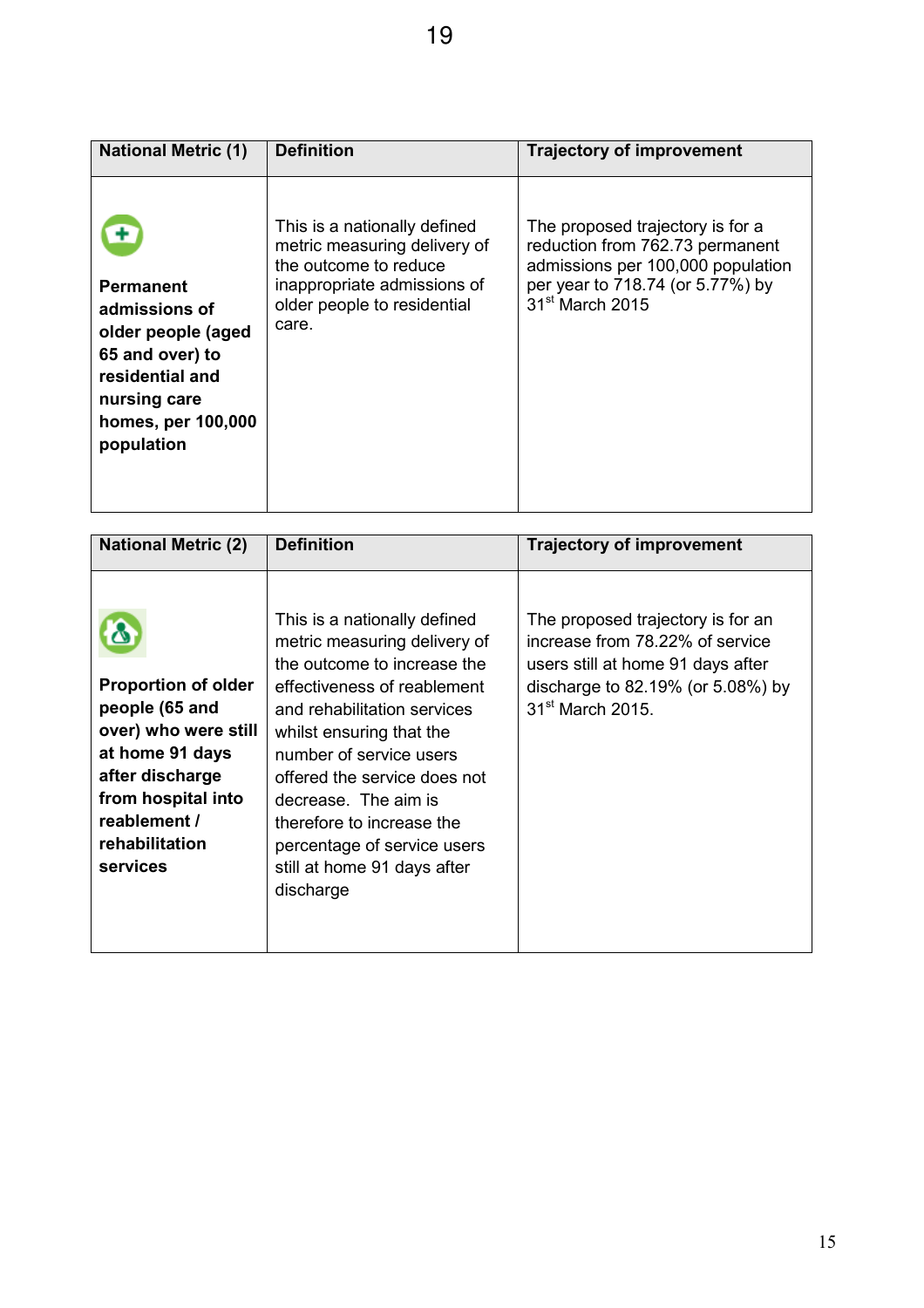| National Metric (1) | Definition | Trajectory of improvement |
|---|---|---|
| **Permanent admissions of older people (aged 65 and over) to residential and nursing care homes, per 100,000 population** | This is a nationally defined metric measuring delivery of the outcome to reduce inappropriate admissions of older people to residential care. | The proposed trajectory is for a reduction from 762.73 permanent admissions per 100,000 population per year to 718.74 (or 5.77%) by 31st March 2015 |

| National Metric (2) | Definition | Trajectory of improvement |
|---|---|---|
| **Proportion of older people (65 and over) who were still at home 91 days after discharge from hospital into reablement / rehabilitation services** | This is a nationally defined metric measuring delivery of the outcome to increase the effectiveness of reablement and rehabilitation services whilst ensuring that the number of service users offered the service does not decrease. The aim is therefore to increase the percentage of service users still at home 91 days after discharge | The proposed trajectory is for an increase from 78.22% of service users still at home 91 days after discharge to 82.19% (or 5.08%) by 31st March 2015. |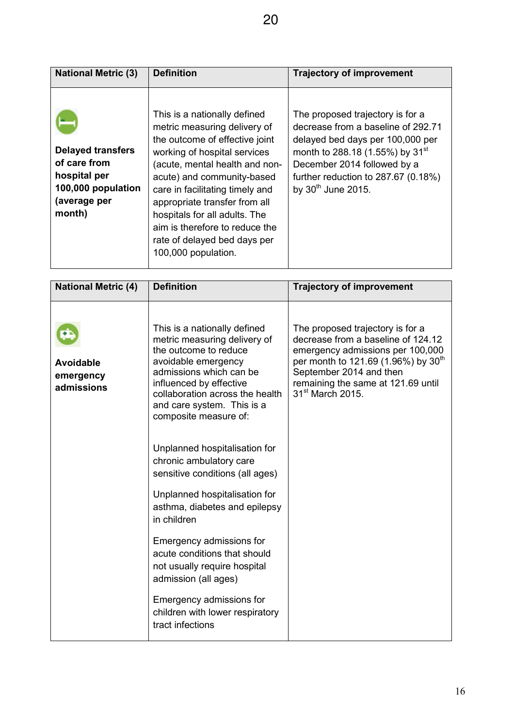| National Metric (3) | Definition | Trajectory of improvement |
|---|---|---|
| **Delayed transfers of care from hospital per 100,000 population (average per month)** | This is a nationally defined metric measuring delivery of the outcome of effective joint working of hospital services (acute, mental health and non-acute) and community-based care in facilitating timely and appropriate transfer from all hospitals for all adults. The aim is therefore to reduce the rate of delayed bed days per 100,000 population. | The proposed trajectory is for a decrease from a baseline of 292.71 delayed bed days per 100,000 per month to 288.18 (1.55%) by 31st December 2014 followed by a further reduction to 287.67 (0.18%) by 30th June 2015. |

| National Metric (4) | Definition | Trajectory of improvement |
|---|---|---|
| **Avoidable emergency admissions** | This is a nationally defined metric measuring delivery of the outcome to reduce avoidable emergency admissions which can be influenced by effective collaboration across the health and care system. This is a composite measure of:<br><br>Unplanned hospitalisation for chronic ambulatory care sensitive conditions (all ages)<br><br>Unplanned hospitalisation for asthma, diabetes and epilepsy in children<br><br>Emergency admissions for acute conditions that should not usually require hospital admission (all ages)<br><br>Emergency admissions for children with lower respiratory tract infections | The proposed trajectory is for a decrease from a baseline of 124.12 emergency admissions per 100,000 per month to 121.69 (1.96%) by 30th September 2014 and then remaining the same at 121.69 until 31st March 2015. |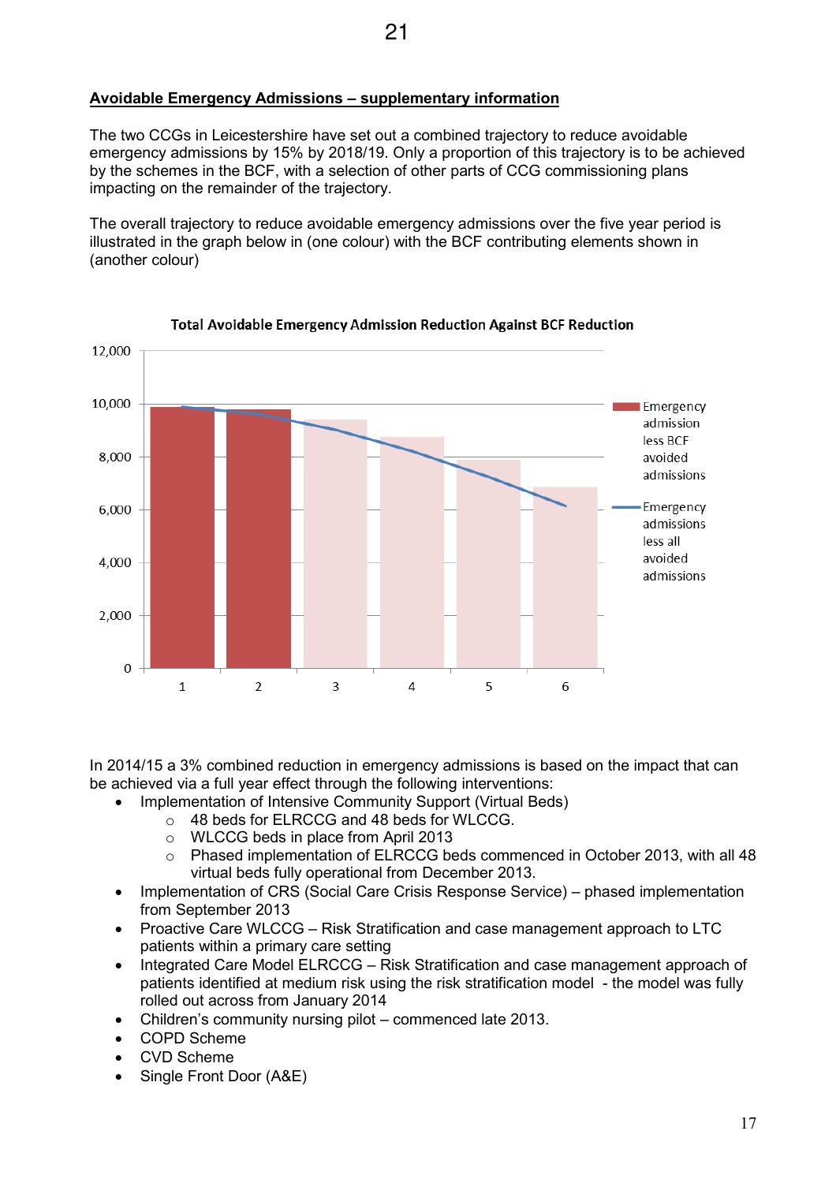## Avoidable Emergency Admissions – supplementary information

The two CCGs in Leicestershire have set out a combined trajectory to reduce avoidable emergency admissions by 15% by 2018/19. Only a proportion of this trajectory is to be achieved by the schemes in the BCF, with a selection of other parts of CCG commissioning plans impacting on the remainder of the trajectory.

The overall trajectory to reduce avoidable emergency admissions over the five year period is illustrated in the graph below in (one colour) with the BCF contributing elements shown in (another colour)

**Total Avoidable Emergency Admission Reduction Against BCF Reduction**

In 2014/15 a 3% combined reduction in emergency admissions is based on the impact that can be achieved via a full year effect through the following interventions:

- Implementation of Intensive Community Support (Virtual Beds)
  - 48 beds for ELRCCG and 48 beds for WLCCG.
  - WLCCG beds in place from April 2013
  - Phased implementation of ELRCCG beds commenced in October 2013, with all 48 virtual beds fully operational from December 2013.
- Implementation of CRS (Social Care Crisis Response Service) – phased implementation from September 2013
- Proactive Care WLCCG – Risk Stratification and case management approach to LTC patients within a primary care setting
- Integrated Care Model ELRCCG – Risk Stratification and case management approach of patients identified at medium risk using the risk stratification model - the model was fully rolled out across from January 2014
- Children's community nursing pilot – commenced late 2013.
- COPD Scheme
- CVD Scheme
- Single Front Door (A&E)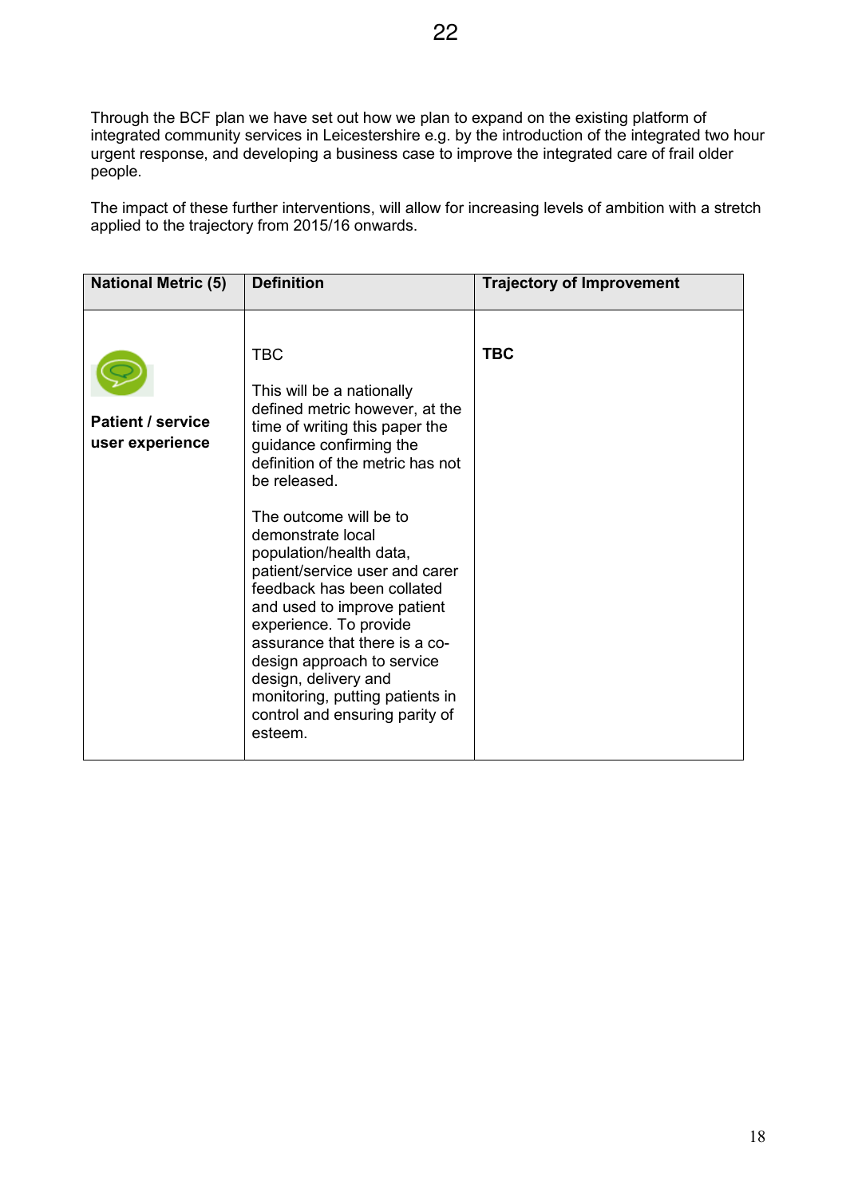Through the BCF plan we have set out how we plan to expand on the existing platform of integrated community services in Leicestershire e.g. by the introduction of the integrated two hour urgent response, and developing a business case to improve the integrated care of frail older people.

The impact of these further interventions, will allow for increasing levels of ambition with a stretch applied to the trajectory from 2015/16 onwards.

| National Metric (5) | Definition | Trajectory of Improvement |
|---|---|---|
| **Patient / service user experience** | TBC<br><br>This will be a nationally defined metric however, at the time of writing this paper the guidance confirming the definition of the metric has not be released.<br><br>The outcome will be to demonstrate local population/health data, patient/service user and carer feedback has been collated and used to improve patient experience. To provide assurance that there is a co-design approach to service design, delivery and monitoring, putting patients in control and ensuring parity of esteem. | **TBC** |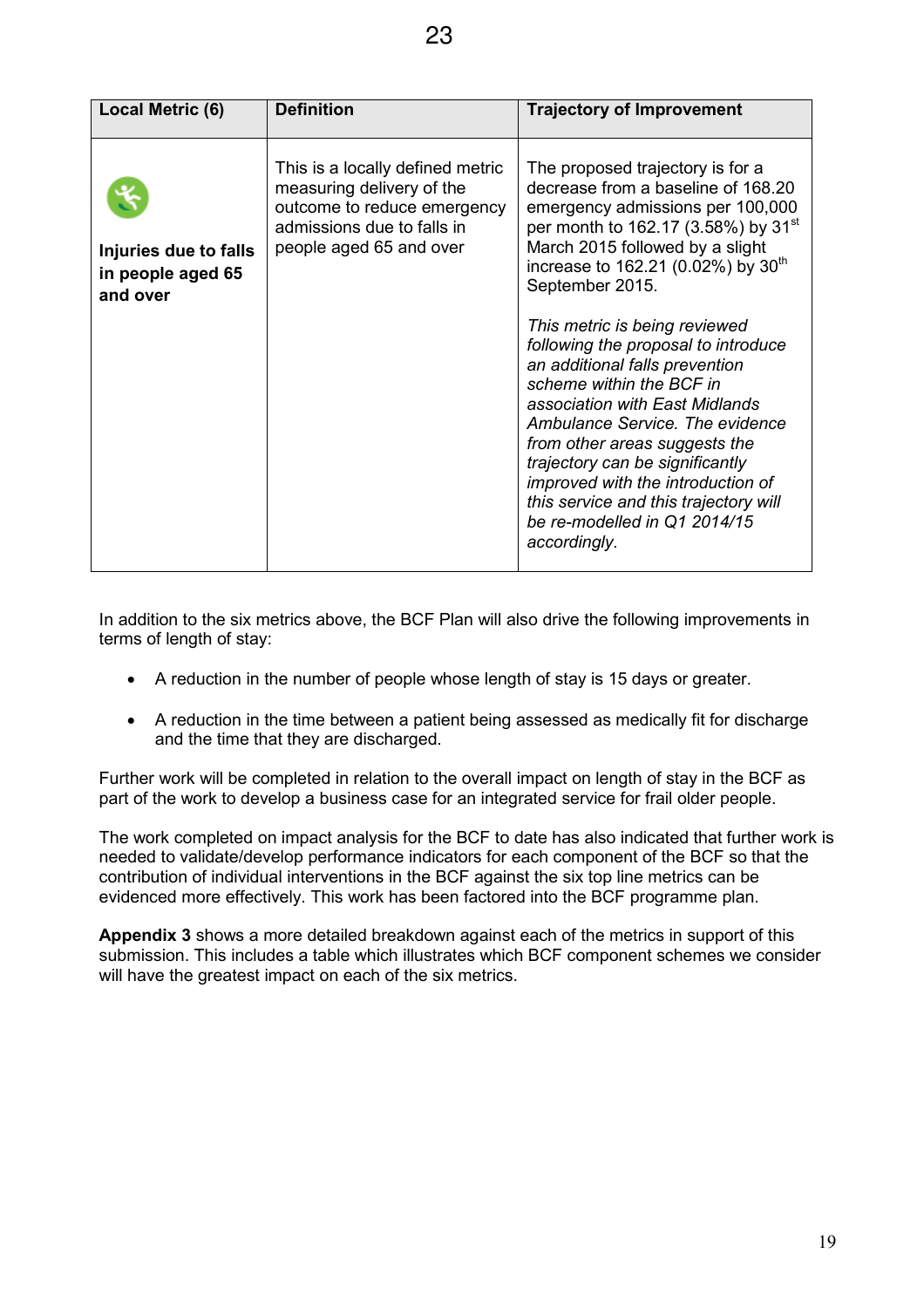| Local Metric (6) | Definition | Trajectory of Improvement |
|---|---|---|
| **Injuries due to falls in people aged 65 and over** | This is a locally defined metric measuring delivery of the outcome to reduce emergency admissions due to falls in people aged 65 and over | The proposed trajectory is for a decrease from a baseline of 168.20 emergency admissions per 100,000 per month to 162.17 (3.58%) by 31st March 2015 followed by a slight increase to 162.21 (0.02%) by 30th September 2015.<br><br>*This metric is being reviewed following the proposal to introduce an additional falls prevention scheme within the BCF in association with East Midlands Ambulance Service. The evidence from other areas suggests the trajectory can be significantly improved with the introduction of this service and this trajectory will be re-modelled in Q1 2014/15 accordingly.* |

In addition to the six metrics above, the BCF Plan will also drive the following improvements in terms of length of stay:

- A reduction in the number of people whose length of stay is 15 days or greater.
- A reduction in the time between a patient being assessed as medically fit for discharge and the time that they are discharged.

Further work will be completed in relation to the overall impact on length of stay in the BCF as part of the work to develop a business case for an integrated service for frail older people.

The work completed on impact analysis for the BCF to date has also indicated that further work is needed to validate/develop performance indicators for each component of the BCF so that the contribution of individual interventions in the BCF against the six top line metrics can be evidenced more effectively. This work has been factored into the BCF programme plan.

**Appendix 3** shows a more detailed breakdown against each of the metrics in support of this submission. This includes a table which illustrates which BCF component schemes we consider will have the greatest impact on each of the six metrics.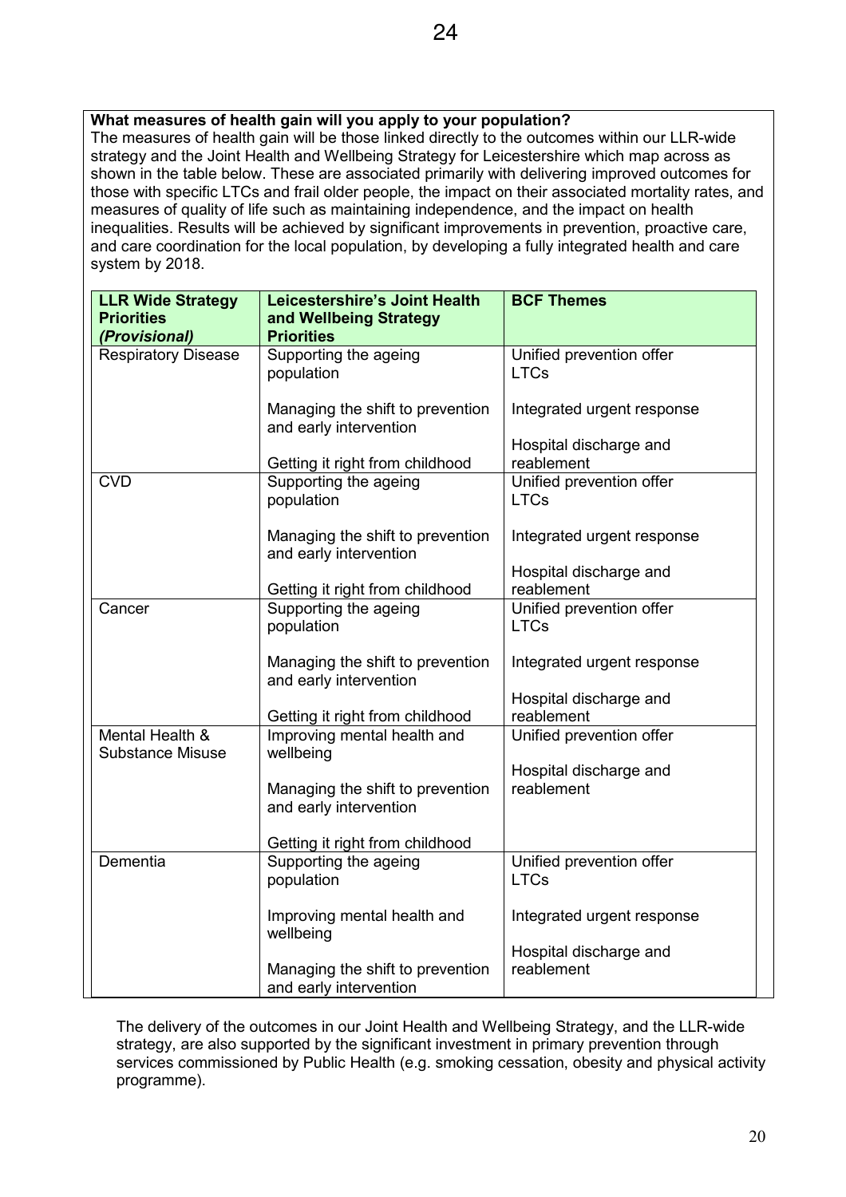**What measures of health gain will you apply to your population?**
The measures of health gain will be those linked directly to the outcomes within our LLR-wide strategy and the Joint Health and Wellbeing Strategy for Leicestershire which map across as shown in the table below. These are associated primarily with delivering improved outcomes for those with specific LTCs and frail older people, the impact on their associated mortality rates, and measures of quality of life such as maintaining independence, and the impact on health inequalities. Results will be achieved by significant improvements in prevention, proactive care, and care coordination for the local population, by developing a fully integrated health and care system by 2018.

| **LLR Wide Strategy Priorities *(Provisional)*** | **Leicestershire's Joint Health and Wellbeing Strategy Priorities** | **BCF Themes** |
|---|---|---|
| Respiratory Disease | Supporting the ageing population<br><br>Managing the shift to prevention and early intervention<br><br>Getting it right from childhood | Unified prevention offer<br>LTCs<br><br>Integrated urgent response<br><br>Hospital discharge and reablement |
| CVD | Supporting the ageing population<br><br>Managing the shift to prevention and early intervention<br><br>Getting it right from childhood | Unified prevention offer<br>LTCs<br><br>Integrated urgent response<br><br>Hospital discharge and reablement |
| Cancer | Supporting the ageing population<br><br>Managing the shift to prevention and early intervention<br><br>Getting it right from childhood | Unified prevention offer<br>LTCs<br><br>Integrated urgent response<br><br>Hospital discharge and reablement |
| Mental Health & Substance Misuse | Improving mental health and wellbeing<br><br>Managing the shift to prevention and early intervention<br><br>Getting it right from childhood | Unified prevention offer<br><br>Hospital discharge and reablement |
| Dementia | Supporting the ageing population<br><br>Improving mental health and wellbeing<br><br>Managing the shift to prevention and early intervention | Unified prevention offer<br>LTCs<br><br>Integrated urgent response<br><br>Hospital discharge and reablement |

The delivery of the outcomes in our Joint Health and Wellbeing Strategy, and the LLR-wide strategy, are also supported by the significant investment in primary prevention through services commissioned by Public Health (e.g. smoking cessation, obesity and physical activity programme).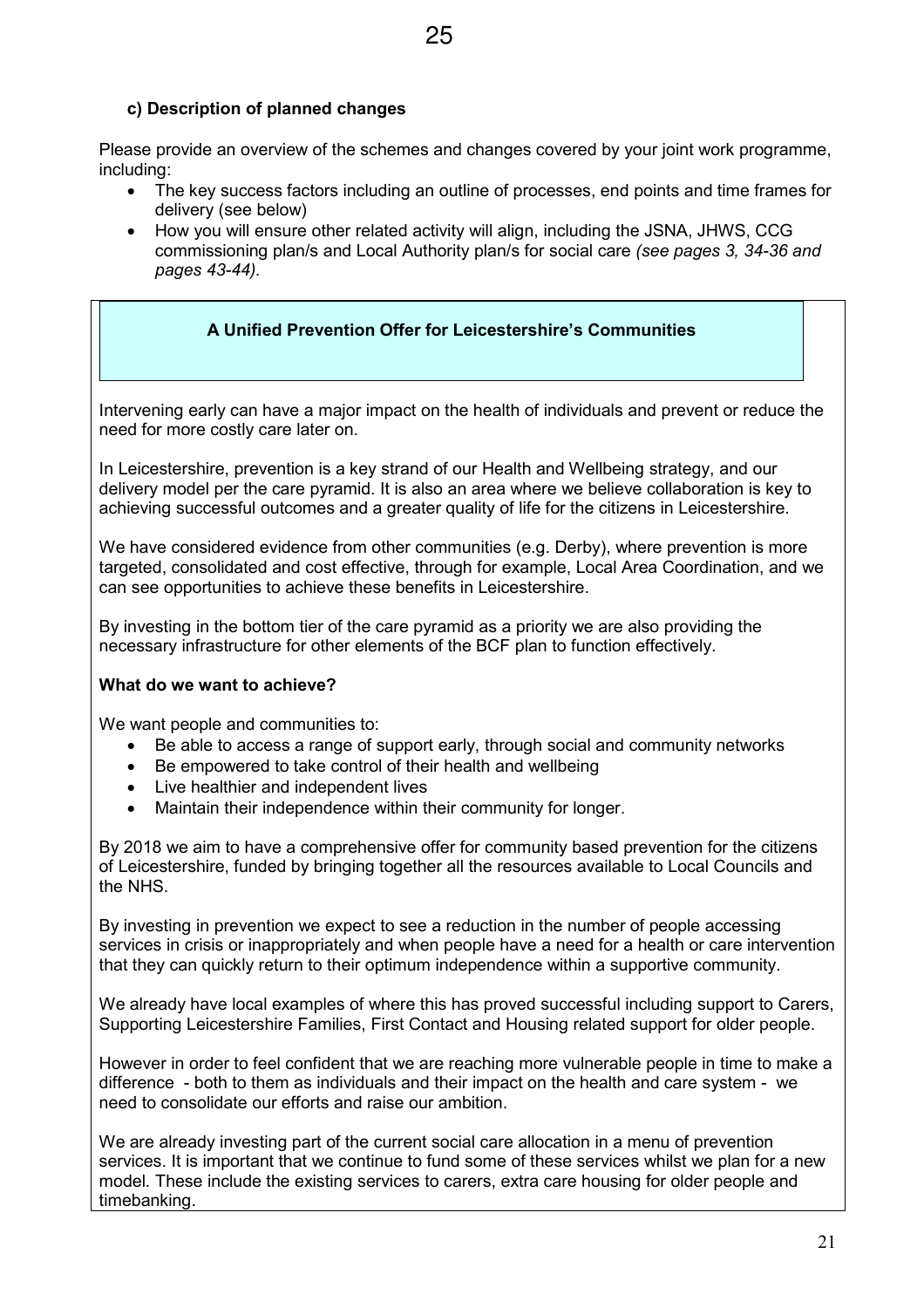### c) Description of planned changes

Please provide an overview of the schemes and changes covered by your joint work programme, including:

- The key success factors including an outline of processes, end points and time frames for delivery (see below)
- How you will ensure other related activity will align, including the JSNA, JHWS, CCG commissioning plan/s and Local Authority plan/s for social care *(see pages 3, 34-36 and pages 43-44).*

**A Unified Prevention Offer for Leicestershire's Communities**

Intervening early can have a major impact on the health of individuals and prevent or reduce the need for more costly care later on.

In Leicestershire, prevention is a key strand of our Health and Wellbeing strategy, and our delivery model per the care pyramid. It is also an area where we believe collaboration is key to achieving successful outcomes and a greater quality of life for the citizens in Leicestershire.

We have considered evidence from other communities (e.g. Derby), where prevention is more targeted, consolidated and cost effective, through for example, Local Area Coordination, and we can see opportunities to achieve these benefits in Leicestershire.

By investing in the bottom tier of the care pyramid as a priority we are also providing the necessary infrastructure for other elements of the BCF plan to function effectively.

**What do we want to achieve?**

We want people and communities to:

- Be able to access a range of support early, through social and community networks
- Be empowered to take control of their health and wellbeing
- Live healthier and independent lives
- Maintain their independence within their community for longer.

By 2018 we aim to have a comprehensive offer for community based prevention for the citizens of Leicestershire, funded by bringing together all the resources available to Local Councils and the NHS.

By investing in prevention we expect to see a reduction in the number of people accessing services in crisis or inappropriately and when people have a need for a health or care intervention that they can quickly return to their optimum independence within a supportive community.

We already have local examples of where this has proved successful including support to Carers, Supporting Leicestershire Families, First Contact and Housing related support for older people.

However in order to feel confident that we are reaching more vulnerable people in time to make a difference - both to them as individuals and their impact on the health and care system - we need to consolidate our efforts and raise our ambition.

We are already investing part of the current social care allocation in a menu of prevention services. It is important that we continue to fund some of these services whilst we plan for a new model. These include the existing services to carers, extra care housing for older people and timebanking.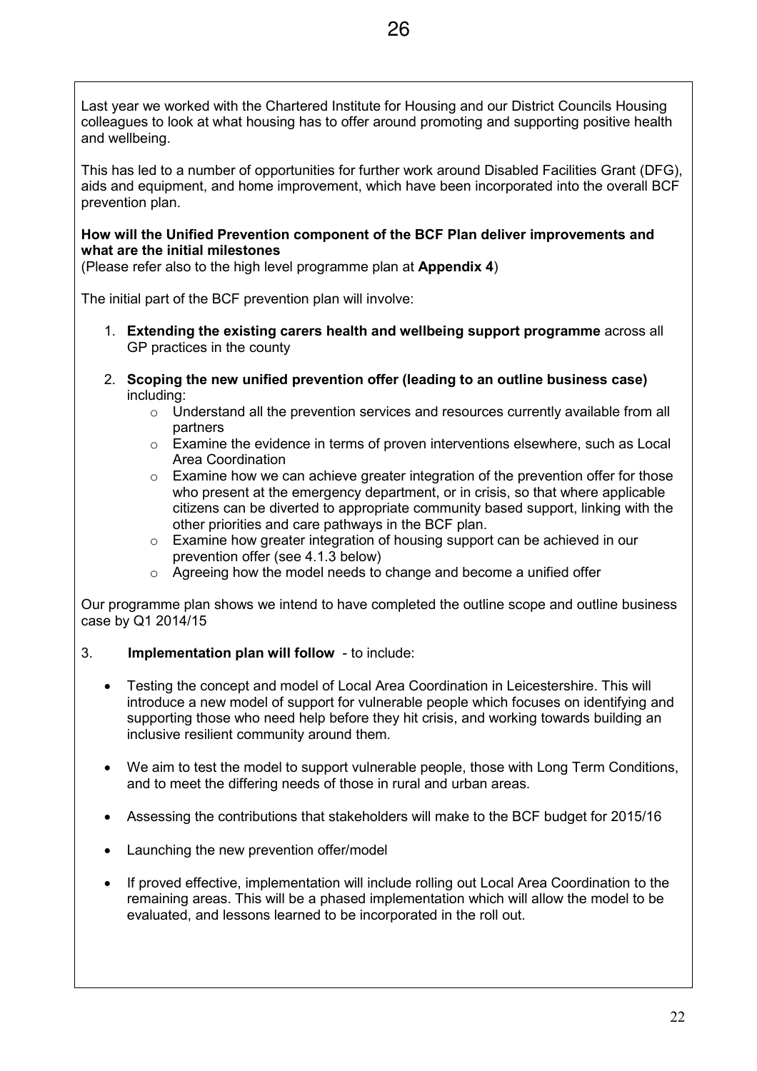Last year we worked with the Chartered Institute for Housing and our District Councils Housing colleagues to look at what housing has to offer around promoting and supporting positive health and wellbeing.

This has led to a number of opportunities for further work around Disabled Facilities Grant (DFG), aids and equipment, and home improvement, which have been incorporated into the overall BCF prevention plan.

**How will the Unified Prevention component of the BCF Plan deliver improvements and what are the initial milestones**
(Please refer also to the high level programme plan at **Appendix 4**)

The initial part of the BCF prevention plan will involve:

1. **Extending the existing carers health and wellbeing support programme** across all GP practices in the county

2. **Scoping the new unified prevention offer (leading to an outline business case)** including:
   - Understand all the prevention services and resources currently available from all partners
   - Examine the evidence in terms of proven interventions elsewhere, such as Local Area Coordination
   - Examine how we can achieve greater integration of the prevention offer for those who present at the emergency department, or in crisis, so that where applicable citizens can be diverted to appropriate community based support, linking with the other priorities and care pathways in the BCF plan.
   - Examine how greater integration of housing support can be achieved in our prevention offer (see 4.1.3 below)
   - Agreeing how the model needs to change and become a unified offer

Our programme plan shows we intend to have completed the outline scope and outline business case by Q1 2014/15

3. **Implementation plan will follow** - to include:

- Testing the concept and model of Local Area Coordination in Leicestershire. This will introduce a new model of support for vulnerable people which focuses on identifying and supporting those who need help before they hit crisis, and working towards building an inclusive resilient community around them.

- We aim to test the model to support vulnerable people, those with Long Term Conditions, and to meet the differing needs of those in rural and urban areas.

- Assessing the contributions that stakeholders will make to the BCF budget for 2015/16

- Launching the new prevention offer/model

- If proved effective, implementation will include rolling out Local Area Coordination to the remaining areas. This will be a phased implementation which will allow the model to be evaluated, and lessons learned to be incorporated in the roll out.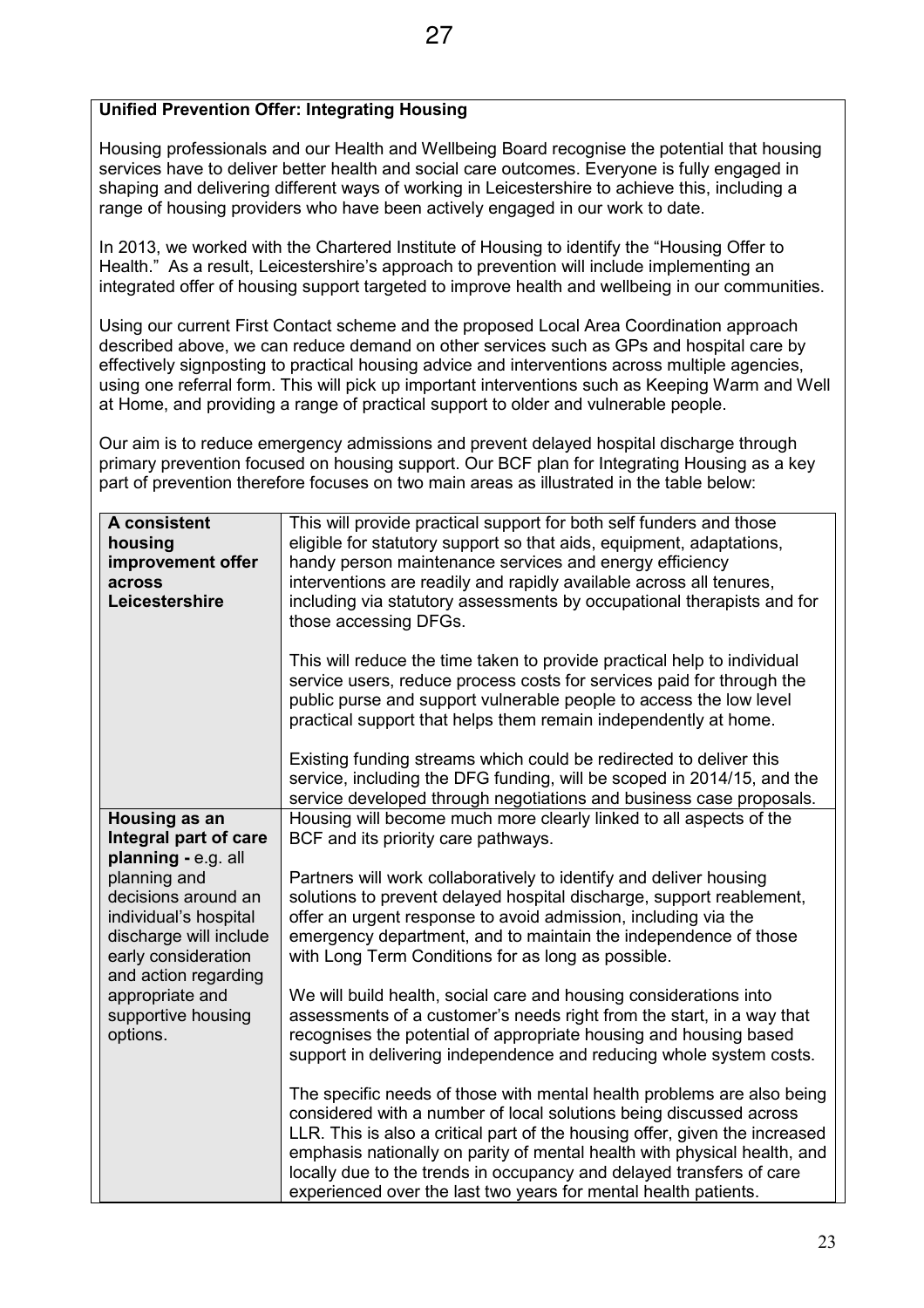**Unified Prevention Offer: Integrating Housing**

Housing professionals and our Health and Wellbeing Board recognise the potential that housing services have to deliver better health and social care outcomes. Everyone is fully engaged in shaping and delivering different ways of working in Leicestershire to achieve this, including a range of housing providers who have been actively engaged in our work to date.

In 2013, we worked with the Chartered Institute of Housing to identify the "Housing Offer to Health." As a result, Leicestershire's approach to prevention will include implementing an integrated offer of housing support targeted to improve health and wellbeing in our communities.

Using our current First Contact scheme and the proposed Local Area Coordination approach described above, we can reduce demand on other services such as GPs and hospital care by effectively signposting to practical housing advice and interventions across multiple agencies, using one referral form. This will pick up important interventions such as Keeping Warm and Well at Home, and providing a range of practical support to older and vulnerable people.

Our aim is to reduce emergency admissions and prevent delayed hospital discharge through primary prevention focused on housing support. Our BCF plan for Integrating Housing as a key part of prevention therefore focuses on two main areas as illustrated in the table below:

| | |
|---|---|
| **A consistent housing improvement offer across Leicestershire** | This will provide practical support for both self funders and those eligible for statutory support so that aids, equipment, adaptations, handy person maintenance services and energy efficiency interventions are readily and rapidly available across all tenures, including via statutory assessments by occupational therapists and for those accessing DFGs.<br><br>This will reduce the time taken to provide practical help to individual service users, reduce process costs for services paid for through the public purse and support vulnerable people to access the low level practical support that helps them remain independently at home.<br><br>Existing funding streams which could be redirected to deliver this service, including the DFG funding, will be scoped in 2014/15, and the service developed through negotiations and business case proposals. |
| **Housing as an Integral part of care planning -** e.g. all planning and decisions around an individual's hospital discharge will include early consideration and action regarding appropriate and supportive housing options. | Housing will become much more clearly linked to all aspects of the BCF and its priority care pathways.<br><br>Partners will work collaboratively to identify and deliver housing solutions to prevent delayed hospital discharge, support reablement, offer an urgent response to avoid admission, including via the emergency department, and to maintain the independence of those with Long Term Conditions for as long as possible.<br><br>We will build health, social care and housing considerations into assessments of a customer's needs right from the start, in a way that recognises the potential of appropriate housing and housing based support in delivering independence and reducing whole system costs.<br><br>The specific needs of those with mental health problems are also being considered with a number of local solutions being discussed across LLR. This is also a critical part of the housing offer, given the increased emphasis nationally on parity of mental health with physical health, and locally due to the trends in occupancy and delayed transfers of care experienced over the last two years for mental health patients. |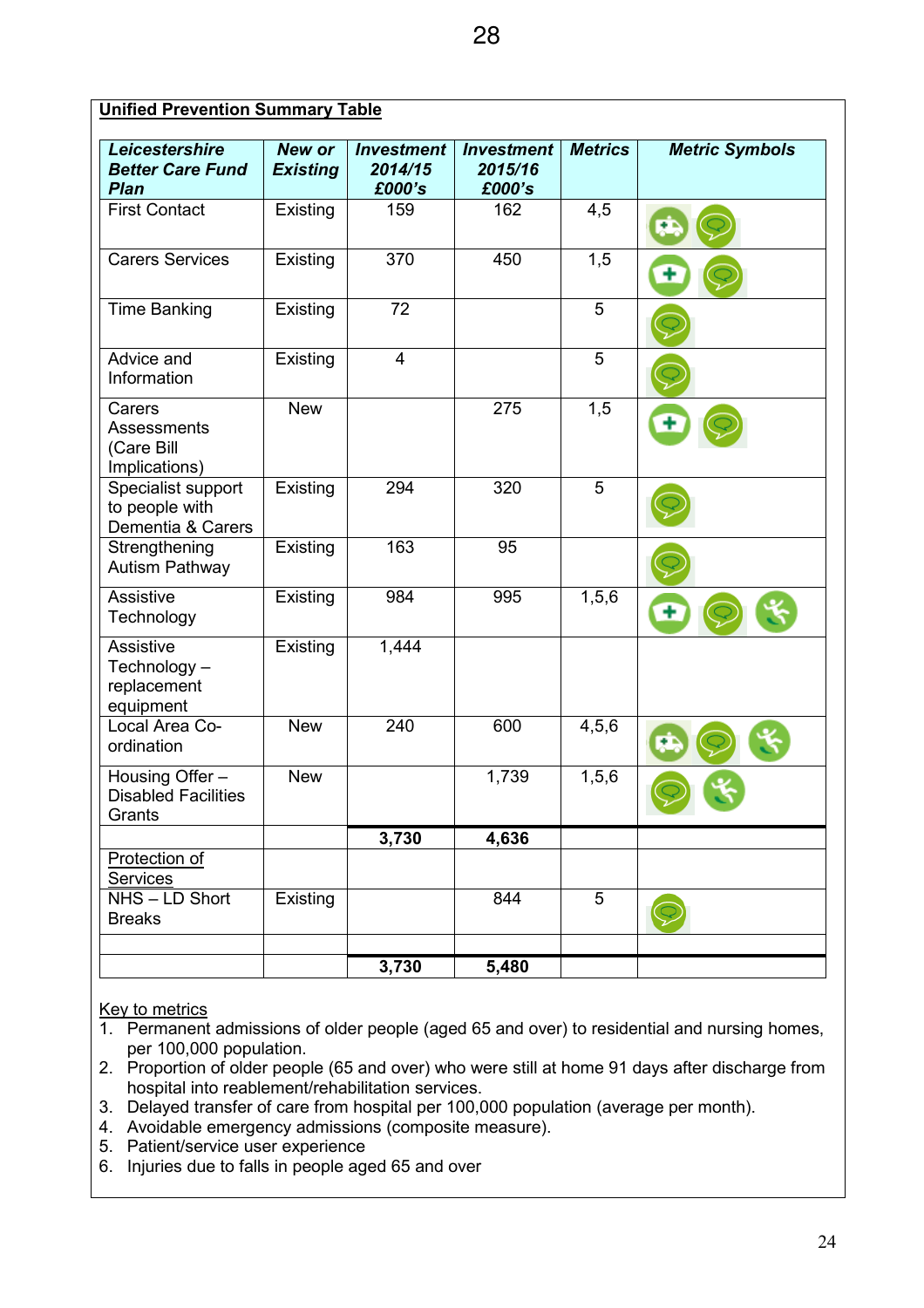**Unified Prevention Summary Table**

| *Leicestershire Better Care Fund Plan* | *New or Existing* | *Investment 2014/15 £000's* | *Investment 2015/16 £000's* | *Metrics* | *Metric Symbols* |
|---|---|---|---|---|---|
| First Contact | Existing | 159 | 162 | 4,5 | |
| Carers Services | Existing | 370 | 450 | 1,5 | |
| Time Banking | Existing | 72 | | 5 | |
| Advice and Information | Existing | 4 | | 5 | |
| Carers Assessments (Care Bill Implications) | New | | 275 | 1,5 | |
| Specialist support to people with Dementia & Carers | Existing | 294 | 320 | 5 | |
| Strengthening Autism Pathway | Existing | 163 | 95 | | |
| Assistive Technology | Existing | 984 | 995 | 1,5,6 | |
| Assistive Technology – replacement equipment | Existing | 1,444 | | | |
| Local Area Co-ordination | New | 240 | 600 | 4,5,6 | |
| Housing Offer – Disabled Facilities Grants | New | | 1,739 | 1,5,6 | |
| | | **3,730** | **4,636** | | |
| Protection of Services | | | | | |
| NHS – LD Short Breaks | Existing | | 844 | 5 | |
| | | | | | |
| | | **3,730** | **5,480** | | |

Key to metrics

1. Permanent admissions of older people (aged 65 and over) to residential and nursing homes, per 100,000 population.
2. Proportion of older people (65 and over) who were still at home 91 days after discharge from hospital into reablement/rehabilitation services.
3. Delayed transfer of care from hospital per 100,000 population (average per month).
4. Avoidable emergency admissions (composite measure).
5. Patient/service user experience
6. Injuries due to falls in people aged 65 and over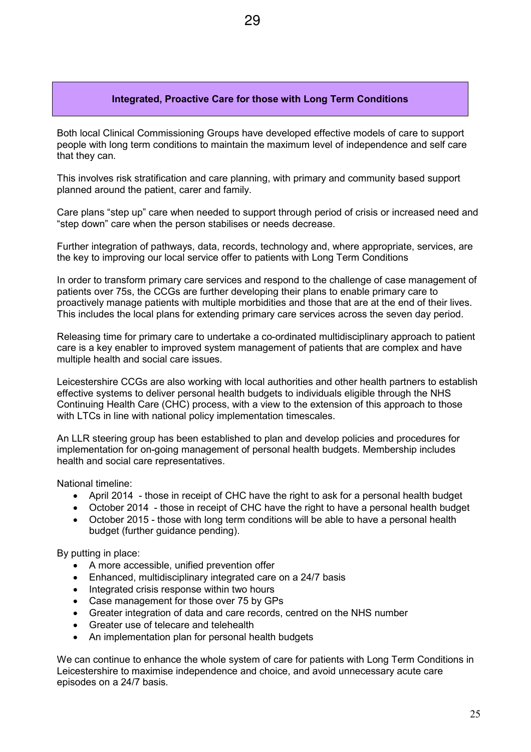## Integrated, Proactive Care for those with Long Term Conditions

Both local Clinical Commissioning Groups have developed effective models of care to support people with long term conditions to maintain the maximum level of independence and self care that they can.

This involves risk stratification and care planning, with primary and community based support planned around the patient, carer and family.

Care plans "step up" care when needed to support through period of crisis or increased need and "step down" care when the person stabilises or needs decrease.

Further integration of pathways, data, records, technology and, where appropriate, services, are the key to improving our local service offer to patients with Long Term Conditions

In order to transform primary care services and respond to the challenge of case management of patients over 75s, the CCGs are further developing their plans to enable primary care to proactively manage patients with multiple morbidities and those that are at the end of their lives. This includes the local plans for extending primary care services across the seven day period.

Releasing time for primary care to undertake a co-ordinated multidisciplinary approach to patient care is a key enabler to improved system management of patients that are complex and have multiple health and social care issues.

Leicestershire CCGs are also working with local authorities and other health partners to establish effective systems to deliver personal health budgets to individuals eligible through the NHS Continuing Health Care (CHC) process, with a view to the extension of this approach to those with LTCs in line with national policy implementation timescales.

An LLR steering group has been established to plan and develop policies and procedures for implementation for on-going management of personal health budgets. Membership includes health and social care representatives.

National timeline:

- April 2014 - those in receipt of CHC have the right to ask for a personal health budget
- October 2014 - those in receipt of CHC have the right to have a personal health budget
- October 2015 - those with long term conditions will be able to have a personal health budget (further guidance pending).

By putting in place:

- A more accessible, unified prevention offer
- Enhanced, multidisciplinary integrated care on a 24/7 basis
- Integrated crisis response within two hours
- Case management for those over 75 by GPs
- Greater integration of data and care records, centred on the NHS number
- Greater use of telecare and telehealth
- An implementation plan for personal health budgets

We can continue to enhance the whole system of care for patients with Long Term Conditions in Leicestershire to maximise independence and choice, and avoid unnecessary acute care episodes on a 24/7 basis.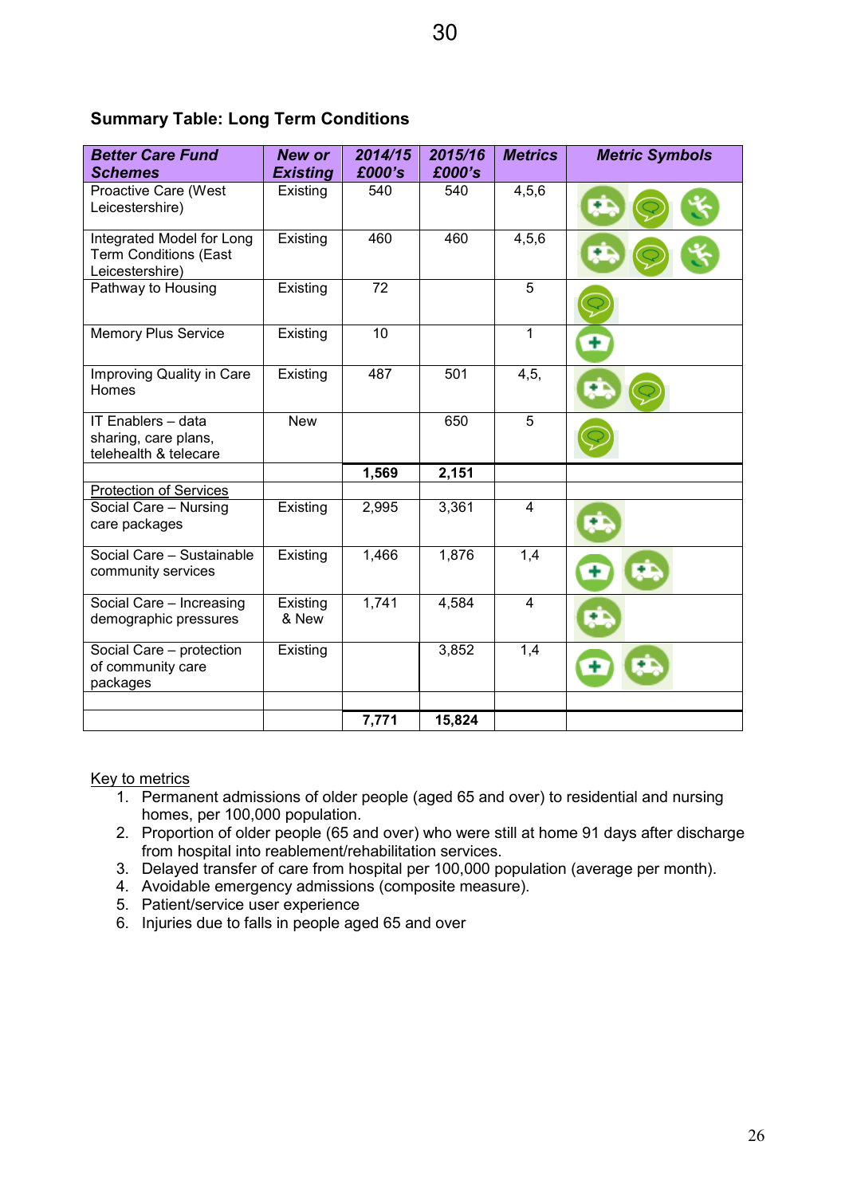### Summary Table: Long Term Conditions

| Better Care Fund Schemes | New or Existing | 2014/15 £000's | 2015/16 £000's | Metrics | Metric Symbols |
|---|---|---|---|---|---|
| Proactive Care (West Leicestershire) | Existing | 540 | 540 | 4,5,6 | |
| Integrated Model for Long Term Conditions (East Leicestershire) | Existing | 460 | 460 | 4,5,6 | |
| Pathway to Housing | Existing | 72 | | 5 | |
| Memory Plus Service | Existing | 10 | | 1 | |
| Improving Quality in Care Homes | Existing | 487 | 501 | 4,5, | |
| IT Enablers – data sharing, care plans, telehealth & telecare | New | | 650 | 5 | |
| | | **1,569** | **2,151** | | |
| Protection of Services | | | | | |
| Social Care – Nursing care packages | Existing | 2,995 | 3,361 | 4 | |
| Social Care – Sustainable community services | Existing | 1,466 | 1,876 | 1,4 | |
| Social Care – Increasing demographic pressures | Existing & New | 1,741 | 4,584 | 4 | |
| Social Care – protection of community care packages | Existing | | 3,852 | 1,4 | |
| | | | | | |
| | | **7,771** | **15,824** | | |

Key to metrics

1. Permanent admissions of older people (aged 65 and over) to residential and nursing homes, per 100,000 population.
2. Proportion of older people (65 and over) who were still at home 91 days after discharge from hospital into reablement/rehabilitation services.
3. Delayed transfer of care from hospital per 100,000 population (average per month).
4. Avoidable emergency admissions (composite measure).
5. Patient/service user experience
6. Injuries due to falls in people aged 65 and over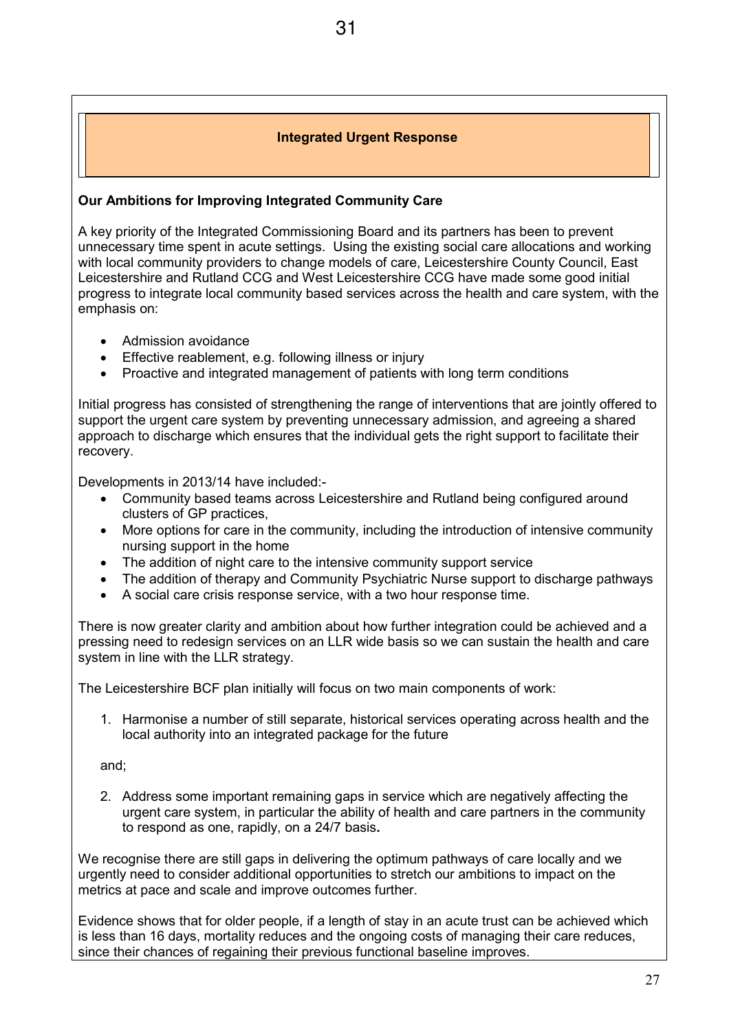## Integrated Urgent Response

**Our Ambitions for Improving Integrated Community Care**

A key priority of the Integrated Commissioning Board and its partners has been to prevent unnecessary time spent in acute settings. Using the existing social care allocations and working with local community providers to change models of care, Leicestershire County Council, East Leicestershire and Rutland CCG and West Leicestershire CCG have made some good initial progress to integrate local community based services across the health and care system, with the emphasis on:

- Admission avoidance
- Effective reablement, e.g. following illness or injury
- Proactive and integrated management of patients with long term conditions

Initial progress has consisted of strengthening the range of interventions that are jointly offered to support the urgent care system by preventing unnecessary admission, and agreeing a shared approach to discharge which ensures that the individual gets the right support to facilitate their recovery.

Developments in 2013/14 have included:-

- Community based teams across Leicestershire and Rutland being configured around clusters of GP practices,
- More options for care in the community, including the introduction of intensive community nursing support in the home
- The addition of night care to the intensive community support service
- The addition of therapy and Community Psychiatric Nurse support to discharge pathways
- A social care crisis response service, with a two hour response time.

There is now greater clarity and ambition about how further integration could be achieved and a pressing need to redesign services on an LLR wide basis so we can sustain the health and care system in line with the LLR strategy.

The Leicestershire BCF plan initially will focus on two main components of work:

1. Harmonise a number of still separate, historical services operating across health and the local authority into an integrated package for the future

and;

2. Address some important remaining gaps in service which are negatively affecting the urgent care system, in particular the ability of health and care partners in the community to respond as one, rapidly, on a 24/7 basis**.**

We recognise there are still gaps in delivering the optimum pathways of care locally and we urgently need to consider additional opportunities to stretch our ambitions to impact on the metrics at pace and scale and improve outcomes further.

Evidence shows that for older people, if a length of stay in an acute trust can be achieved which is less than 16 days, mortality reduces and the ongoing costs of managing their care reduces, since their chances of regaining their previous functional baseline improves.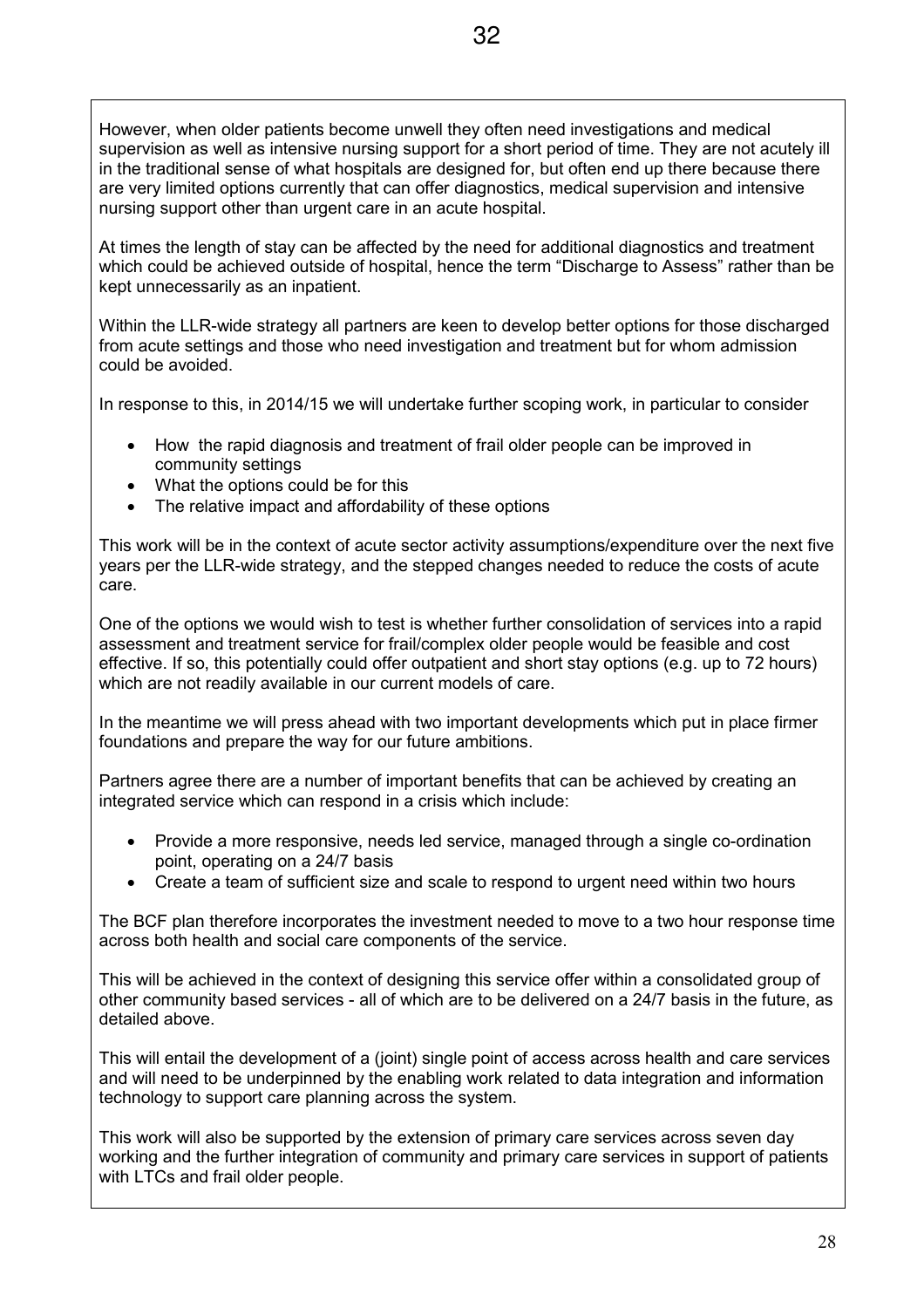However, when older patients become unwell they often need investigations and medical supervision as well as intensive nursing support for a short period of time. They are not acutely ill in the traditional sense of what hospitals are designed for, but often end up there because there are very limited options currently that can offer diagnostics, medical supervision and intensive nursing support other than urgent care in an acute hospital.

At times the length of stay can be affected by the need for additional diagnostics and treatment which could be achieved outside of hospital, hence the term "Discharge to Assess" rather than be kept unnecessarily as an inpatient.

Within the LLR-wide strategy all partners are keen to develop better options for those discharged from acute settings and those who need investigation and treatment but for whom admission could be avoided.

In response to this, in 2014/15 we will undertake further scoping work, in particular to consider

- How the rapid diagnosis and treatment of frail older people can be improved in community settings
- What the options could be for this
- The relative impact and affordability of these options

This work will be in the context of acute sector activity assumptions/expenditure over the next five years per the LLR-wide strategy, and the stepped changes needed to reduce the costs of acute care.

One of the options we would wish to test is whether further consolidation of services into a rapid assessment and treatment service for frail/complex older people would be feasible and cost effective. If so, this potentially could offer outpatient and short stay options (e.g. up to 72 hours) which are not readily available in our current models of care.

In the meantime we will press ahead with two important developments which put in place firmer foundations and prepare the way for our future ambitions.

Partners agree there are a number of important benefits that can be achieved by creating an integrated service which can respond in a crisis which include:

- Provide a more responsive, needs led service, managed through a single co-ordination point, operating on a 24/7 basis
- Create a team of sufficient size and scale to respond to urgent need within two hours

The BCF plan therefore incorporates the investment needed to move to a two hour response time across both health and social care components of the service.

This will be achieved in the context of designing this service offer within a consolidated group of other community based services - all of which are to be delivered on a 24/7 basis in the future, as detailed above.

This will entail the development of a (joint) single point of access across health and care services and will need to be underpinned by the enabling work related to data integration and information technology to support care planning across the system.

This work will also be supported by the extension of primary care services across seven day working and the further integration of community and primary care services in support of patients with LTCs and frail older people.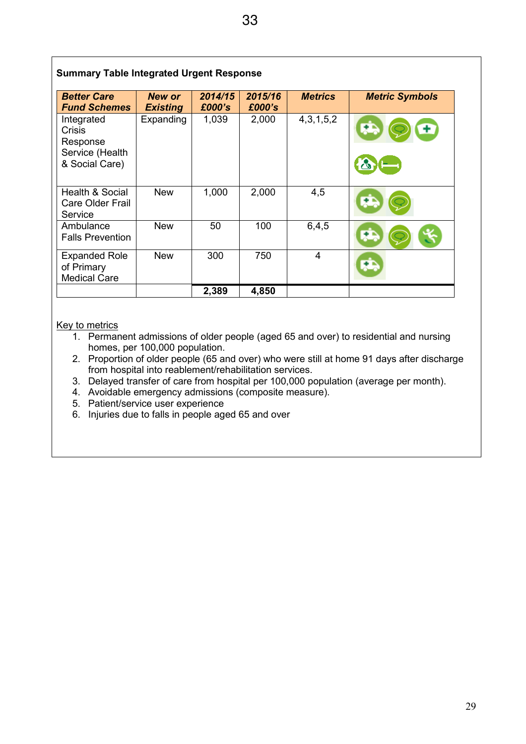**Summary Table Integrated Urgent Response**

| ***Better Care Fund Schemes*** | ***New or Existing*** | ***2014/15 £000's*** | ***2015/16 £000's*** | ***Metrics*** | ***Metric Symbols*** |
|---|---|---|---|---|---|
| Integrated Crisis Response Service (Health & Social Care) | Expanding | 1,039 | 2,000 | 4,3,1,5,2 | |
| Health & Social Care Older Frail Service | New | 1,000 | 2,000 | 4,5 | |
| Ambulance Falls Prevention | New | 50 | 100 | 6,4,5 | |
| Expanded Role of Primary Medical Care | New | 300 | 750 | 4 | |
| | | **2,389** | **4,850** | | |

Key to metrics

1. Permanent admissions of older people (aged 65 and over) to residential and nursing homes, per 100,000 population.
2. Proportion of older people (65 and over) who were still at home 91 days after discharge from hospital into reablement/rehabilitation services.
3. Delayed transfer of care from hospital per 100,000 population (average per month).
4. Avoidable emergency admissions (composite measure).
5. Patient/service user experience
6. Injuries due to falls in people aged 65 and over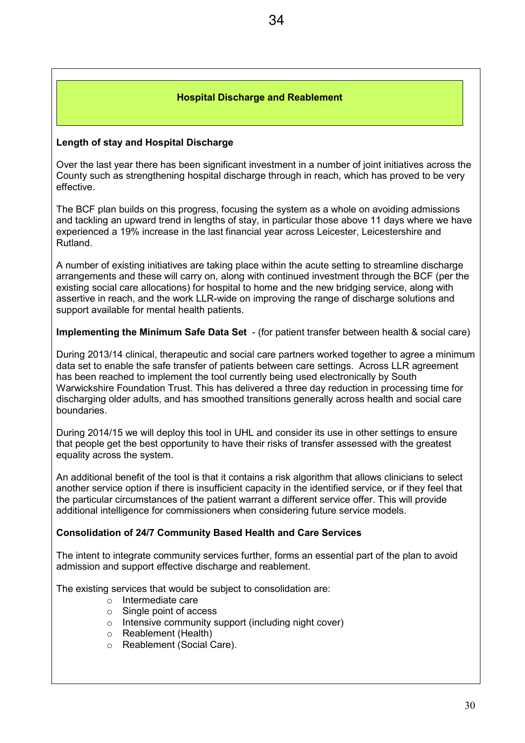## Hospital Discharge and Reablement

**Length of stay and Hospital Discharge**

Over the last year there has been significant investment in a number of joint initiatives across the County such as strengthening hospital discharge through in reach, which has proved to be very effective.

The BCF plan builds on this progress, focusing the system as a whole on avoiding admissions and tackling an upward trend in lengths of stay, in particular those above 11 days where we have experienced a 19% increase in the last financial year across Leicester, Leicestershire and Rutland.

A number of existing initiatives are taking place within the acute setting to streamline discharge arrangements and these will carry on, along with continued investment through the BCF (per the existing social care allocations) for hospital to home and the new bridging service, along with assertive in reach, and the work LLR-wide on improving the range of discharge solutions and support available for mental health patients.

**Implementing the Minimum Safe Data Set** - (for patient transfer between health & social care)

During 2013/14 clinical, therapeutic and social care partners worked together to agree a minimum data set to enable the safe transfer of patients between care settings. Across LLR agreement has been reached to implement the tool currently being used electronically by South Warwickshire Foundation Trust. This has delivered a three day reduction in processing time for discharging older adults, and has smoothed transitions generally across health and social care boundaries.

During 2014/15 we will deploy this tool in UHL and consider its use in other settings to ensure that people get the best opportunity to have their risks of transfer assessed with the greatest equality across the system.

An additional benefit of the tool is that it contains a risk algorithm that allows clinicians to select another service option if there is insufficient capacity in the identified service, or if they feel that the particular circumstances of the patient warrant a different service offer. This will provide additional intelligence for commissioners when considering future service models.

**Consolidation of 24/7 Community Based Health and Care Services**

The intent to integrate community services further, forms an essential part of the plan to avoid admission and support effective discharge and reablement.

The existing services that would be subject to consolidation are:

- Intermediate care
- Single point of access
- Intensive community support (including night cover)
- Reablement (Health)
- Reablement (Social Care).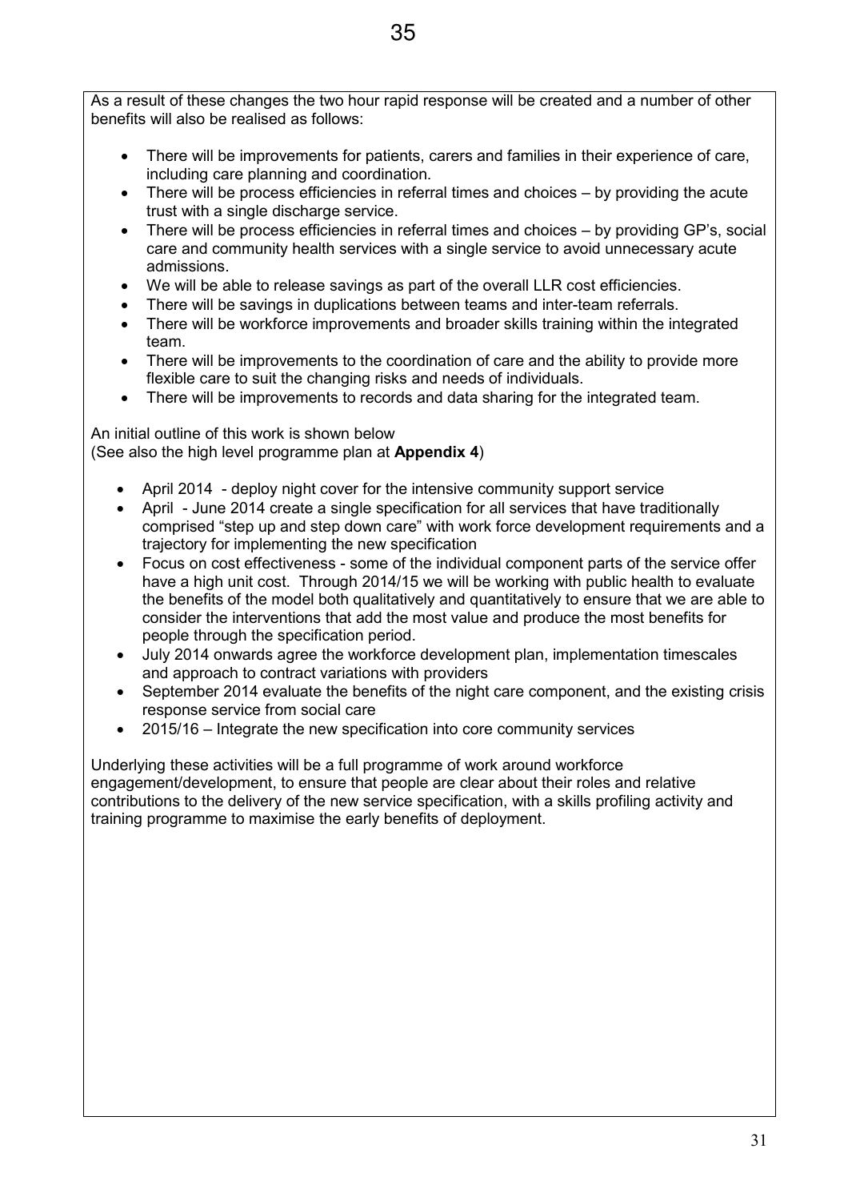As a result of these changes the two hour rapid response will be created and a number of other benefits will also be realised as follows:

- There will be improvements for patients, carers and families in their experience of care, including care planning and coordination.
- There will be process efficiencies in referral times and choices – by providing the acute trust with a single discharge service.
- There will be process efficiencies in referral times and choices – by providing GP's, social care and community health services with a single service to avoid unnecessary acute admissions.
- We will be able to release savings as part of the overall LLR cost efficiencies.
- There will be savings in duplications between teams and inter-team referrals.
- There will be workforce improvements and broader skills training within the integrated team.
- There will be improvements to the coordination of care and the ability to provide more flexible care to suit the changing risks and needs of individuals.
- There will be improvements to records and data sharing for the integrated team.

An initial outline of this work is shown below
(See also the high level programme plan at **Appendix 4**)

- April 2014 - deploy night cover for the intensive community support service
- April - June 2014 create a single specification for all services that have traditionally comprised "step up and step down care" with work force development requirements and a trajectory for implementing the new specification
- Focus on cost effectiveness - some of the individual component parts of the service offer have a high unit cost. Through 2014/15 we will be working with public health to evaluate the benefits of the model both qualitatively and quantitatively to ensure that we are able to consider the interventions that add the most value and produce the most benefits for people through the specification period.
- July 2014 onwards agree the workforce development plan, implementation timescales and approach to contract variations with providers
- September 2014 evaluate the benefits of the night care component, and the existing crisis response service from social care
- 2015/16 – Integrate the new specification into core community services

Underlying these activities will be a full programme of work around workforce engagement/development, to ensure that people are clear about their roles and relative contributions to the delivery of the new service specification, with a skills profiling activity and training programme to maximise the early benefits of deployment.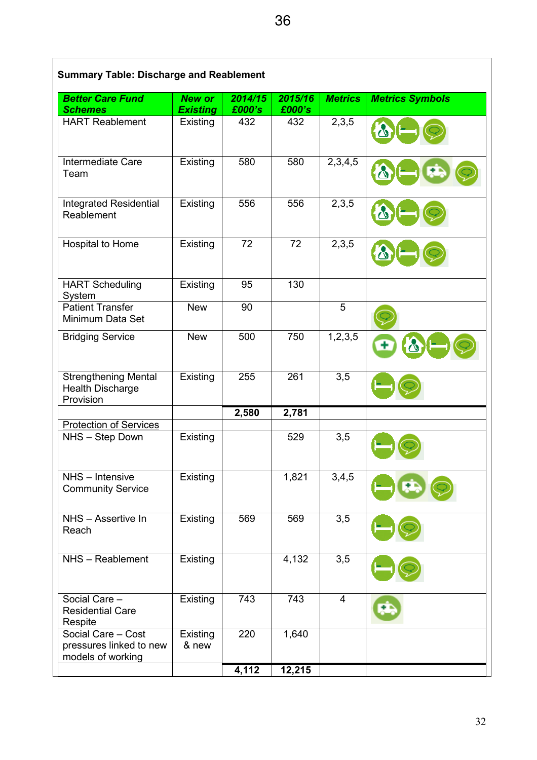**Summary Table: Discharge and Reablement**

| Better Care Fund Schemes | New or Existing | 2014/15 £000's | 2015/16 £000's | Metrics | Metrics Symbols |
|---|---|---|---|---|---|
| HART Reablement | Existing | 432 | 432 | 2,3,5 | |
| Intermediate Care Team | Existing | 580 | 580 | 2,3,4,5 | |
| Integrated Residential Reablement | Existing | 556 | 556 | 2,3,5 | |
| Hospital to Home | Existing | 72 | 72 | 2,3,5 | |
| HART Scheduling System | Existing | 95 | 130 | | |
| Patient Transfer Minimum Data Set | New | 90 | | 5 | |
| Bridging Service | New | 500 | 750 | 1,2,3,5 | |
| Strengthening Mental Health Discharge Provision | Existing | 255 | 261 | 3,5 | |
| | | **2,580** | **2,781** | | |
| Protection of Services | | | | | |
| NHS – Step Down | Existing | | 529 | 3,5 | |
| NHS – Intensive Community Service | Existing | | 1,821 | 3,4,5 | |
| NHS – Assertive In Reach | Existing | 569 | 569 | 3,5 | |
| NHS – Reablement | Existing | | 4,132 | 3,5 | |
| Social Care – Residential Care Respite | Existing | 743 | 743 | 4 | |
| Social Care – Cost pressures linked to new models of working | Existing & new | 220 | 1,640 | | |
| | | **4,112** | **12,215** | | |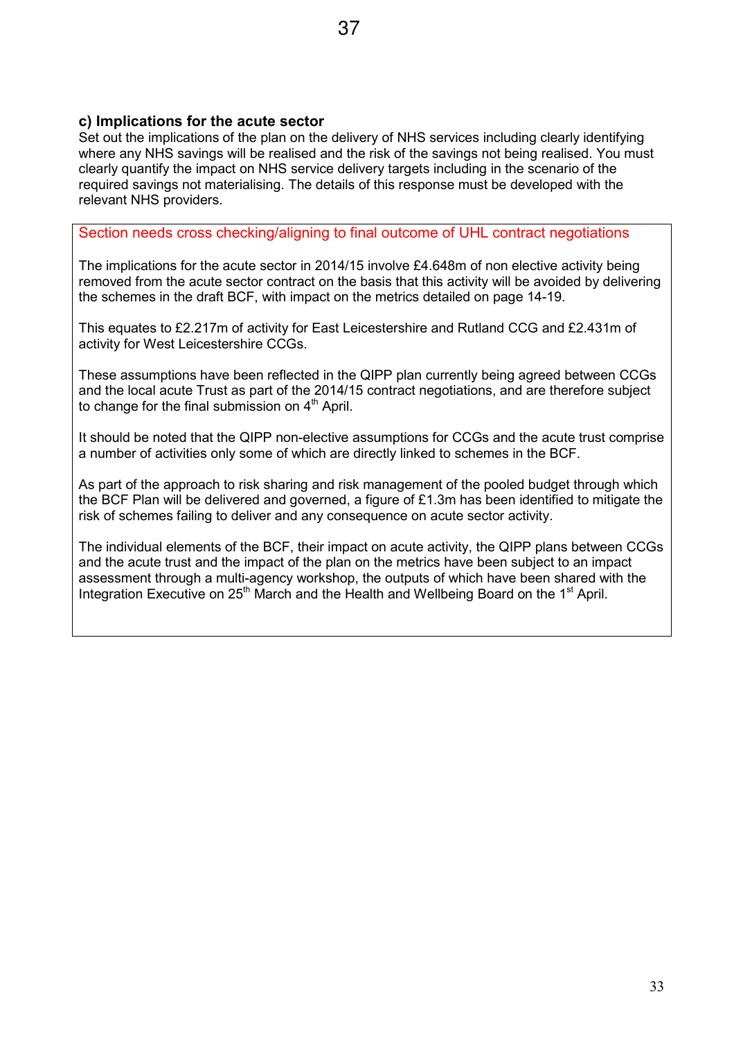### c) Implications for the acute sector

Set out the implications of the plan on the delivery of NHS services including clearly identifying where any NHS savings will be realised and the risk of the savings not being realised. You must clearly quantify the impact on NHS service delivery targets including in the scenario of the required savings not materialising. The details of this response must be developed with the relevant NHS providers.

Section needs cross checking/aligning to final outcome of UHL contract negotiations

The implications for the acute sector in 2014/15 involve £4.648m of non elective activity being removed from the acute sector contract on the basis that this activity will be avoided by delivering the schemes in the draft BCF, with impact on the metrics detailed on page 14-19.

This equates to £2.217m of activity for East Leicestershire and Rutland CCG and £2.431m of activity for West Leicestershire CCGs.

These assumptions have been reflected in the QIPP plan currently being agreed between CCGs and the local acute Trust as part of the 2014/15 contract negotiations, and are therefore subject to change for the final submission on 4th April.

It should be noted that the QIPP non-elective assumptions for CCGs and the acute trust comprise a number of activities only some of which are directly linked to schemes in the BCF.

As part of the approach to risk sharing and risk management of the pooled budget through which the BCF Plan will be delivered and governed, a figure of £1.3m has been identified to mitigate the risk of schemes failing to deliver and any consequence on acute sector activity.

The individual elements of the BCF, their impact on acute activity, the QIPP plans between CCGs and the acute trust and the impact of the plan on the metrics have been subject to an impact assessment through a multi-agency workshop, the outputs of which have been shared with the Integration Executive on 25th March and the Health and Wellbeing Board on the 1st April.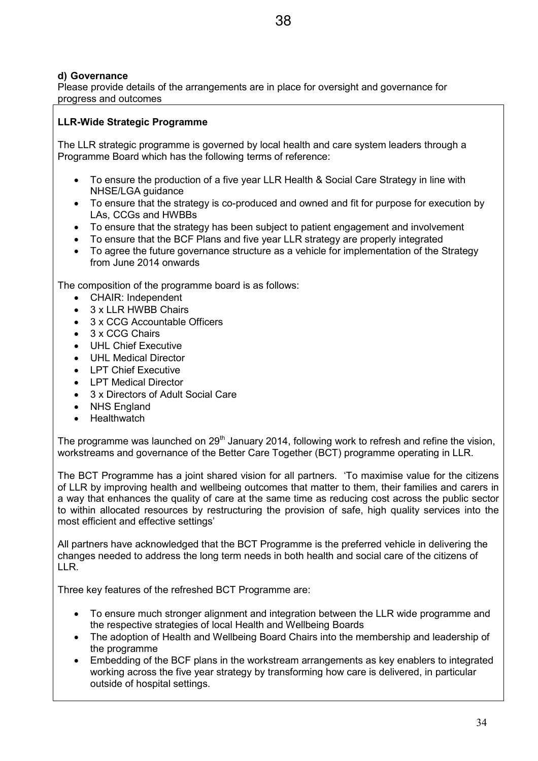**d) Governance**

Please provide details of the arrangements are in place for oversight and governance for progress and outcomes

**LLR-Wide Strategic Programme**

The LLR strategic programme is governed by local health and care system leaders through a Programme Board which has the following terms of reference:

- To ensure the production of a five year LLR Health & Social Care Strategy in line with NHSE/LGA guidance
- To ensure that the strategy is co-produced and owned and fit for purpose for execution by LAs, CCGs and HWBBs
- To ensure that the strategy has been subject to patient engagement and involvement
- To ensure that the BCF Plans and five year LLR strategy are properly integrated
- To agree the future governance structure as a vehicle for implementation of the Strategy from June 2014 onwards

The composition of the programme board is as follows:

- CHAIR: Independent
- 3 x LLR HWBB Chairs
- 3 x CCG Accountable Officers
- 3 x CCG Chairs
- UHL Chief Executive
- UHL Medical Director
- LPT Chief Executive
- LPT Medical Director
- 3 x Directors of Adult Social Care
- NHS England
- Healthwatch

The programme was launched on 29th January 2014, following work to refresh and refine the vision, workstreams and governance of the Better Care Together (BCT) programme operating in LLR.

The BCT Programme has a joint shared vision for all partners. 'To maximise value for the citizens of LLR by improving health and wellbeing outcomes that matter to them, their families and carers in a way that enhances the quality of care at the same time as reducing cost across the public sector to within allocated resources by restructuring the provision of safe, high quality services into the most efficient and effective settings'

All partners have acknowledged that the BCT Programme is the preferred vehicle in delivering the changes needed to address the long term needs in both health and social care of the citizens of LLR.

Three key features of the refreshed BCT Programme are:

- To ensure much stronger alignment and integration between the LLR wide programme and the respective strategies of local Health and Wellbeing Boards
- The adoption of Health and Wellbeing Board Chairs into the membership and leadership of the programme
- Embedding of the BCF plans in the workstream arrangements as key enablers to integrated working across the five year strategy by transforming how care is delivered, in particular outside of hospital settings.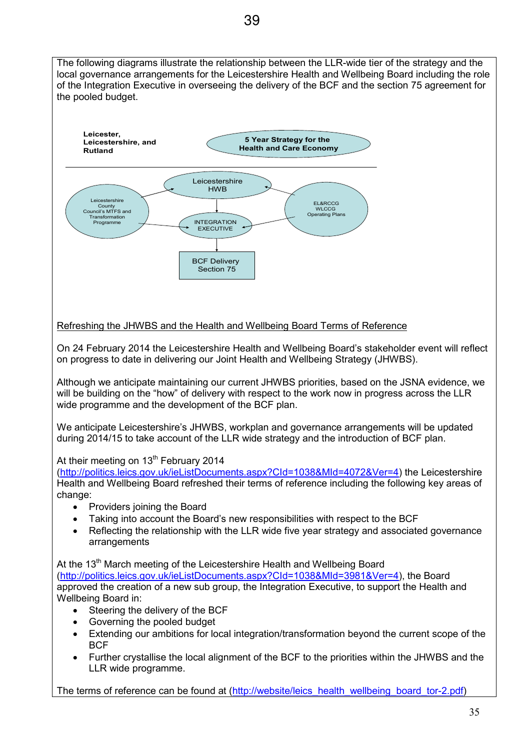The following diagrams illustrate the relationship between the LLR-wide tier of the strategy and the local governance arrangements for the Leicestershire Health and Wellbeing Board including the role of the Integration Executive in overseeing the delivery of the BCF and the section 75 agreement for the pooled budget.

**Leicester, Leicestershire, and Rutland**

**5 Year Strategy for the Health and Care Economy**

Leicestershire HWB

Leicestershire County Council's MTFS and Transformation Programme

EL&RCCG WLCCG Operating Plans

INTEGRATION EXECUTIVE

BCF Delivery Section 75

<u>Refreshing the JHWBS and the Health and Wellbeing Board Terms of Reference</u>

On 24 February 2014 the Leicestershire Health and Wellbeing Board's stakeholder event will reflect on progress to date in delivering our Joint Health and Wellbeing Strategy (JHWBS).

Although we anticipate maintaining our current JHWBS priorities, based on the JSNA evidence, we will be building on the "how" of delivery with respect to the work now in progress across the LLR wide programme and the development of the BCF plan.

We anticipate Leicestershire's JHWBS, workplan and governance arrangements will be updated during 2014/15 to take account of the LLR wide strategy and the introduction of BCF plan.

At their meeting on 13th February 2014 (http://politics.leics.gov.uk/ieListDocuments.aspx?CId=1038&MId=4072&Ver=4) the Leicestershire Health and Wellbeing Board refreshed their terms of reference including the following key areas of change:

- Providers joining the Board
- Taking into account the Board's new responsibilities with respect to the BCF
- Reflecting the relationship with the LLR wide five year strategy and associated governance arrangements

At the 13th March meeting of the Leicestershire Health and Wellbeing Board (http://politics.leics.gov.uk/ieListDocuments.aspx?CId=1038&MId=3981&Ver=4), the Board approved the creation of a new sub group, the Integration Executive, to support the Health and Wellbeing Board in:

- Steering the delivery of the BCF
- Governing the pooled budget
- Extending our ambitions for local integration/transformation beyond the current scope of the BCF
- Further crystallise the local alignment of the BCF to the priorities within the JHWBS and the LLR wide programme.

The terms of reference can be found at (http://website/leics_health_wellbeing_board_tor-2.pdf)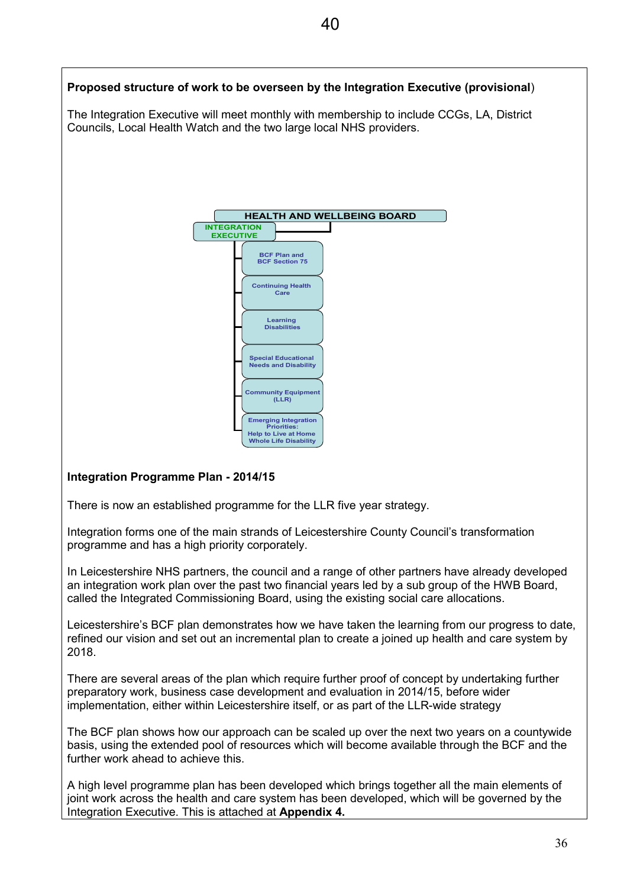**Proposed structure of work to be overseen by the Integration Executive (provisional)**

The Integration Executive will meet monthly with membership to include CCGs, LA, District Councils, Local Health Watch and the two large local NHS providers.

HEALTH AND WELLBEING BOARD

INTEGRATION EXECUTIVE

- BCF Plan and BCF Section 75
- Continuing Health Care
- Learning Disabilities
- Special Educational Needs and Disability
- Community Equipment (LLR)
- Emerging Integration Priorities: Help to Live at Home Whole Life Disability

**Integration Programme Plan - 2014/15**

There is now an established programme for the LLR five year strategy.

Integration forms one of the main strands of Leicestershire County Council's transformation programme and has a high priority corporately.

In Leicestershire NHS partners, the council and a range of other partners have already developed an integration work plan over the past two financial years led by a sub group of the HWB Board, called the Integrated Commissioning Board, using the existing social care allocations.

Leicestershire's BCF plan demonstrates how we have taken the learning from our progress to date, refined our vision and set out an incremental plan to create a joined up health and care system by 2018.

There are several areas of the plan which require further proof of concept by undertaking further preparatory work, business case development and evaluation in 2014/15, before wider implementation, either within Leicestershire itself, or as part of the LLR-wide strategy

The BCF plan shows how our approach can be scaled up over the next two years on a countywide basis, using the extended pool of resources which will become available through the BCF and the further work ahead to achieve this.

A high level programme plan has been developed which brings together all the main elements of joint work across the health and care system has been developed, which will be governed by the Integration Executive. This is attached at **Appendix 4.**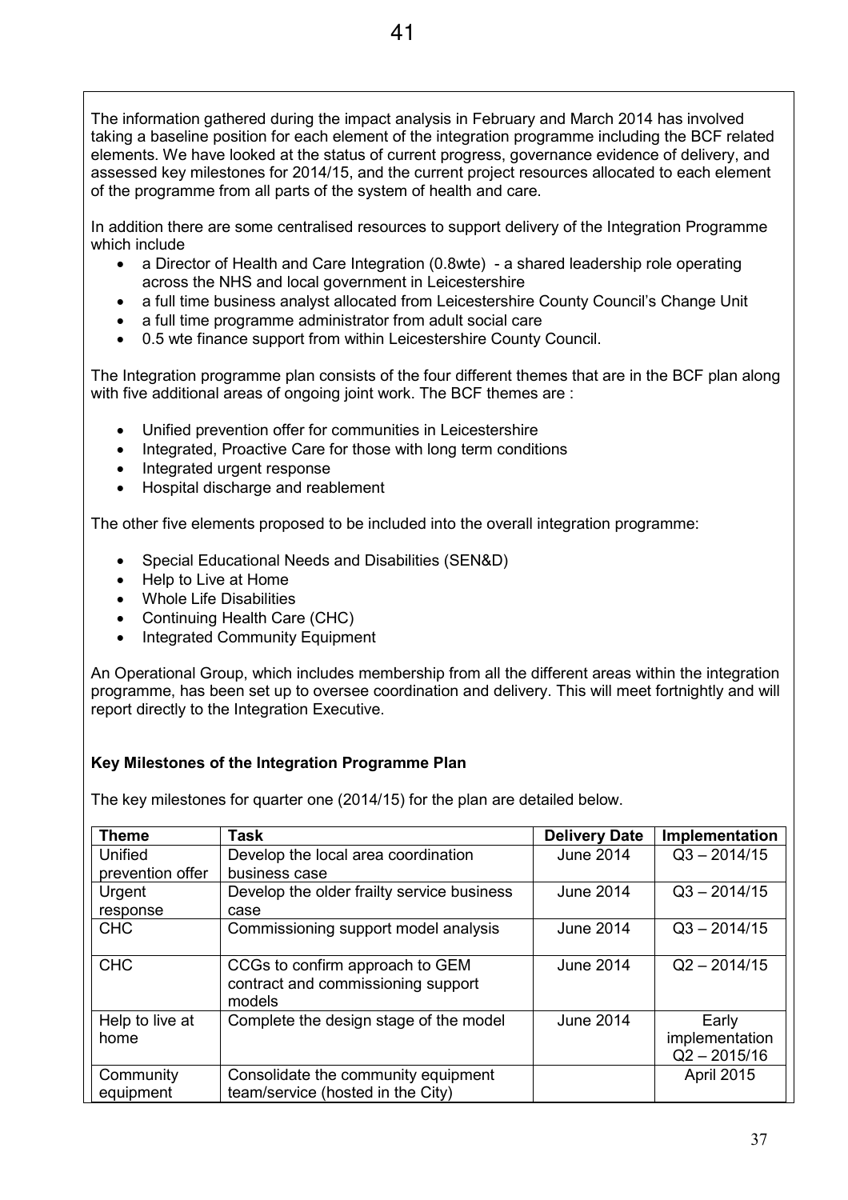The information gathered during the impact analysis in February and March 2014 has involved taking a baseline position for each element of the integration programme including the BCF related elements. We have looked at the status of current progress, governance evidence of delivery, and assessed key milestones for 2014/15, and the current project resources allocated to each element of the programme from all parts of the system of health and care.

In addition there are some centralised resources to support delivery of the Integration Programme which include

- a Director of Health and Care Integration (0.8wte) - a shared leadership role operating across the NHS and local government in Leicestershire
- a full time business analyst allocated from Leicestershire County Council's Change Unit
- a full time programme administrator from adult social care
- 0.5 wte finance support from within Leicestershire County Council.

The Integration programme plan consists of the four different themes that are in the BCF plan along with five additional areas of ongoing joint work. The BCF themes are :

- Unified prevention offer for communities in Leicestershire
- Integrated, Proactive Care for those with long term conditions
- Integrated urgent response
- Hospital discharge and reablement

The other five elements proposed to be included into the overall integration programme:

- Special Educational Needs and Disabilities (SEN&D)
- Help to Live at Home
- Whole Life Disabilities
- Continuing Health Care (CHC)
- Integrated Community Equipment

An Operational Group, which includes membership from all the different areas within the integration programme, has been set up to oversee coordination and delivery. This will meet fortnightly and will report directly to the Integration Executive.

**Key Milestones of the Integration Programme Plan**

The key milestones for quarter one (2014/15) for the plan are detailed below.

| Theme | Task | Delivery Date | Implementation |
|---|---|---|---|
| Unified prevention offer | Develop the local area coordination business case | June 2014 | Q3 – 2014/15 |
| Urgent response | Develop the older frailty service business case | June 2014 | Q3 – 2014/15 |
| CHC | Commissioning support model analysis | June 2014 | Q3 – 2014/15 |
| CHC | CCGs to confirm approach to GEM contract and commissioning support models | June 2014 | Q2 – 2014/15 |
| Help to live at home | Complete the design stage of the model | June 2014 | Early implementation Q2 – 2015/16 |
| Community equipment | Consolidate the community equipment team/service (hosted in the City) | | April 2015 |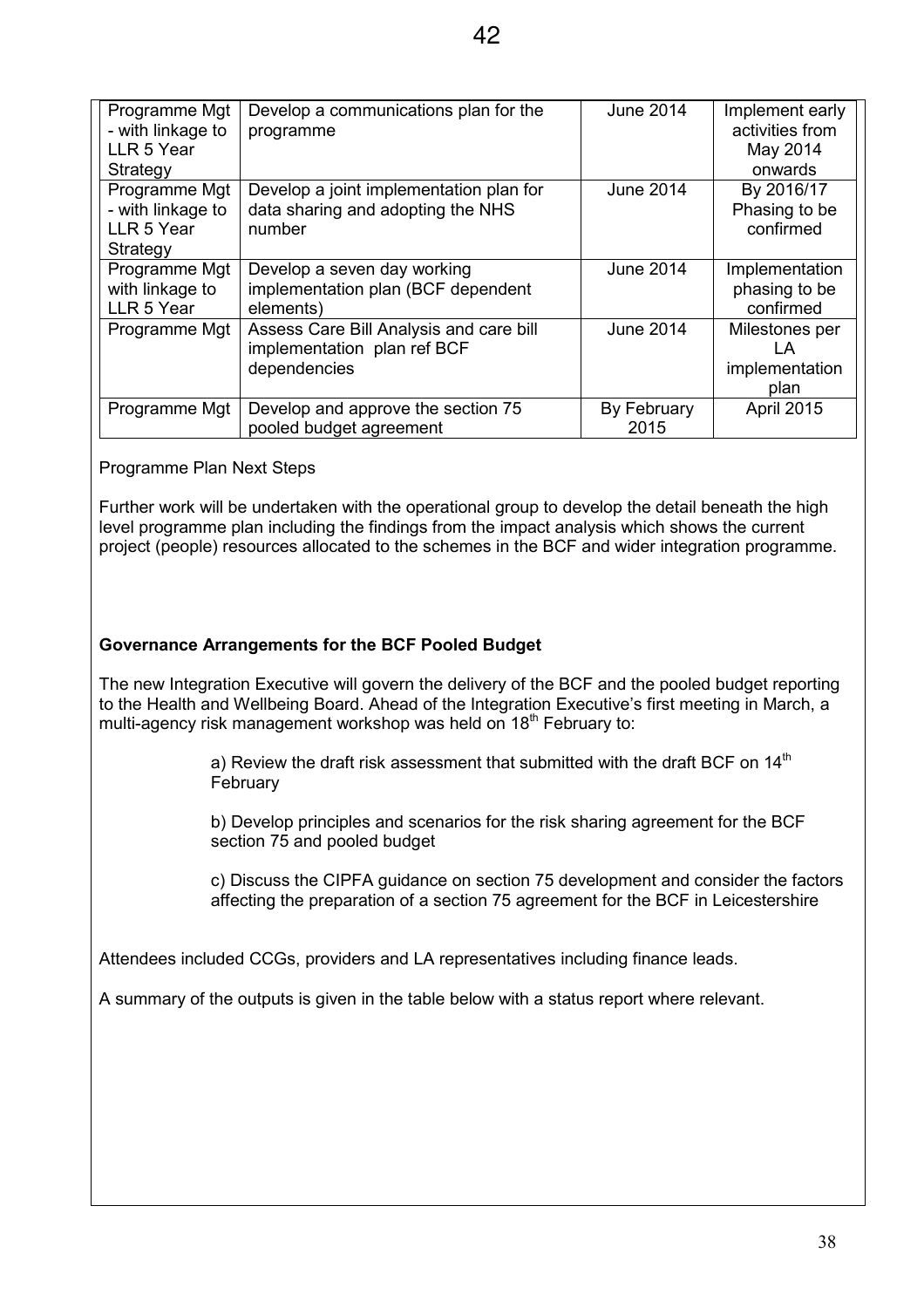| Programme Mgt - with linkage to LLR 5 Year Strategy | Develop a communications plan for the programme | June 2014 | Implement early activities from May 2014 onwards |
|---|---|---|---|
| Programme Mgt - with linkage to LLR 5 Year Strategy | Develop a joint implementation plan for data sharing and adopting the NHS number | June 2014 | By 2016/17 Phasing to be confirmed |
| Programme Mgt with linkage to LLR 5 Year | Develop a seven day working implementation plan (BCF dependent elements) | June 2014 | Implementation phasing to be confirmed |
| Programme Mgt | Assess Care Bill Analysis and care bill implementation plan ref BCF dependencies | June 2014 | Milestones per LA implementation plan |
| Programme Mgt | Develop and approve the section 75 pooled budget agreement | By February 2015 | April 2015 |

Programme Plan Next Steps

Further work will be undertaken with the operational group to develop the detail beneath the high level programme plan including the findings from the impact analysis which shows the current project (people) resources allocated to the schemes in the BCF and wider integration programme.

**Governance Arrangements for the BCF Pooled Budget**

The new Integration Executive will govern the delivery of the BCF and the pooled budget reporting to the Health and Wellbeing Board. Ahead of the Integration Executive's first meeting in March, a multi-agency risk management workshop was held on 18th February to:

a) Review the draft risk assessment that submitted with the draft BCF on 14th February

b) Develop principles and scenarios for the risk sharing agreement for the BCF section 75 and pooled budget

c) Discuss the CIPFA guidance on section 75 development and consider the factors affecting the preparation of a section 75 agreement for the BCF in Leicestershire

Attendees included CCGs, providers and LA representatives including finance leads.

A summary of the outputs is given in the table below with a status report where relevant.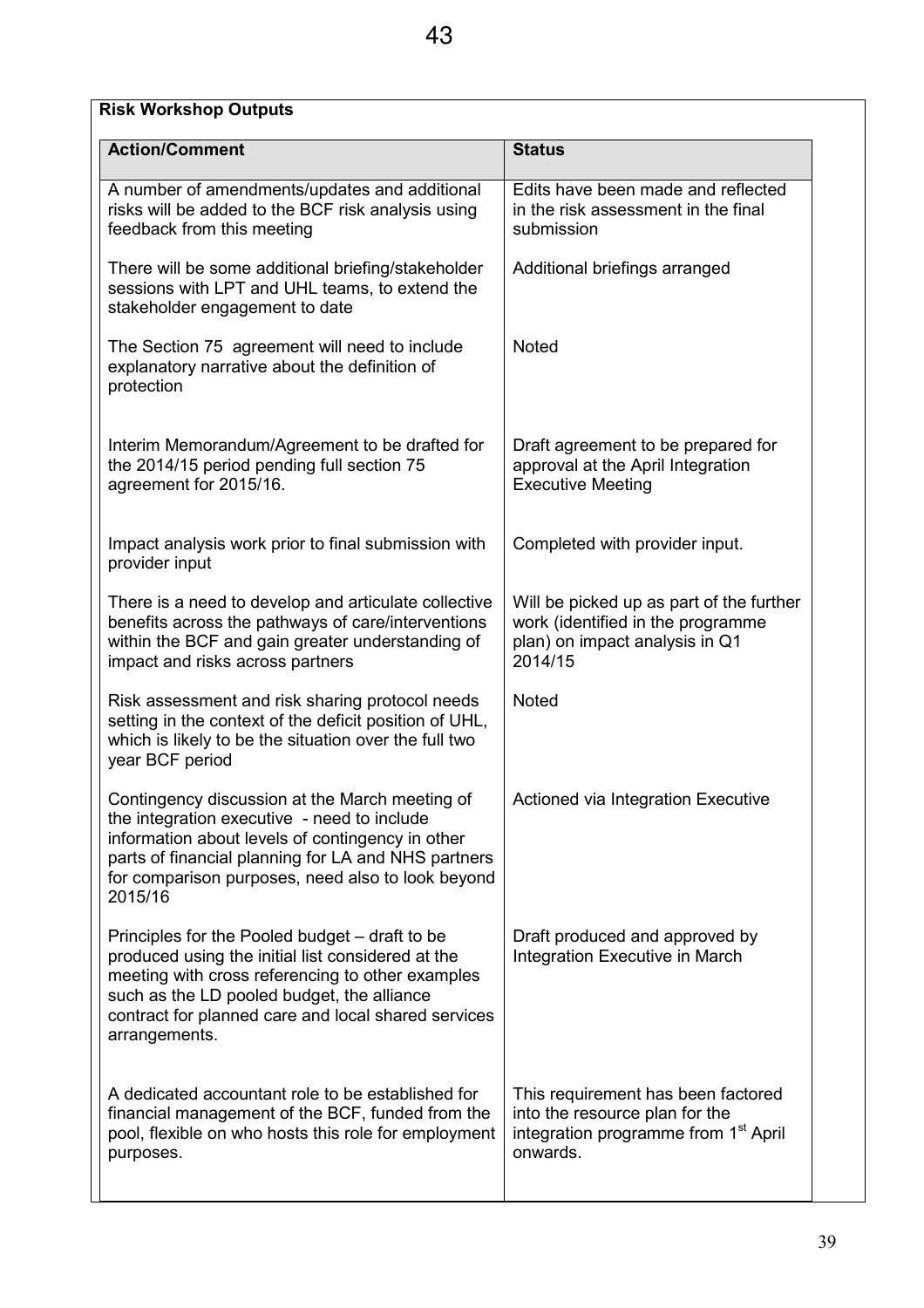**Risk Workshop Outputs**

| Action/Comment | Status |
|---|---|
| A number of amendments/updates and additional risks will be added to the BCF risk analysis using feedback from this meeting | Edits have been made and reflected in the risk assessment in the final submission |
| There will be some additional briefing/stakeholder sessions with LPT and UHL teams, to extend the stakeholder engagement to date | Additional briefings arranged |
| The Section 75 agreement will need to include explanatory narrative about the definition of protection | Noted |
| Interim Memorandum/Agreement to be drafted for the 2014/15 period pending full section 75 agreement for 2015/16. | Draft agreement to be prepared for approval at the April Integration Executive Meeting |
| Impact analysis work prior to final submission with provider input | Completed with provider input. |
| There is a need to develop and articulate collective benefits across the pathways of care/interventions within the BCF and gain greater understanding of impact and risks across partners | Will be picked up as part of the further work (identified in the programme plan) on impact analysis in Q1 2014/15 |
| Risk assessment and risk sharing protocol needs setting in the context of the deficit position of UHL, which is likely to be the situation over the full two year BCF period | Noted |
| Contingency discussion at the March meeting of the integration executive - need to include information about levels of contingency in other parts of financial planning for LA and NHS partners for comparison purposes, need also to look beyond 2015/16 | Actioned via Integration Executive |
| Principles for the Pooled budget – draft to be produced using the initial list considered at the meeting with cross referencing to other examples such as the LD pooled budget, the alliance contract for planned care and local shared services arrangements. | Draft produced and approved by Integration Executive in March |
| A dedicated accountant role to be established for financial management of the BCF, funded from the pool, flexible on who hosts this role for employment purposes. | This requirement has been factored into the resource plan for the integration programme from 1st April onwards. |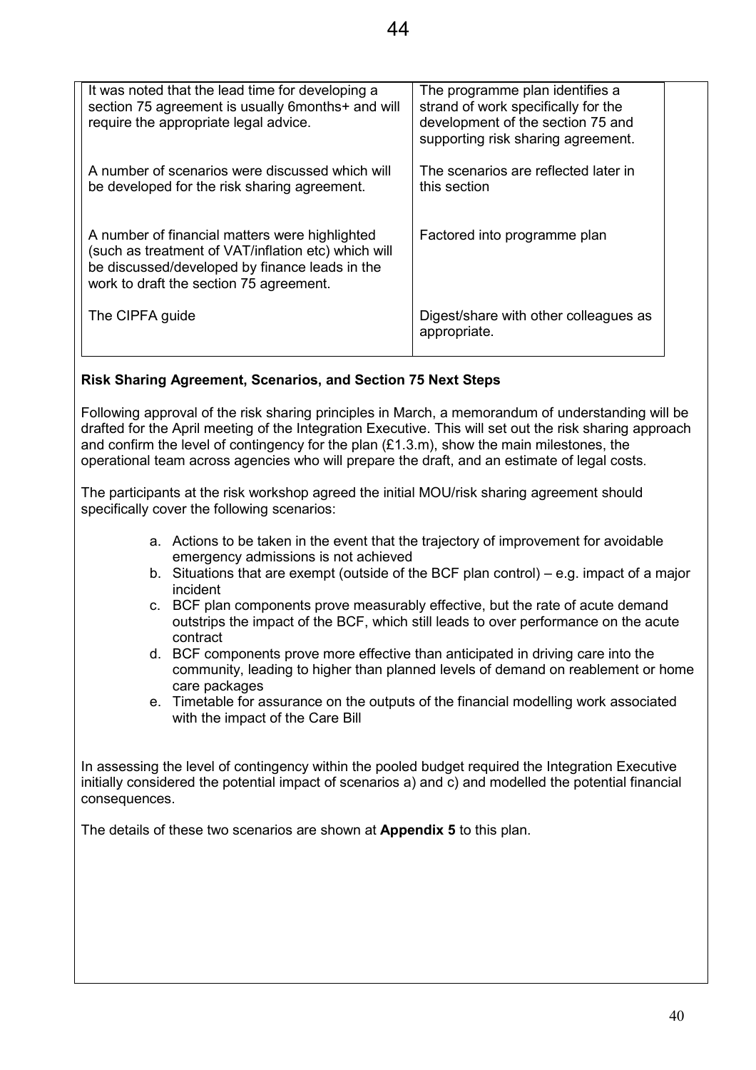| | |
|---|---|
| It was noted that the lead time for developing a section 75 agreement is usually 6months+ and will require the appropriate legal advice. | The programme plan identifies a strand of work specifically for the development of the section 75 and supporting risk sharing agreement. |
| A number of scenarios were discussed which will be developed for the risk sharing agreement. | The scenarios are reflected later in this section |
| A number of financial matters were highlighted (such as treatment of VAT/inflation etc) which will be discussed/developed by finance leads in the work to draft the section 75 agreement. | Factored into programme plan |
| The CIPFA guide | Digest/share with other colleagues as appropriate. |

**Risk Sharing Agreement, Scenarios, and Section 75 Next Steps**

Following approval of the risk sharing principles in March, a memorandum of understanding will be drafted for the April meeting of the Integration Executive. This will set out the risk sharing approach and confirm the level of contingency for the plan (£1.3.m), show the main milestones, the operational team across agencies who will prepare the draft, and an estimate of legal costs.

The participants at the risk workshop agreed the initial MOU/risk sharing agreement should specifically cover the following scenarios:

a. Actions to be taken in the event that the trajectory of improvement for avoidable emergency admissions is not achieved
b. Situations that are exempt (outside of the BCF plan control) – e.g. impact of a major incident
c. BCF plan components prove measurably effective, but the rate of acute demand outstrips the impact of the BCF, which still leads to over performance on the acute contract
d. BCF components prove more effective than anticipated in driving care into the community, leading to higher than planned levels of demand on reablement or home care packages
e. Timetable for assurance on the outputs of the financial modelling work associated with the impact of the Care Bill

In assessing the level of contingency within the pooled budget required the Integration Executive initially considered the potential impact of scenarios a) and c) and modelled the potential financial consequences.

The details of these two scenarios are shown at **Appendix 5** to this plan.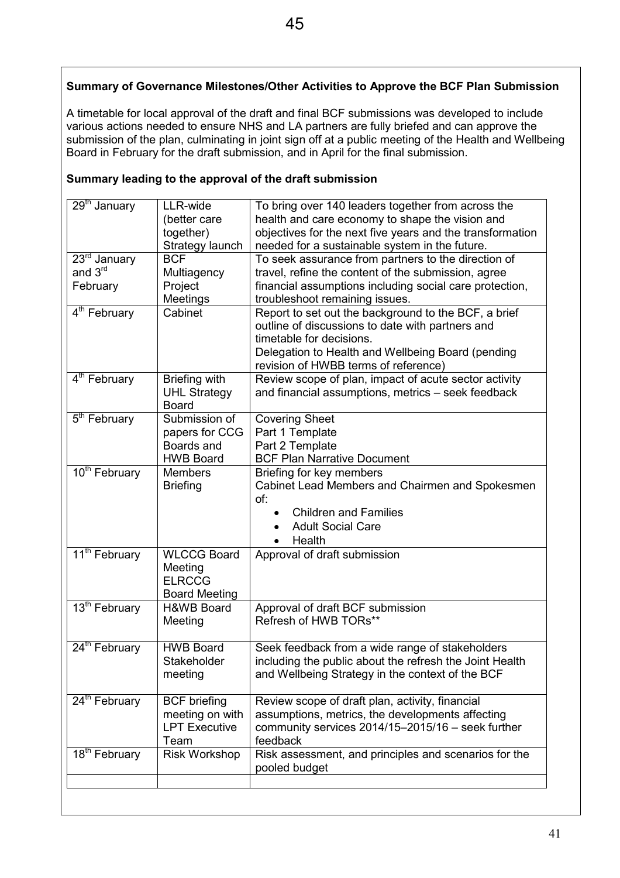**Summary of Governance Milestones/Other Activities to Approve the BCF Plan Submission**

A timetable for local approval of the draft and final BCF submissions was developed to include various actions needed to ensure NHS and LA partners are fully briefed and can approve the submission of the plan, culminating in joint sign off at a public meeting of the Health and Wellbeing Board in February for the draft submission, and in April for the final submission.

**Summary leading to the approval of the draft submission**

| | | |
|---|---|---|
| 29th January | LLR-wide (better care together) Strategy launch | To bring over 140 leaders together from across the health and care economy to shape the vision and objectives for the next five years and the transformation needed for a sustainable system in the future. |
| 23rd January and 3rd February | BCF Multiagency Project Meetings | To seek assurance from partners to the direction of travel, refine the content of the submission, agree financial assumptions including social care protection, troubleshoot remaining issues. |
| 4th February | Cabinet | Report to set out the background to the BCF, a brief outline of discussions to date with partners and timetable for decisions.<br>Delegation to Health and Wellbeing Board (pending revision of HWBB terms of reference) |
| 4th February | Briefing with UHL Strategy Board | Review scope of plan, impact of acute sector activity and financial assumptions, metrics – seek feedback |
| 5th February | Submission of papers for CCG Boards and HWB Board | Covering Sheet<br>Part 1 Template<br>Part 2 Template<br>BCF Plan Narrative Document |
| 10th February | Members Briefing | Briefing for key members<br>Cabinet Lead Members and Chairmen and Spokesmen of:<br>• Children and Families<br>• Adult Social Care<br>• Health |
| 11th February | WLCCG Board Meeting<br>ELRCCG Board Meeting | Approval of draft submission |
| 13th February | H&WB Board Meeting | Approval of draft BCF submission<br>Refresh of HWB TORs** |
| 24th February | HWB Board Stakeholder meeting | Seek feedback from a wide range of stakeholders including the public about the refresh the Joint Health and Wellbeing Strategy in the context of the BCF |
| 24th February | BCF briefing meeting on with LPT Executive Team | Review scope of draft plan, activity, financial assumptions, metrics, the developments affecting community services 2014/15–2015/16 – seek further feedback |
| 18th February | Risk Workshop | Risk assessment, and principles and scenarios for the pooled budget |
| | | |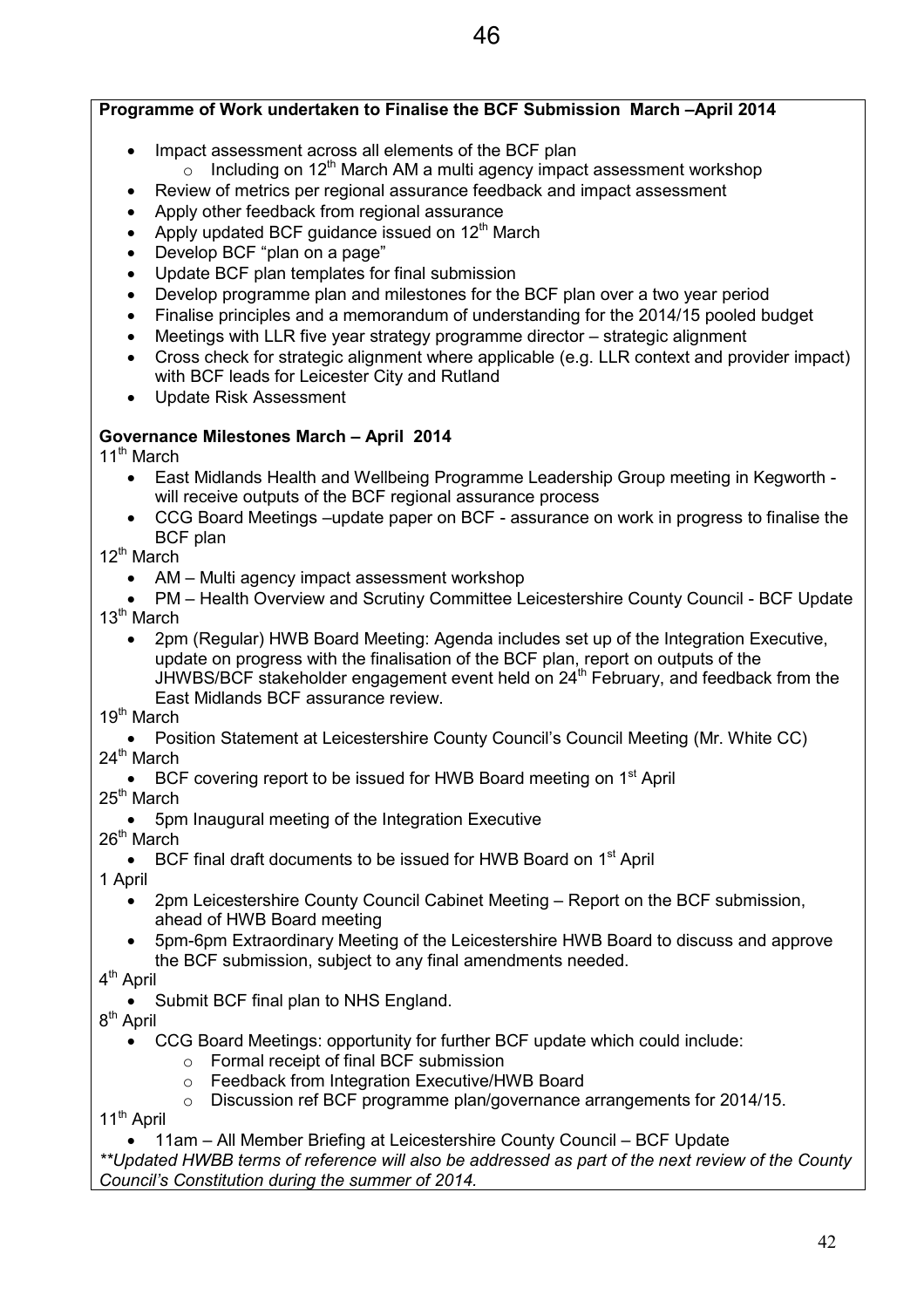**Programme of Work undertaken to Finalise the BCF Submission March –April 2014**

- Impact assessment across all elements of the BCF plan
  - Including on 12th March AM a multi agency impact assessment workshop
- Review of metrics per regional assurance feedback and impact assessment
- Apply other feedback from regional assurance
- Apply updated BCF guidance issued on 12th March
- Develop BCF "plan on a page"
- Update BCF plan templates for final submission
- Develop programme plan and milestones for the BCF plan over a two year period
- Finalise principles and a memorandum of understanding for the 2014/15 pooled budget
- Meetings with LLR five year strategy programme director – strategic alignment
- Cross check for strategic alignment where applicable (e.g. LLR context and provider impact) with BCF leads for Leicester City and Rutland
- Update Risk Assessment

**Governance Milestones March – April 2014**

11th March

- East Midlands Health and Wellbeing Programme Leadership Group meeting in Kegworth - will receive outputs of the BCF regional assurance process
- CCG Board Meetings –update paper on BCF - assurance on work in progress to finalise the BCF plan

12th March

- AM – Multi agency impact assessment workshop
- PM – Health Overview and Scrutiny Committee Leicestershire County Council - BCF Update

13th March

- 2pm (Regular) HWB Board Meeting: Agenda includes set up of the Integration Executive, update on progress with the finalisation of the BCF plan, report on outputs of the JHWBS/BCF stakeholder engagement event held on 24th February, and feedback from the East Midlands BCF assurance review.

19th March

- Position Statement at Leicestershire County Council's Council Meeting (Mr. White CC)

24th March

- BCF covering report to be issued for HWB Board meeting on 1st April

25th March

- 5pm Inaugural meeting of the Integration Executive

26th March

- BCF final draft documents to be issued for HWB Board on 1st April

1 April

- 2pm Leicestershire County Council Cabinet Meeting – Report on the BCF submission, ahead of HWB Board meeting
- 5pm-6pm Extraordinary Meeting of the Leicestershire HWB Board to discuss and approve the BCF submission, subject to any final amendments needed.

4th April

- Submit BCF final plan to NHS England.

8th April

- CCG Board Meetings: opportunity for further BCF update which could include:
  - Formal receipt of final BCF submission
  - Feedback from Integration Executive/HWB Board
  - Discussion ref BCF programme plan/governance arrangements for 2014/15.

11th April

- 11am – All Member Briefing at Leicestershire County Council – BCF Update

*\*\*Updated HWBB terms of reference will also be addressed as part of the next review of the County Council's Constitution during the summer of 2014.*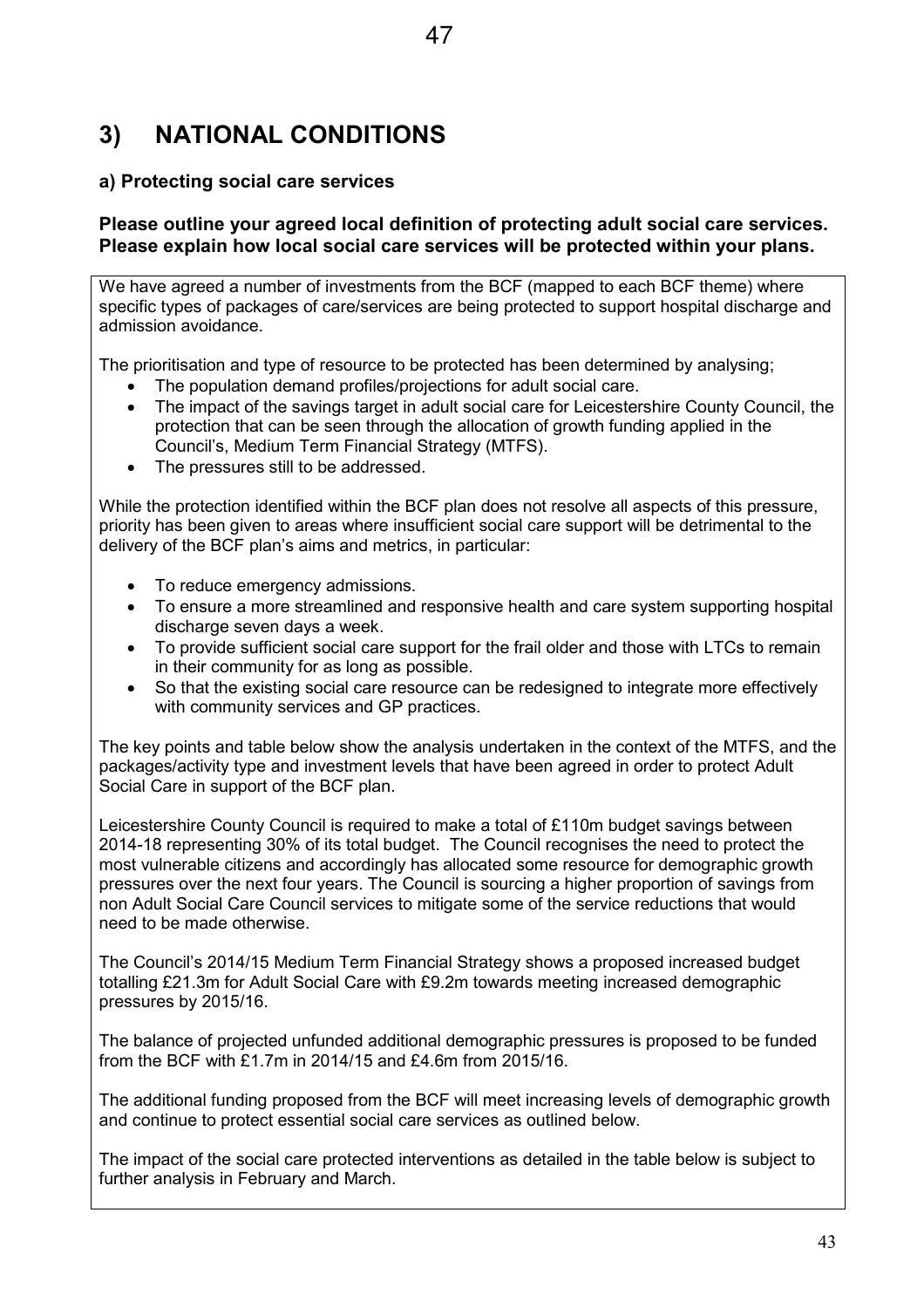# 3) NATIONAL CONDITIONS

### a) Protecting social care services

**Please outline your agreed local definition of protecting adult social care services. Please explain how local social care services will be protected within your plans.**

We have agreed a number of investments from the BCF (mapped to each BCF theme) where specific types of packages of care/services are being protected to support hospital discharge and admission avoidance.

The prioritisation and type of resource to be protected has been determined by analysing;

- The population demand profiles/projections for adult social care.
- The impact of the savings target in adult social care for Leicestershire County Council, the protection that can be seen through the allocation of growth funding applied in the Council's, Medium Term Financial Strategy (MTFS).
- The pressures still to be addressed.

While the protection identified within the BCF plan does not resolve all aspects of this pressure, priority has been given to areas where insufficient social care support will be detrimental to the delivery of the BCF plan's aims and metrics, in particular:

- To reduce emergency admissions.
- To ensure a more streamlined and responsive health and care system supporting hospital discharge seven days a week.
- To provide sufficient social care support for the frail older and those with LTCs to remain in their community for as long as possible.
- So that the existing social care resource can be redesigned to integrate more effectively with community services and GP practices.

The key points and table below show the analysis undertaken in the context of the MTFS, and the packages/activity type and investment levels that have been agreed in order to protect Adult Social Care in support of the BCF plan.

Leicestershire County Council is required to make a total of £110m budget savings between 2014-18 representing 30% of its total budget. The Council recognises the need to protect the most vulnerable citizens and accordingly has allocated some resource for demographic growth pressures over the next four years. The Council is sourcing a higher proportion of savings from non Adult Social Care Council services to mitigate some of the service reductions that would need to be made otherwise.

The Council's 2014/15 Medium Term Financial Strategy shows a proposed increased budget totalling £21.3m for Adult Social Care with £9.2m towards meeting increased demographic pressures by 2015/16.

The balance of projected unfunded additional demographic pressures is proposed to be funded from the BCF with £1.7m in 2014/15 and £4.6m from 2015/16.

The additional funding proposed from the BCF will meet increasing levels of demographic growth and continue to protect essential social care services as outlined below.

The impact of the social care protected interventions as detailed in the table below is subject to further analysis in February and March.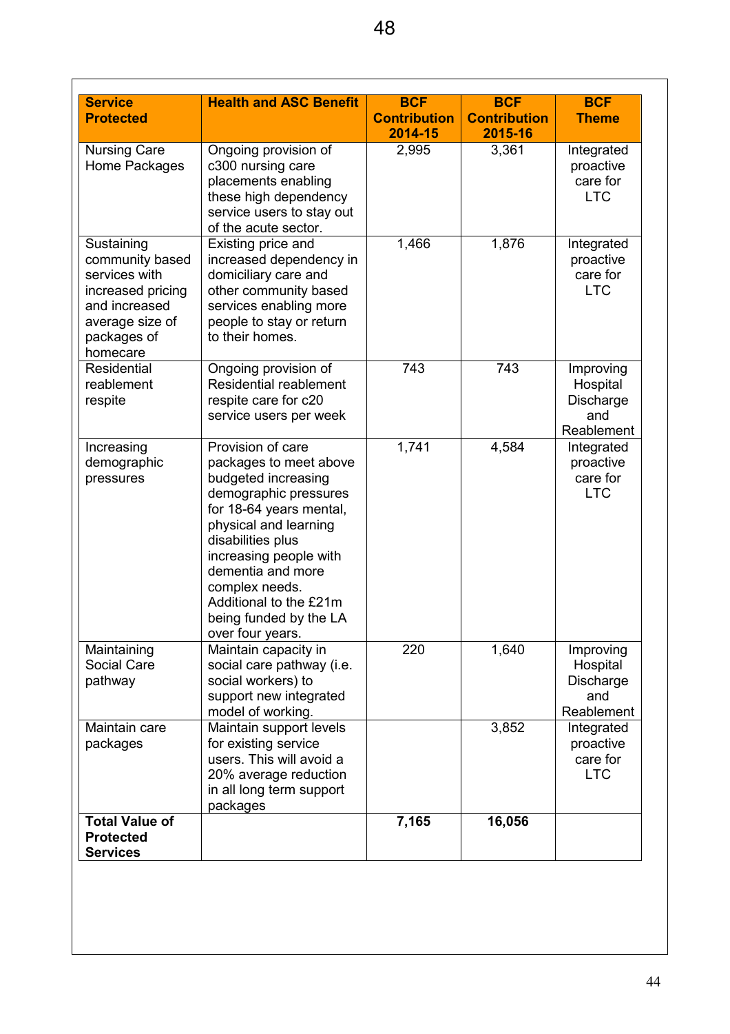| Service Protected | Health and ASC Benefit | BCF Contribution 2014-15 | BCF Contribution 2015-16 | BCF Theme |
|---|---|---|---|---|
| Nursing Care Home Packages | Ongoing provision of c300 nursing care placements enabling these high dependency service users to stay out of the acute sector. | 2,995 | 3,361 | Integrated proactive care for LTC |
| Sustaining community based services with increased pricing and increased average size of packages of homecare | Existing price and increased dependency in domiciliary care and other community based services enabling more people to stay or return to their homes. | 1,466 | 1,876 | Integrated proactive care for LTC |
| Residential reablement respite | Ongoing provision of Residential reablement respite care for c20 service users per week | 743 | 743 | Improving Hospital Discharge and Reablement |
| Increasing demographic pressures | Provision of care packages to meet above budgeted increasing demographic pressures for 18-64 years mental, physical and learning disabilities plus increasing people with dementia and more complex needs. Additional to the £21m being funded by the LA over four years. | 1,741 | 4,584 | Integrated proactive care for LTC |
| Maintaining Social Care pathway | Maintain capacity in social care pathway (i.e. social workers) to support new integrated model of working. | 220 | 1,640 | Improving Hospital Discharge and Reablement |
| Maintain care packages | Maintain support levels for existing service users. This will avoid a 20% average reduction in all long term support packages | | 3,852 | Integrated proactive care for LTC |
| **Total Value of Protected Services** | | **7,165** | **16,056** | |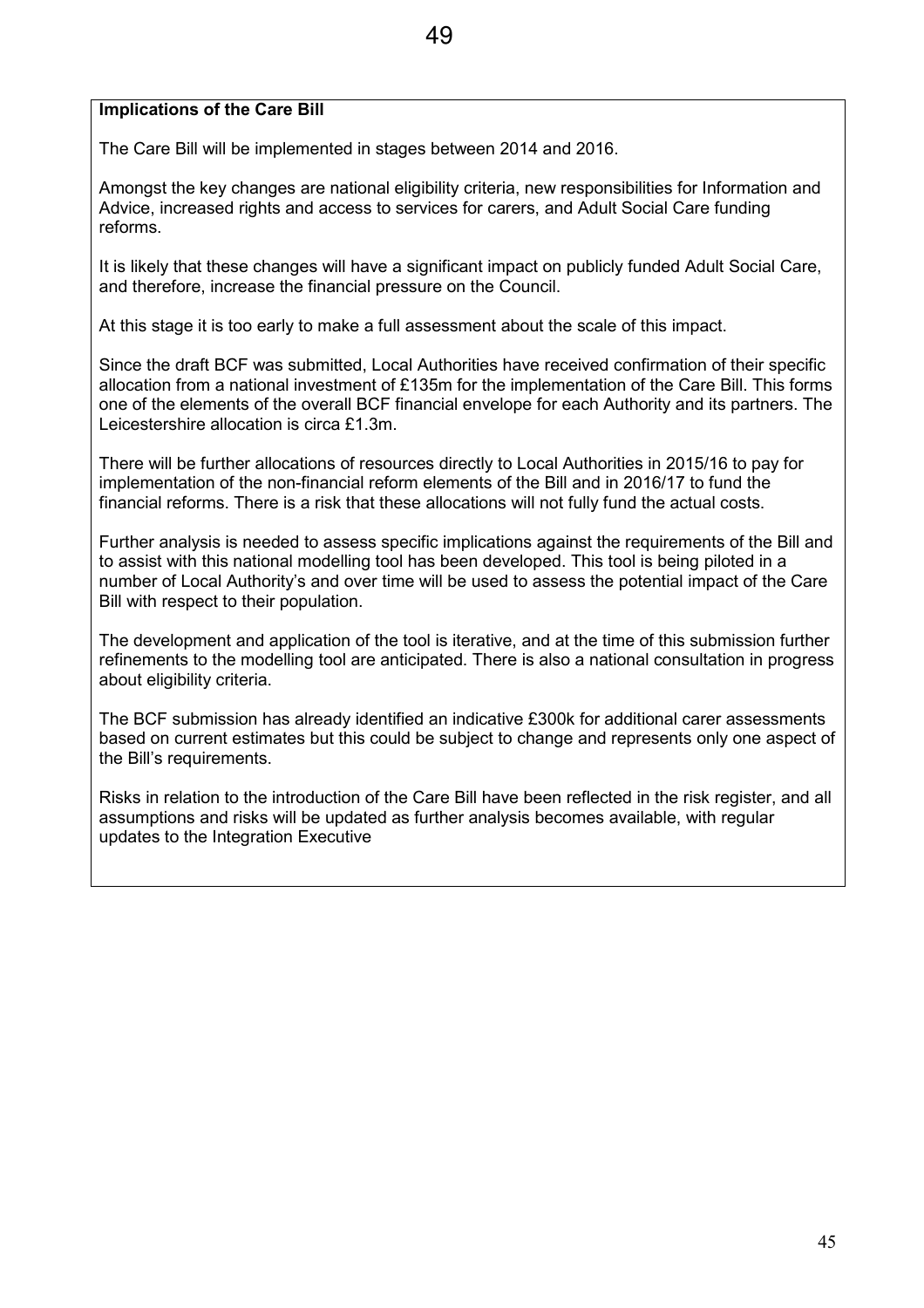**Implications of the Care Bill**

The Care Bill will be implemented in stages between 2014 and 2016.

Amongst the key changes are national eligibility criteria, new responsibilities for Information and Advice, increased rights and access to services for carers, and Adult Social Care funding reforms.

It is likely that these changes will have a significant impact on publicly funded Adult Social Care, and therefore, increase the financial pressure on the Council.

At this stage it is too early to make a full assessment about the scale of this impact.

Since the draft BCF was submitted, Local Authorities have received confirmation of their specific allocation from a national investment of £135m for the implementation of the Care Bill. This forms one of the elements of the overall BCF financial envelope for each Authority and its partners. The Leicestershire allocation is circa £1.3m.

There will be further allocations of resources directly to Local Authorities in 2015/16 to pay for implementation of the non-financial reform elements of the Bill and in 2016/17 to fund the financial reforms. There is a risk that these allocations will not fully fund the actual costs.

Further analysis is needed to assess specific implications against the requirements of the Bill and to assist with this national modelling tool has been developed. This tool is being piloted in a number of Local Authority's and over time will be used to assess the potential impact of the Care Bill with respect to their population.

The development and application of the tool is iterative, and at the time of this submission further refinements to the modelling tool are anticipated. There is also a national consultation in progress about eligibility criteria.

The BCF submission has already identified an indicative £300k for additional carer assessments based on current estimates but this could be subject to change and represents only one aspect of the Bill's requirements.

Risks in relation to the introduction of the Care Bill have been reflected in the risk register, and all assumptions and risks will be updated as further analysis becomes available, with regular updates to the Integration Executive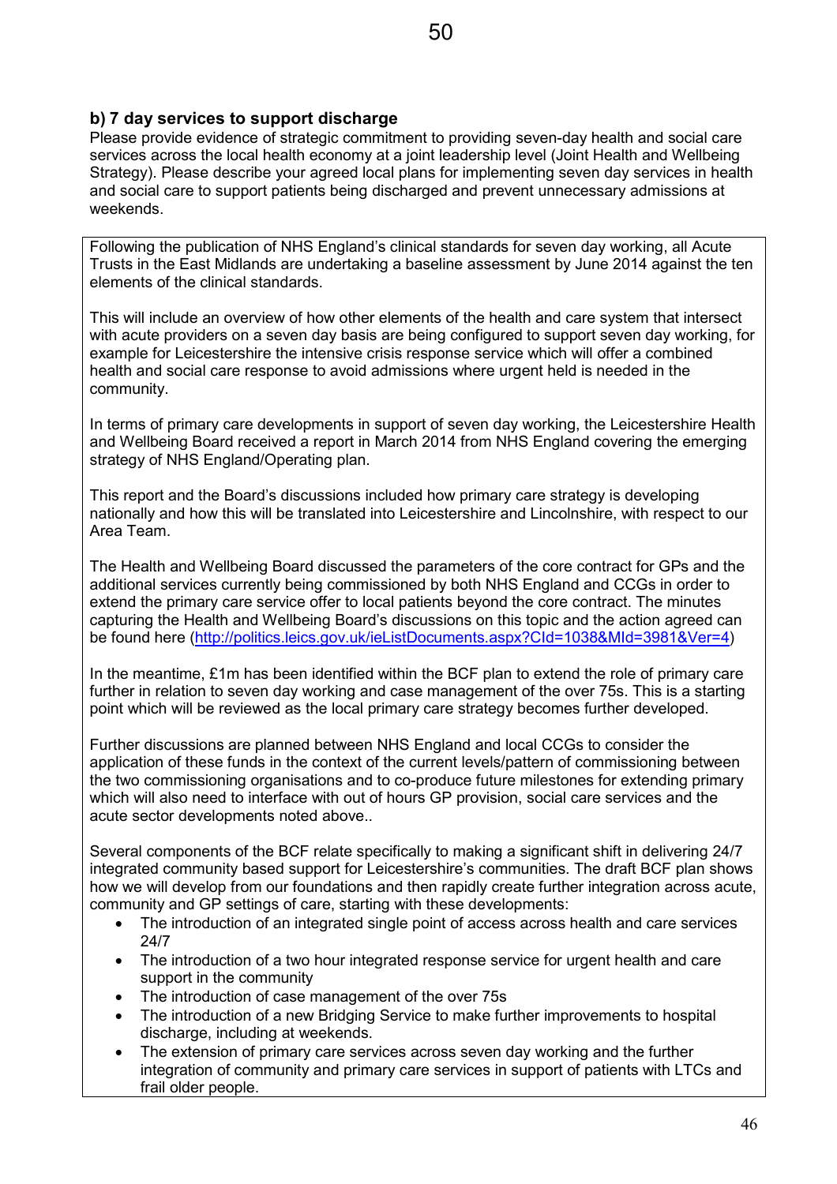### b) 7 day services to support discharge

Please provide evidence of strategic commitment to providing seven-day health and social care services across the local health economy at a joint leadership level (Joint Health and Wellbeing Strategy). Please describe your agreed local plans for implementing seven day services in health and social care to support patients being discharged and prevent unnecessary admissions at weekends.

Following the publication of NHS England's clinical standards for seven day working, all Acute Trusts in the East Midlands are undertaking a baseline assessment by June 2014 against the ten elements of the clinical standards.

This will include an overview of how other elements of the health and care system that intersect with acute providers on a seven day basis are being configured to support seven day working, for example for Leicestershire the intensive crisis response service which will offer a combined health and social care response to avoid admissions where urgent held is needed in the community.

In terms of primary care developments in support of seven day working, the Leicestershire Health and Wellbeing Board received a report in March 2014 from NHS England covering the emerging strategy of NHS England/Operating plan.

This report and the Board's discussions included how primary care strategy is developing nationally and how this will be translated into Leicestershire and Lincolnshire, with respect to our Area Team.

The Health and Wellbeing Board discussed the parameters of the core contract for GPs and the additional services currently being commissioned by both NHS England and CCGs in order to extend the primary care service offer to local patients beyond the core contract. The minutes capturing the Health and Wellbeing Board's discussions on this topic and the action agreed can be found here (http://politics.leics.gov.uk/ieListDocuments.aspx?CId=1038&MId=3981&Ver=4)

In the meantime, £1m has been identified within the BCF plan to extend the role of primary care further in relation to seven day working and case management of the over 75s. This is a starting point which will be reviewed as the local primary care strategy becomes further developed.

Further discussions are planned between NHS England and local CCGs to consider the application of these funds in the context of the current levels/pattern of commissioning between the two commissioning organisations and to co-produce future milestones for extending primary which will also need to interface with out of hours GP provision, social care services and the acute sector developments noted above..

Several components of the BCF relate specifically to making a significant shift in delivering 24/7 integrated community based support for Leicestershire's communities. The draft BCF plan shows how we will develop from our foundations and then rapidly create further integration across acute, community and GP settings of care, starting with these developments:

- The introduction of an integrated single point of access across health and care services 24/7
- The introduction of a two hour integrated response service for urgent health and care support in the community
- The introduction of case management of the over 75s
- The introduction of a new Bridging Service to make further improvements to hospital discharge, including at weekends.
- The extension of primary care services across seven day working and the further integration of community and primary care services in support of patients with LTCs and frail older people.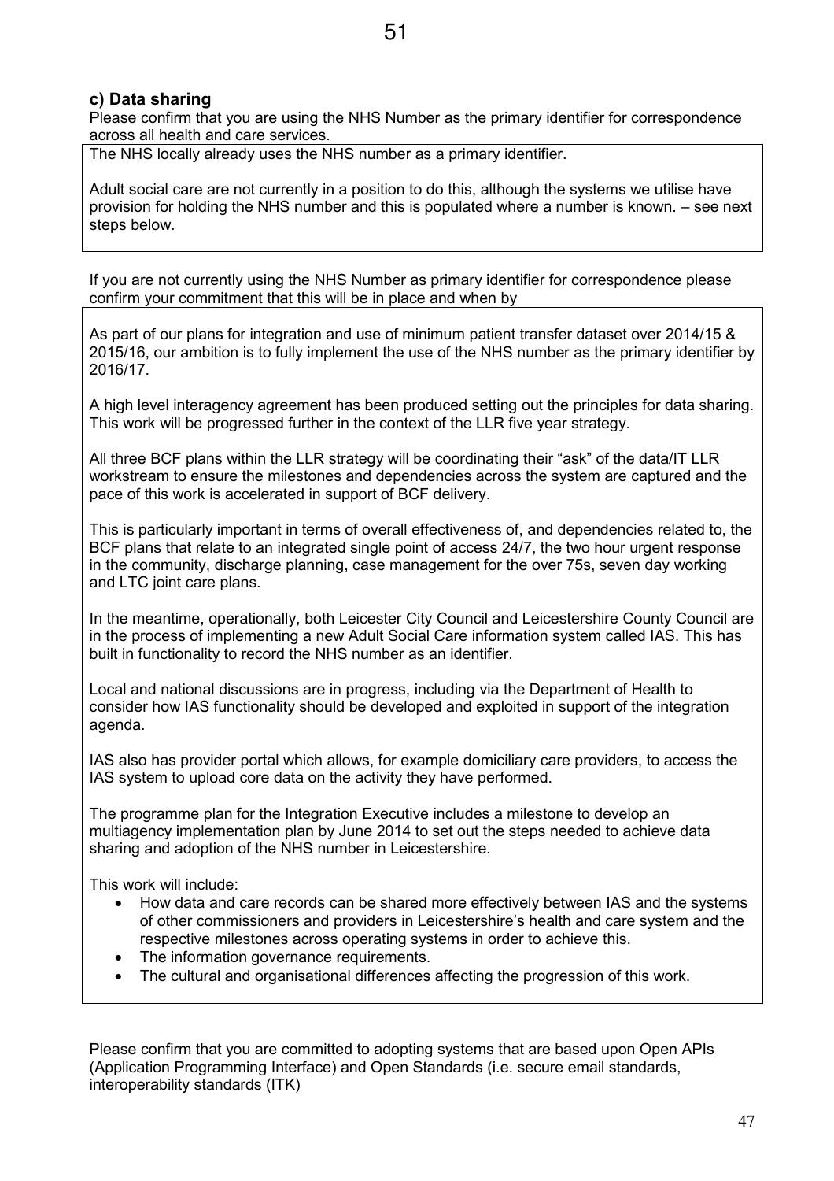### c) Data sharing

Please confirm that you are using the NHS Number as the primary identifier for correspondence across all health and care services.

The NHS locally already uses the NHS number as a primary identifier.

Adult social care are not currently in a position to do this, although the systems we utilise have provision for holding the NHS number and this is populated where a number is known. – see next steps below.

If you are not currently using the NHS Number as primary identifier for correspondence please confirm your commitment that this will be in place and when by

As part of our plans for integration and use of minimum patient transfer dataset over 2014/15 & 2015/16, our ambition is to fully implement the use of the NHS number as the primary identifier by 2016/17.

A high level interagency agreement has been produced setting out the principles for data sharing. This work will be progressed further in the context of the LLR five year strategy.

All three BCF plans within the LLR strategy will be coordinating their "ask" of the data/IT LLR workstream to ensure the milestones and dependencies across the system are captured and the pace of this work is accelerated in support of BCF delivery.

This is particularly important in terms of overall effectiveness of, and dependencies related to, the BCF plans that relate to an integrated single point of access 24/7, the two hour urgent response in the community, discharge planning, case management for the over 75s, seven day working and LTC joint care plans.

In the meantime, operationally, both Leicester City Council and Leicestershire County Council are in the process of implementing a new Adult Social Care information system called IAS. This has built in functionality to record the NHS number as an identifier.

Local and national discussions are in progress, including via the Department of Health to consider how IAS functionality should be developed and exploited in support of the integration agenda.

IAS also has provider portal which allows, for example domiciliary care providers, to access the IAS system to upload core data on the activity they have performed.

The programme plan for the Integration Executive includes a milestone to develop an multiagency implementation plan by June 2014 to set out the steps needed to achieve data sharing and adoption of the NHS number in Leicestershire.

This work will include:

- How data and care records can be shared more effectively between IAS and the systems of other commissioners and providers in Leicestershire's health and care system and the respective milestones across operating systems in order to achieve this.
- The information governance requirements.
- The cultural and organisational differences affecting the progression of this work.

Please confirm that you are committed to adopting systems that are based upon Open APIs (Application Programming Interface) and Open Standards (i.e. secure email standards, interoperability standards (ITK)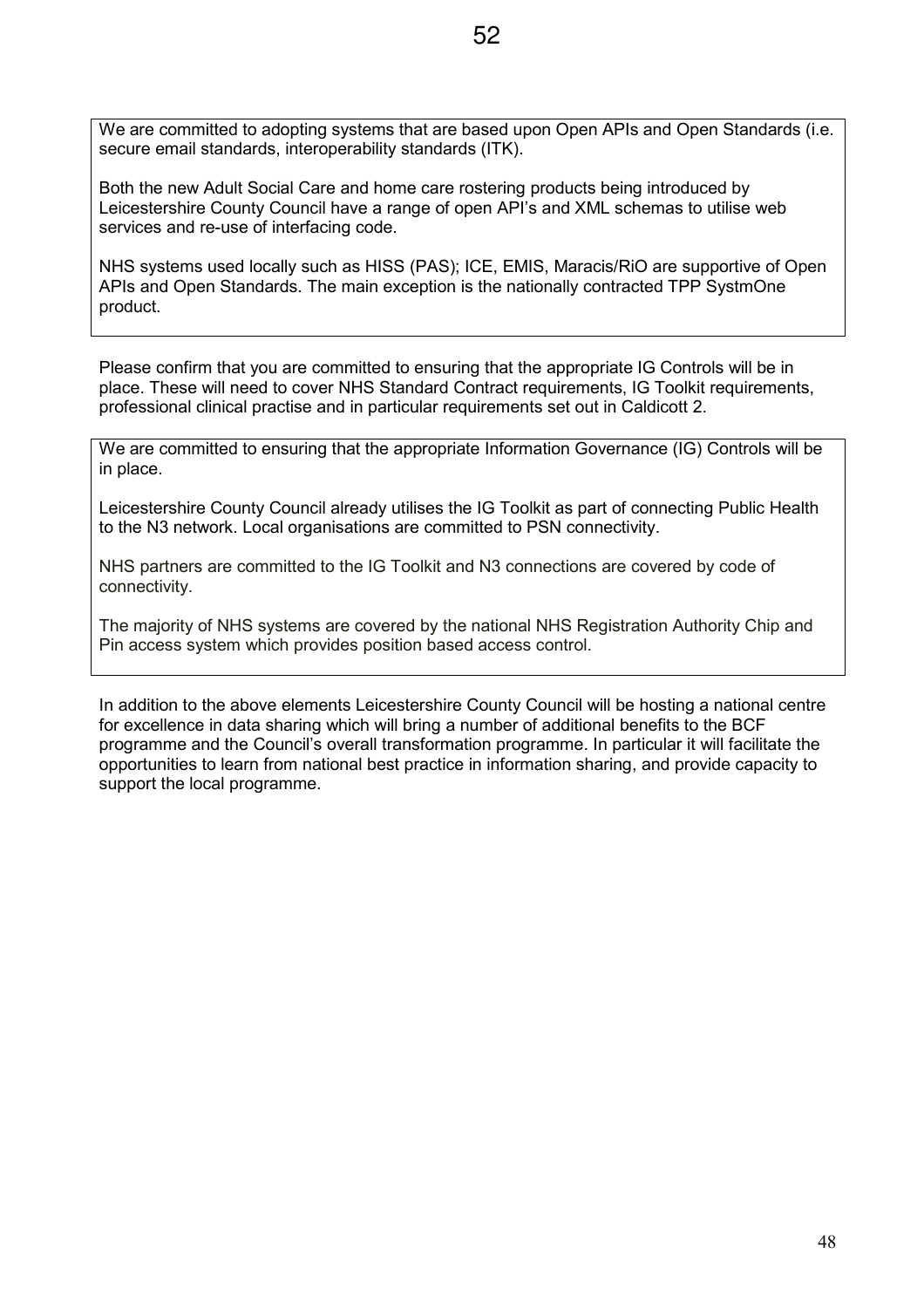We are committed to adopting systems that are based upon Open APIs and Open Standards (i.e. secure email standards, interoperability standards (ITK).

Both the new Adult Social Care and home care rostering products being introduced by Leicestershire County Council have a range of open API's and XML schemas to utilise web services and re-use of interfacing code.

NHS systems used locally such as HISS (PAS); ICE, EMIS, Maracis/RiO are supportive of Open APIs and Open Standards. The main exception is the nationally contracted TPP SystmOne product.

Please confirm that you are committed to ensuring that the appropriate IG Controls will be in place. These will need to cover NHS Standard Contract requirements, IG Toolkit requirements, professional clinical practise and in particular requirements set out in Caldicott 2.

We are committed to ensuring that the appropriate Information Governance (IG) Controls will be in place.

Leicestershire County Council already utilises the IG Toolkit as part of connecting Public Health to the N3 network. Local organisations are committed to PSN connectivity.

NHS partners are committed to the IG Toolkit and N3 connections are covered by code of connectivity.

The majority of NHS systems are covered by the national NHS Registration Authority Chip and Pin access system which provides position based access control.

In addition to the above elements Leicestershire County Council will be hosting a national centre for excellence in data sharing which will bring a number of additional benefits to the BCF programme and the Council's overall transformation programme. In particular it will facilitate the opportunities to learn from national best practice in information sharing, and provide capacity to support the local programme.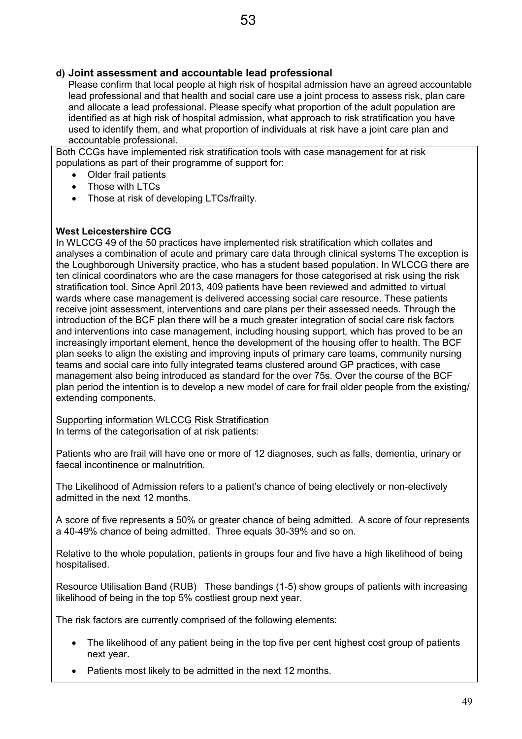### d) Joint assessment and accountable lead professional

Please confirm that local people at high risk of hospital admission have an agreed accountable lead professional and that health and social care use a joint process to assess risk, plan care and allocate a lead professional. Please specify what proportion of the adult population are identified as at high risk of hospital admission, what approach to risk stratification you have used to identify them, and what proportion of individuals at risk have a joint care plan and accountable professional.

Both CCGs have implemented risk stratification tools with case management for at risk populations as part of their programme of support for:

- Older frail patients
- Those with LTCs
- Those at risk of developing LTCs/frailty.

**West Leicestershire CCG**

In WLCCG 49 of the 50 practices have implemented risk stratification which collates and analyses a combination of acute and primary care data through clinical systems The exception is the Loughborough University practice, who has a student based population. In WLCCG there are ten clinical coordinators who are the case managers for those categorised at risk using the risk stratification tool. Since April 2013, 409 patients have been reviewed and admitted to virtual wards where case management is delivered accessing social care resource. These patients receive joint assessment, interventions and care plans per their assessed needs. Through the introduction of the BCF plan there will be a much greater integration of social care risk factors and interventions into case management, including housing support, which has proved to be an increasingly important element, hence the development of the housing offer to health. The BCF plan seeks to align the existing and improving inputs of primary care teams, community nursing teams and social care into fully integrated teams clustered around GP practices, with case management also being introduced as standard for the over 75s. Over the course of the BCF plan period the intention is to develop a new model of care for frail older people from the existing/ extending components.

Supporting information WLCCG Risk Stratification

In terms of the categorisation of at risk patients:

Patients who are frail will have one or more of 12 diagnoses, such as falls, dementia, urinary or faecal incontinence or malnutrition.

The Likelihood of Admission refers to a patient's chance of being electively or non-electively admitted in the next 12 months.

A score of five represents a 50% or greater chance of being admitted. A score of four represents a 40-49% chance of being admitted. Three equals 30-39% and so on.

Relative to the whole population, patients in groups four and five have a high likelihood of being hospitalised.

Resource Utilisation Band (RUB) These bandings (1-5) show groups of patients with increasing likelihood of being in the top 5% costliest group next year.

The risk factors are currently comprised of the following elements:

- The likelihood of any patient being in the top five per cent highest cost group of patients next year.
- Patients most likely to be admitted in the next 12 months.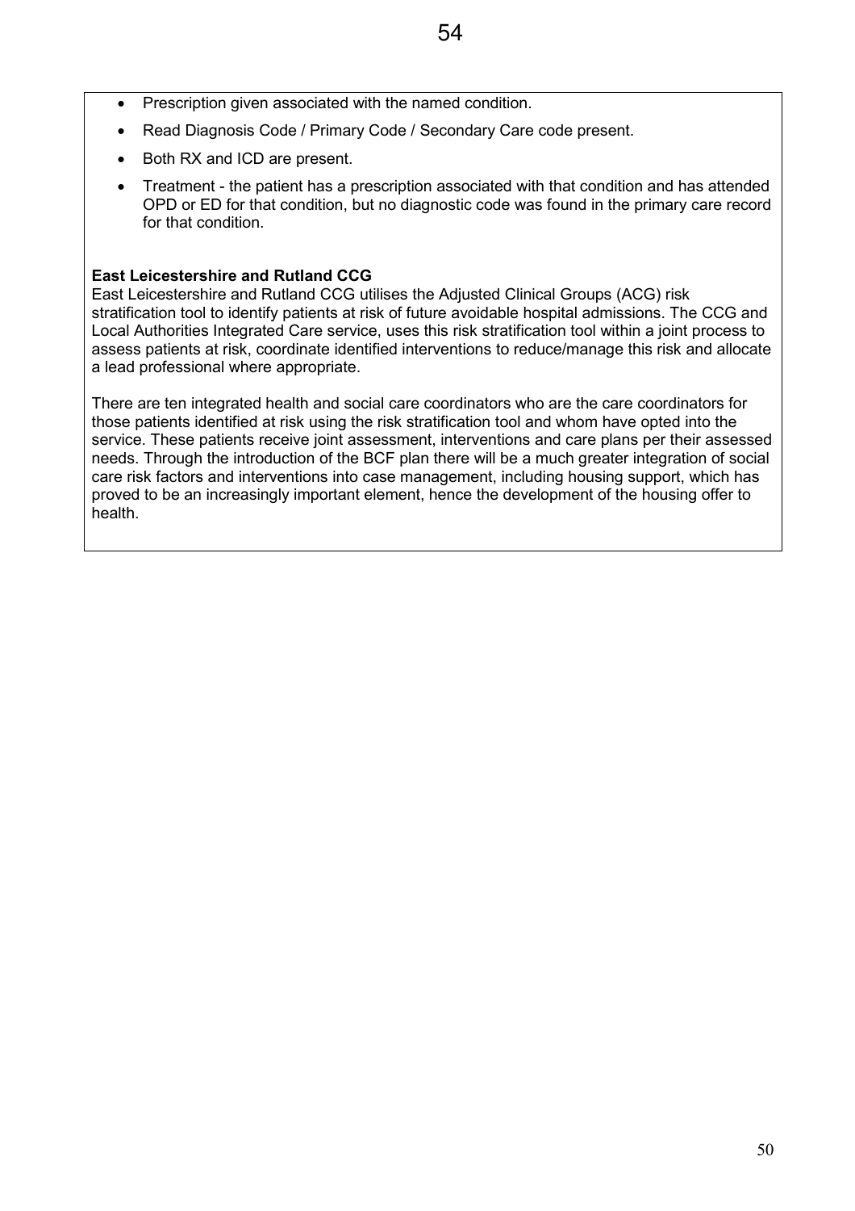- Prescription given associated with the named condition.
- Read Diagnosis Code / Primary Code / Secondary Care code present.
- Both RX and ICD are present.
- Treatment - the patient has a prescription associated with that condition and has attended OPD or ED for that condition, but no diagnostic code was found in the primary care record for that condition.

**East Leicestershire and Rutland CCG**
East Leicestershire and Rutland CCG utilises the Adjusted Clinical Groups (ACG) risk stratification tool to identify patients at risk of future avoidable hospital admissions. The CCG and Local Authorities Integrated Care service, uses this risk stratification tool within a joint process to assess patients at risk, coordinate identified interventions to reduce/manage this risk and allocate a lead professional where appropriate.

There are ten integrated health and social care coordinators who are the care coordinators for those patients identified at risk using the risk stratification tool and whom have opted into the service. These patients receive joint assessment, interventions and care plans per their assessed needs. Through the introduction of the BCF plan there will be a much greater integration of social care risk factors and interventions into case management, including housing support, which has proved to be an increasingly important element, hence the development of the housing offer to health.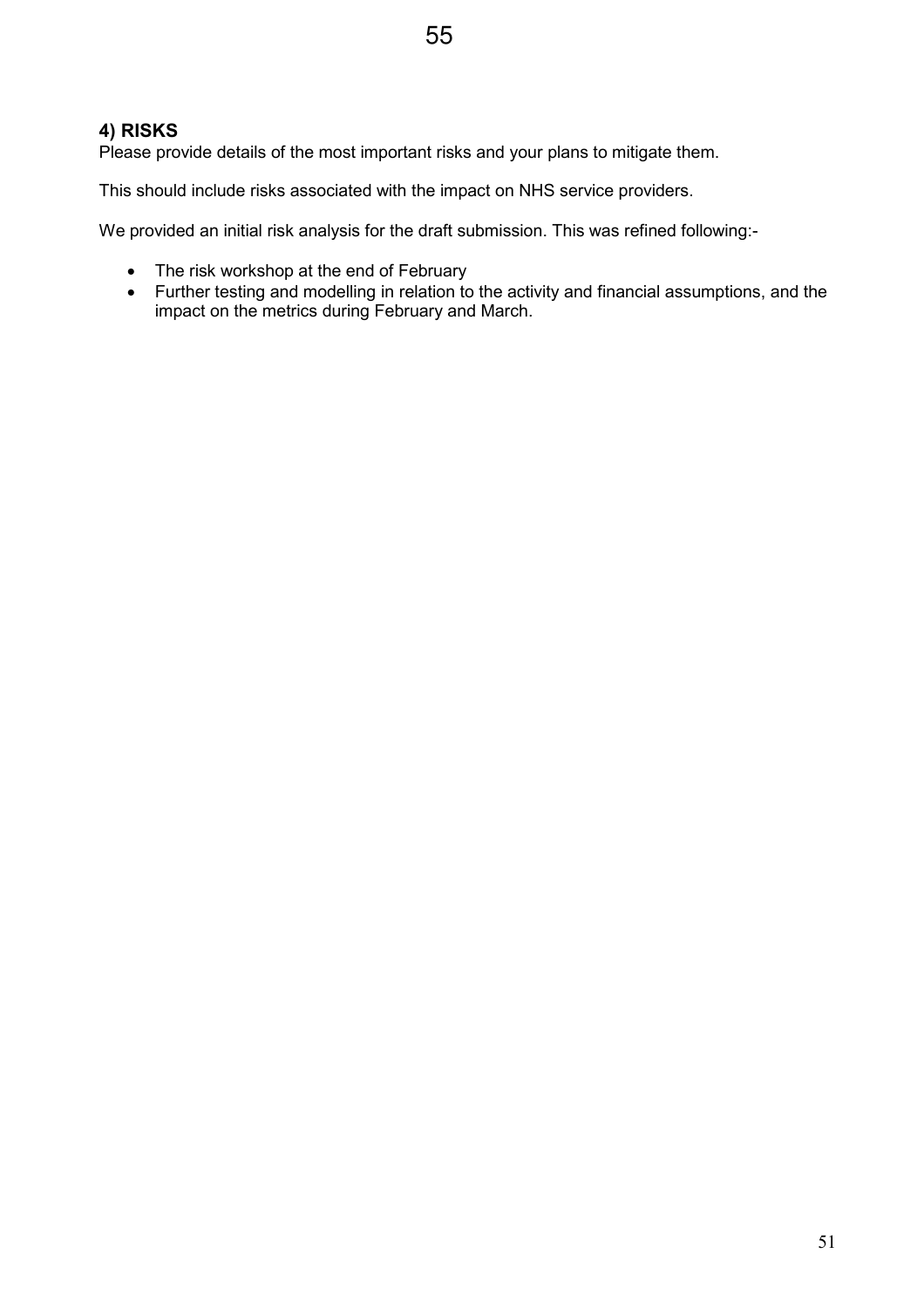## 4) RISKS

Please provide details of the most important risks and your plans to mitigate them.

This should include risks associated with the impact on NHS service providers.

We provided an initial risk analysis for the draft submission. This was refined following:-

- The risk workshop at the end of February
- Further testing and modelling in relation to the activity and financial assumptions, and the impact on the metrics during February and March.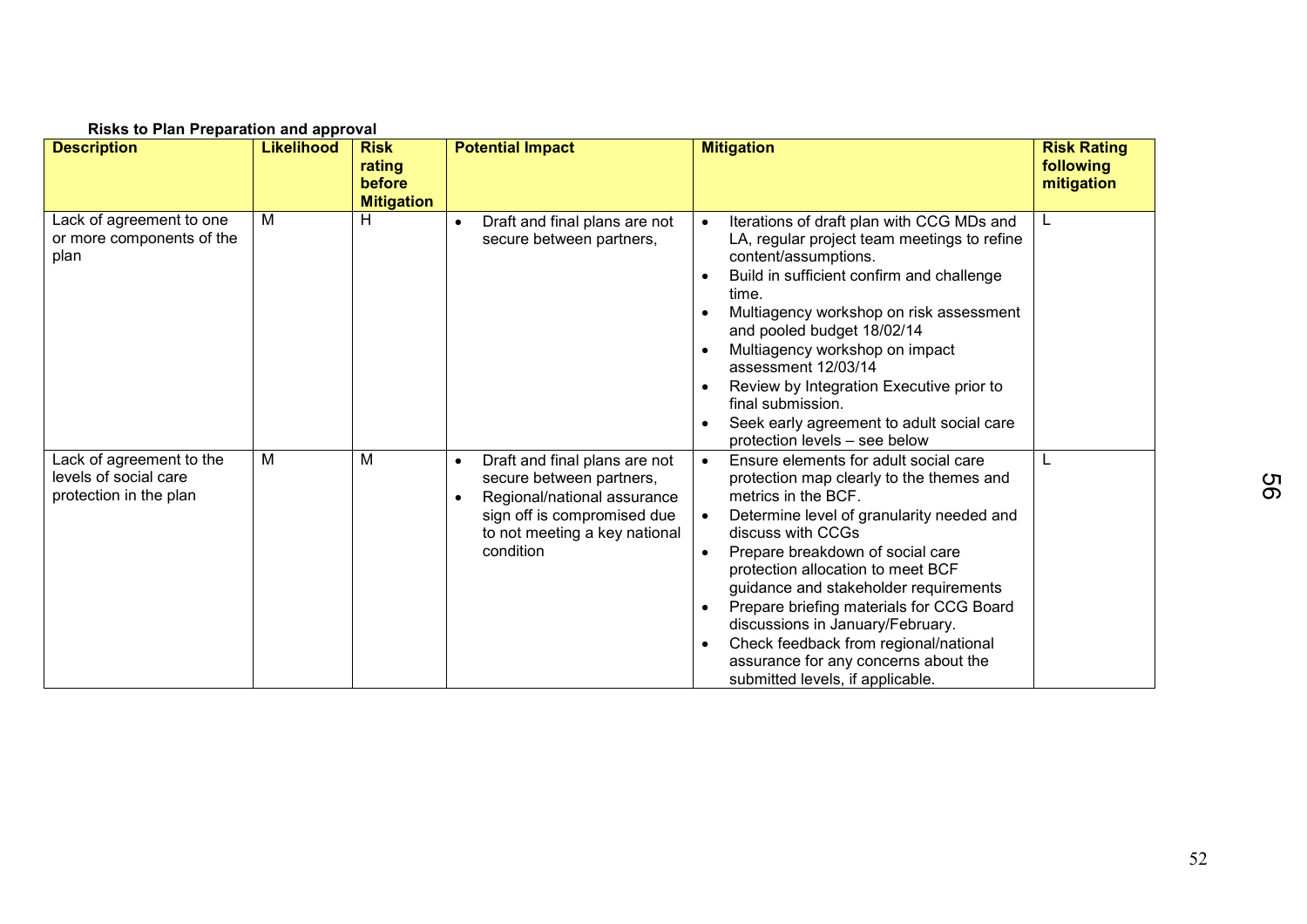**Risks to Plan Preparation and approval**

| Description | Likelihood | Risk rating before Mitigation | Potential Impact | Mitigation | Risk Rating following mitigation |
|---|---|---|---|---|---|
| Lack of agreement to one or more components of the plan | M | H | • Draft and final plans are not secure between partners, | • Iterations of draft plan with CCG MDs and LA, regular project team meetings to refine content/assumptions.<br>• Build in sufficient confirm and challenge time.<br>• Multiagency workshop on risk assessment and pooled budget 18/02/14<br>• Multiagency workshop on impact assessment 12/03/14<br>• Review by Integration Executive prior to final submission.<br>• Seek early agreement to adult social care protection levels – see below | L |
| Lack of agreement to the levels of social care protection in the plan | M | M | • Draft and final plans are not secure between partners,<br>• Regional/national assurance sign off is compromised due to not meeting a key national condition | • Ensure elements for adult social care protection map clearly to the themes and metrics in the BCF.<br>• Determine level of granularity needed and discuss with CCGs<br>• Prepare breakdown of social care protection allocation to meet BCF guidance and stakeholder requirements<br>• Prepare briefing materials for CCG Board discussions in January/February.<br>• Check feedback from regional/national assurance for any concerns about the submitted levels, if applicable. | L |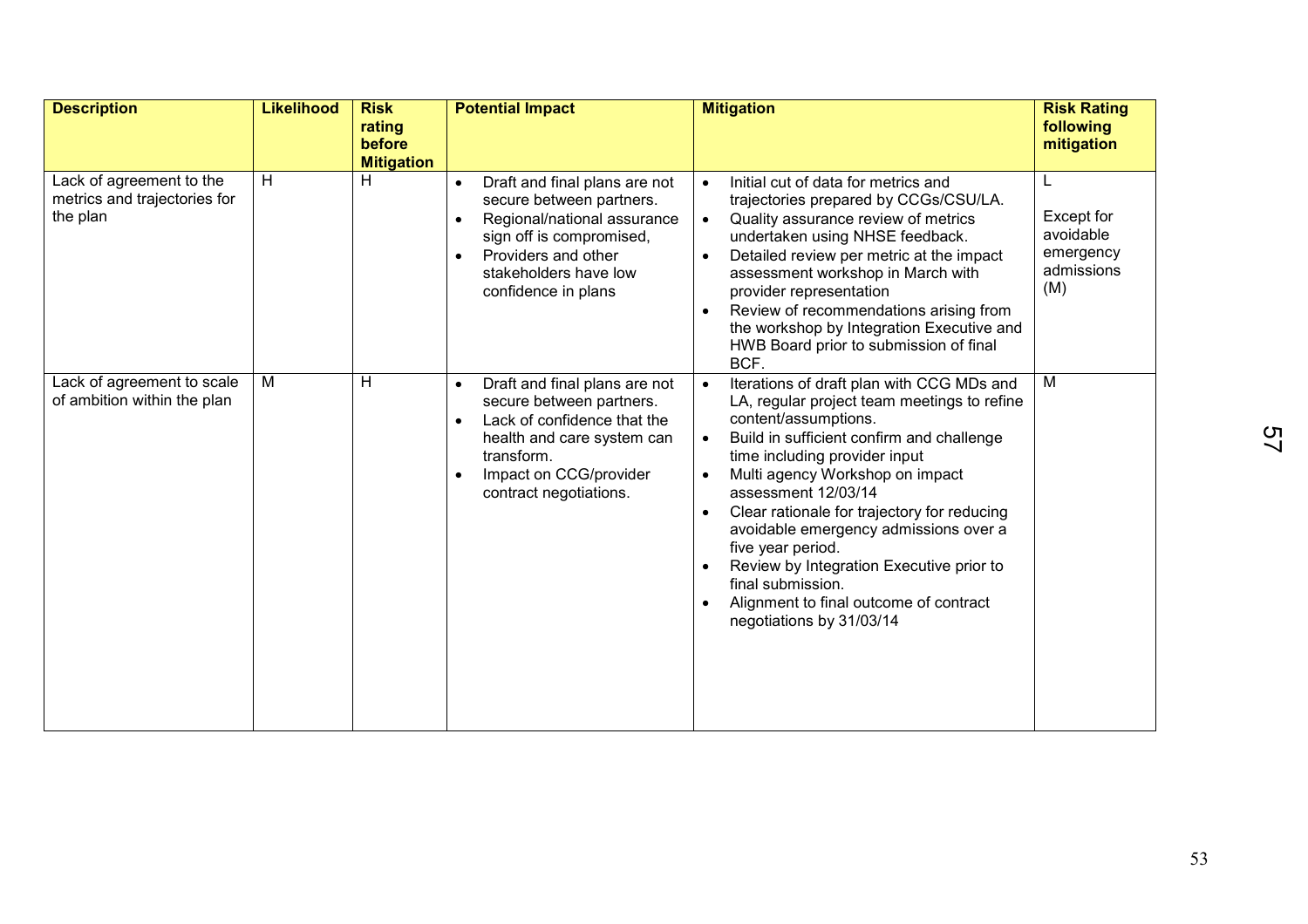| Description | Likelihood | Risk rating before Mitigation | Potential Impact | Mitigation | Risk Rating following mitigation |
|---|---|---|---|---|---|
| Lack of agreement to the metrics and trajectories for the plan | H | H | • Draft and final plans are not secure between partners.<br>• Regional/national assurance sign off is compromised,<br>• Providers and other stakeholders have low confidence in plans | • Initial cut of data for metrics and trajectories prepared by CCGs/CSU/LA.<br>• Quality assurance review of metrics undertaken using NHSE feedback.<br>• Detailed review per metric at the impact assessment workshop in March with provider representation<br>• Review of recommendations arising from the workshop by Integration Executive and HWB Board prior to submission of final BCF. | L<br><br>Except for avoidable emergency admissions (M) |
| Lack of agreement to scale of ambition within the plan | M | H | • Draft and final plans are not secure between partners.<br>• Lack of confidence that the health and care system can transform.<br>• Impact on CCG/provider contract negotiations. | • Iterations of draft plan with CCG MDs and LA, regular project team meetings to refine content/assumptions.<br>• Build in sufficient confirm and challenge time including provider input<br>• Multi agency Workshop on impact assessment 12/03/14<br>• Clear rationale for trajectory for reducing avoidable emergency admissions over a five year period.<br>• Review by Integration Executive prior to final submission.<br>• Alignment to final outcome of contract negotiations by 31/03/14 | M |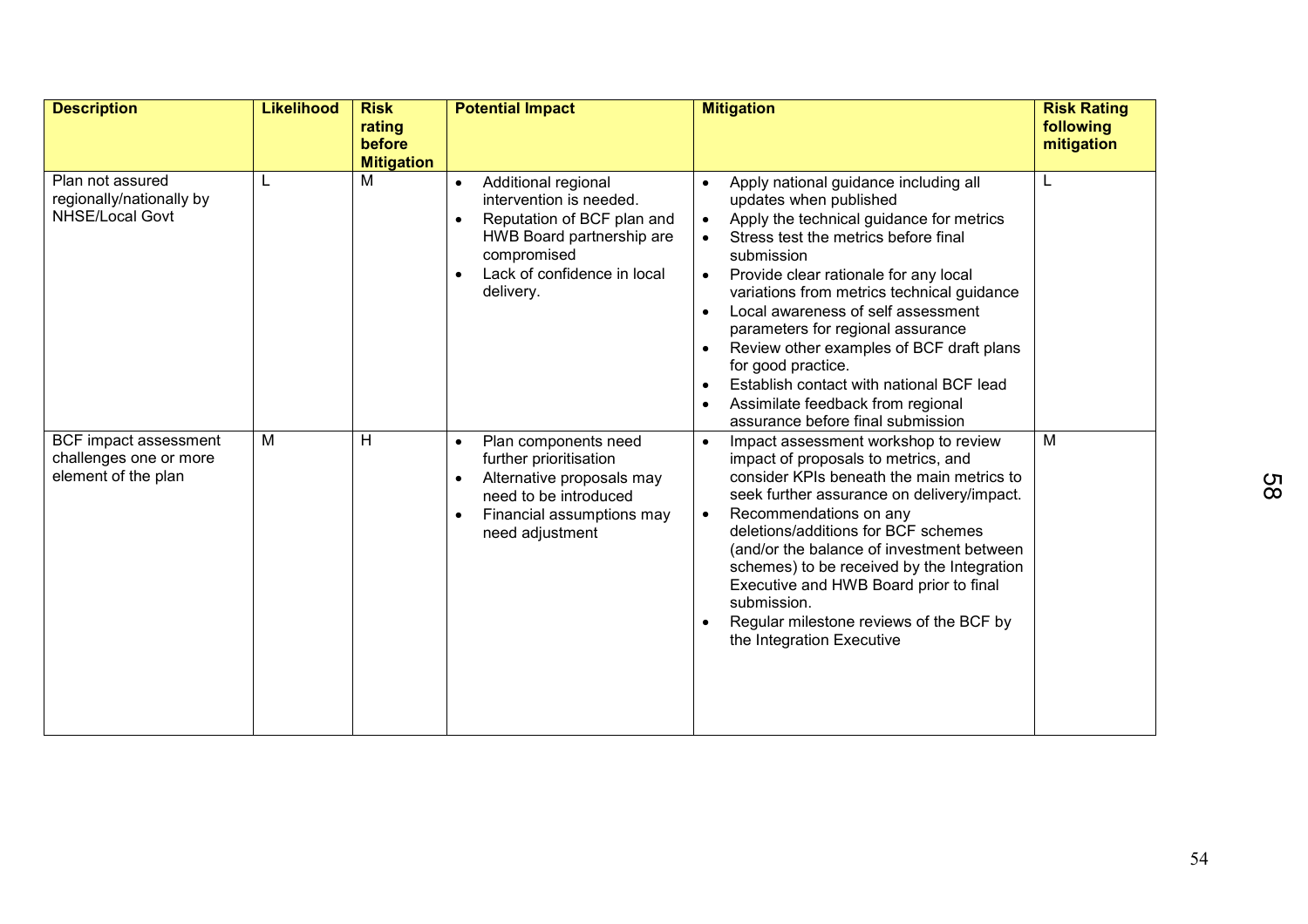| Description | Likelihood | Risk rating before Mitigation | Potential Impact | Mitigation | Risk Rating following mitigation |
|---|---|---|---|---|---|
| Plan not assured regionally/nationally by NHSE/Local Govt | L | M | • Additional regional intervention is needed.<br>• Reputation of BCF plan and HWB Board partnership are compromised<br>• Lack of confidence in local delivery. | • Apply national guidance including all updates when published<br>• Apply the technical guidance for metrics<br>• Stress test the metrics before final submission<br>• Provide clear rationale for any local variations from metrics technical guidance<br>• Local awareness of self assessment parameters for regional assurance<br>• Review other examples of BCF draft plans for good practice.<br>• Establish contact with national BCF lead<br>• Assimilate feedback from regional assurance before final submission | L |
| BCF impact assessment challenges one or more element of the plan | M | H | • Plan components need further prioritisation<br>• Alternative proposals may need to be introduced<br>• Financial assumptions may need adjustment | • Impact assessment workshop to review impact of proposals to metrics, and consider KPIs beneath the main metrics to seek further assurance on delivery/impact.<br>• Recommendations on any deletions/additions for BCF schemes (and/or the balance of investment between schemes) to be received by the Integration Executive and HWB Board prior to final submission.<br>• Regular milestone reviews of the BCF by the Integration Executive | M |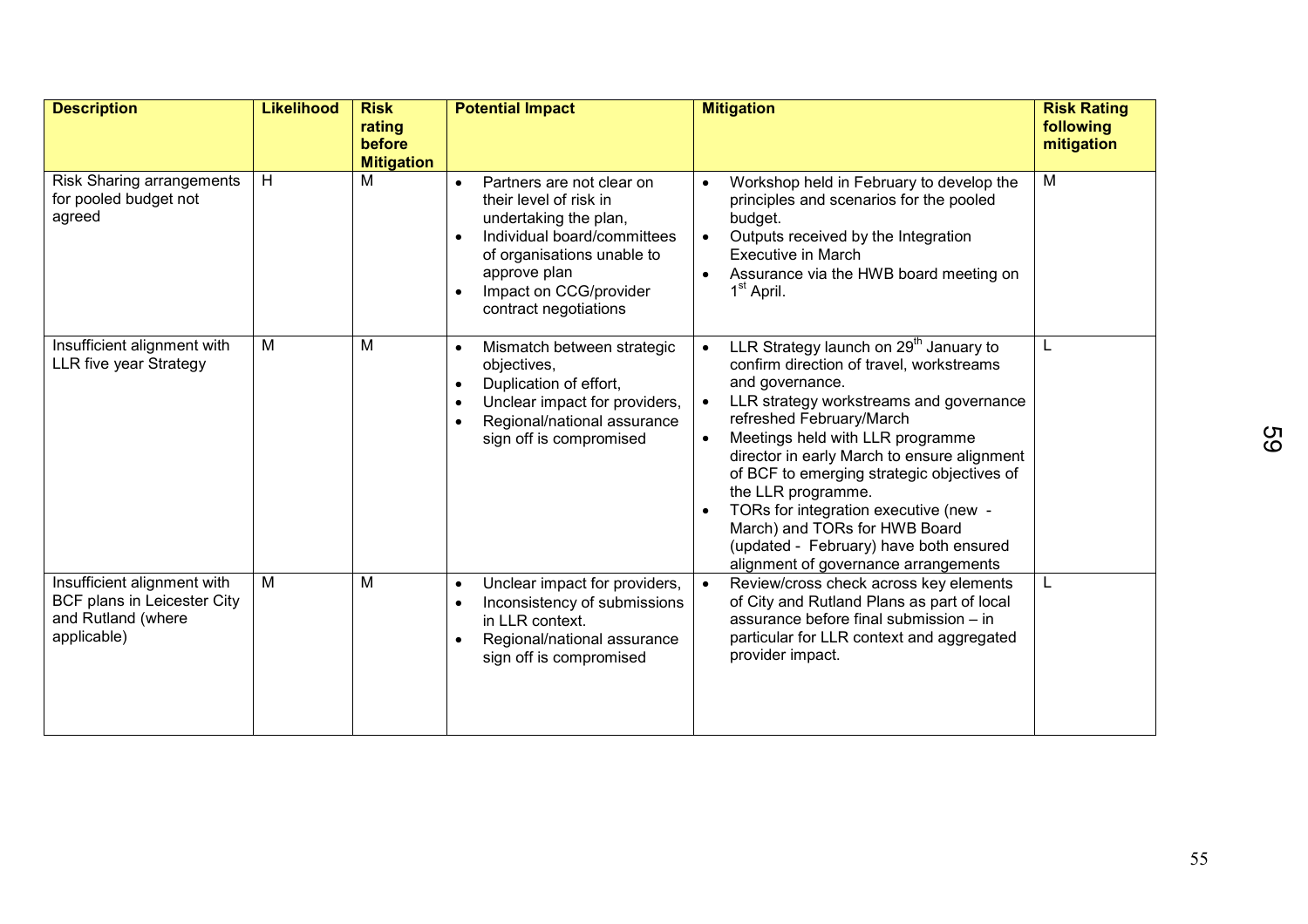| Description | Likelihood | Risk rating before Mitigation | Potential Impact | Mitigation | Risk Rating following mitigation |
|---|---|---|---|---|---|
| Risk Sharing arrangements for pooled budget not agreed | H | M | • Partners are not clear on their level of risk in undertaking the plan,<br>• Individual board/committees of organisations unable to approve plan<br>• Impact on CCG/provider contract negotiations | • Workshop held in February to develop the principles and scenarios for the pooled budget.<br>• Outputs received by the Integration Executive in March<br>• Assurance via the HWB board meeting on 1st April. | M |
| Insufficient alignment with LLR five year Strategy | M | M | • Mismatch between strategic objectives,<br>• Duplication of effort,<br>• Unclear impact for providers,<br>• Regional/national assurance sign off is compromised | • LLR Strategy launch on 29th January to confirm direction of travel, workstreams and governance.<br>• LLR strategy workstreams and governance refreshed February/March<br>• Meetings held with LLR programme director in early March to ensure alignment of BCF to emerging strategic objectives of the LLR programme.<br>• TORs for integration executive (new - March) and TORs for HWB Board (updated - February) have both ensured alignment of governance arrangements | L |
| Insufficient alignment with BCF plans in Leicester City and Rutland (where applicable) | M | M | • Unclear impact for providers,<br>• Inconsistency of submissions in LLR context.<br>• Regional/national assurance sign off is compromised | • Review/cross check across key elements of City and Rutland Plans as part of local assurance before final submission – in particular for LLR context and aggregated provider impact. | L |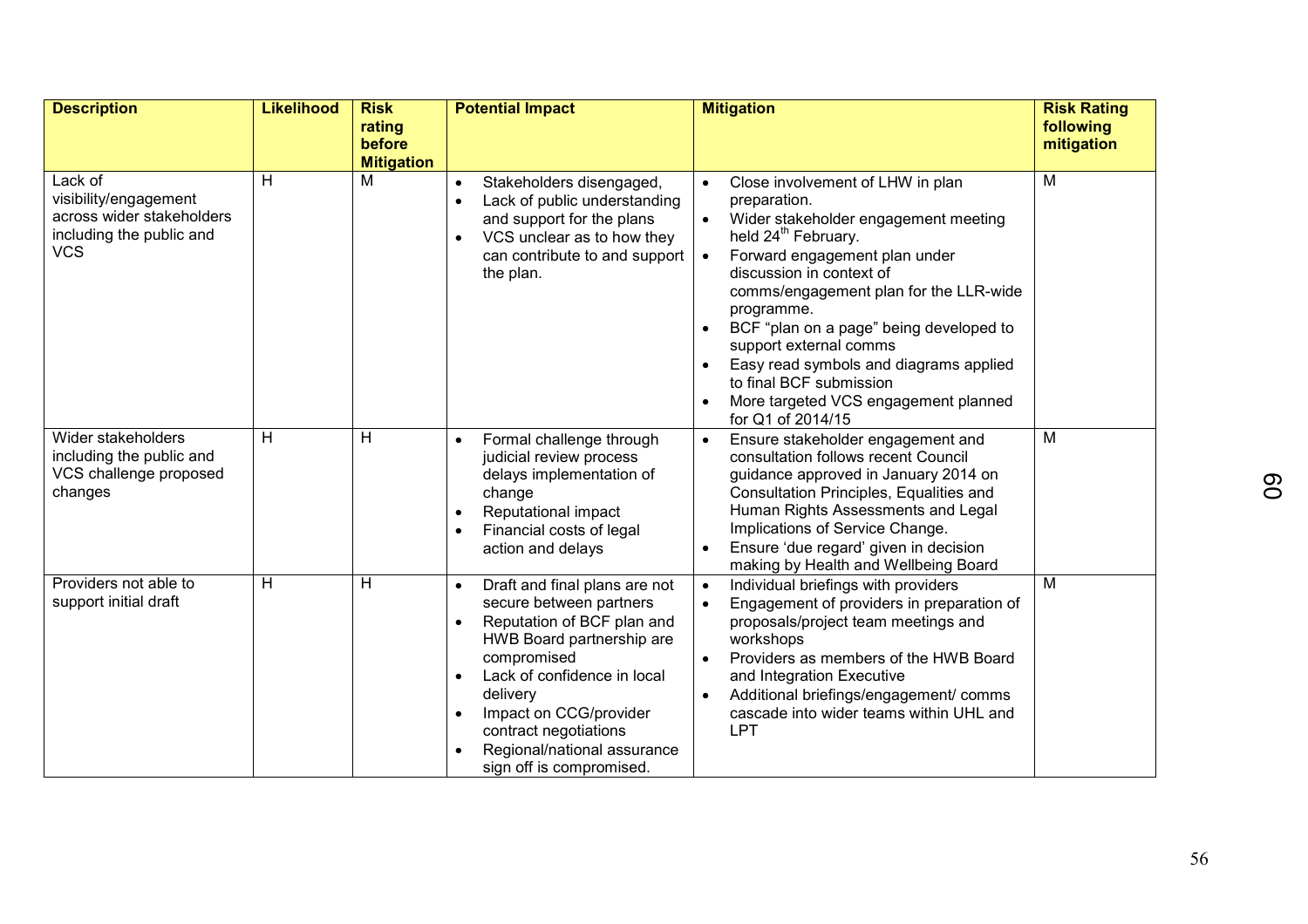| Description | Likelihood | Risk rating before Mitigation | Potential Impact | Mitigation | Risk Rating following mitigation |
|---|---|---|---|---|---|
| Lack of visibility/engagement across wider stakeholders including the public and VCS | H | M | • Stakeholders disengaged,<br>• Lack of public understanding and support for the plans<br>• VCS unclear as to how they can contribute to and support the plan. | • Close involvement of LHW in plan preparation.<br>• Wider stakeholder engagement meeting held 24th February.<br>• Forward engagement plan under discussion in context of comms/engagement plan for the LLR-wide programme.<br>• BCF "plan on a page" being developed to support external comms<br>• Easy read symbols and diagrams applied to final BCF submission<br>• More targeted VCS engagement planned for Q1 of 2014/15 | M |
| Wider stakeholders including the public and VCS challenge proposed changes | H | H | • Formal challenge through judicial review process delays implementation of change<br>• Reputational impact<br>• Financial costs of legal action and delays | • Ensure stakeholder engagement and consultation follows recent Council guidance approved in January 2014 on Consultation Principles, Equalities and Human Rights Assessments and Legal Implications of Service Change.<br>• Ensure 'due regard' given in decision making by Health and Wellbeing Board | M |
| Providers not able to support initial draft | H | H | • Draft and final plans are not secure between partners<br>• Reputation of BCF plan and HWB Board partnership are compromised<br>• Lack of confidence in local delivery<br>• Impact on CCG/provider contract negotiations<br>• Regional/national assurance sign off is compromised. | • Individual briefings with providers<br>• Engagement of providers in preparation of proposals/project team meetings and workshops<br>• Providers as members of the HWB Board and Integration Executive<br>• Additional briefings/engagement/ comms cascade into wider teams within UHL and LPT | M |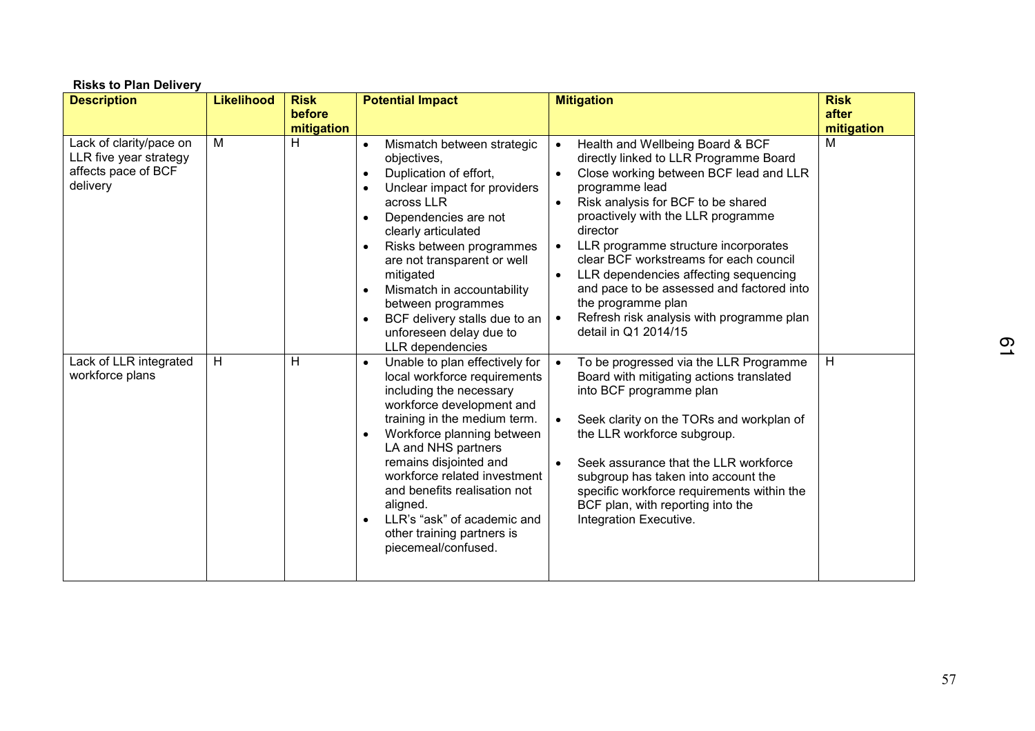**Risks to Plan Delivery**

| Description | Likelihood | Risk before mitigation | Potential Impact | Mitigation | Risk after mitigation |
|---|---|---|---|---|---|
| Lack of clarity/pace on LLR five year strategy affects pace of BCF delivery | M | H | • Mismatch between strategic objectives,<br>• Duplication of effort,<br>• Unclear impact for providers across LLR<br>• Dependencies are not clearly articulated<br>• Risks between programmes are not transparent or well mitigated<br>• Mismatch in accountability between programmes<br>• BCF delivery stalls due to an unforeseen delay due to LLR dependencies | • Health and Wellbeing Board & BCF directly linked to LLR Programme Board<br>• Close working between BCF lead and LLR programme lead<br>• Risk analysis for BCF to be shared proactively with the LLR programme director<br>• LLR programme structure incorporates clear BCF workstreams for each council<br>• LLR dependencies affecting sequencing and pace to be assessed and factored into the programme plan<br>• Refresh risk analysis with programme plan detail in Q1 2014/15 | M |
| Lack of LLR integrated workforce plans | H | H | • Unable to plan effectively for local workforce requirements including the necessary workforce development and training in the medium term.<br>• Workforce planning between LA and NHS partners remains disjointed and workforce related investment and benefits realisation not aligned.<br>• LLR's "ask" of academic and other training partners is piecemeal/confused. | • To be progressed via the LLR Programme Board with mitigating actions translated into BCF programme plan<br>• Seek clarity on the TORs and workplan of the LLR workforce subgroup.<br>• Seek assurance that the LLR workforce subgroup has taken into account the specific workforce requirements within the BCF plan, with reporting into the Integration Executive. | H |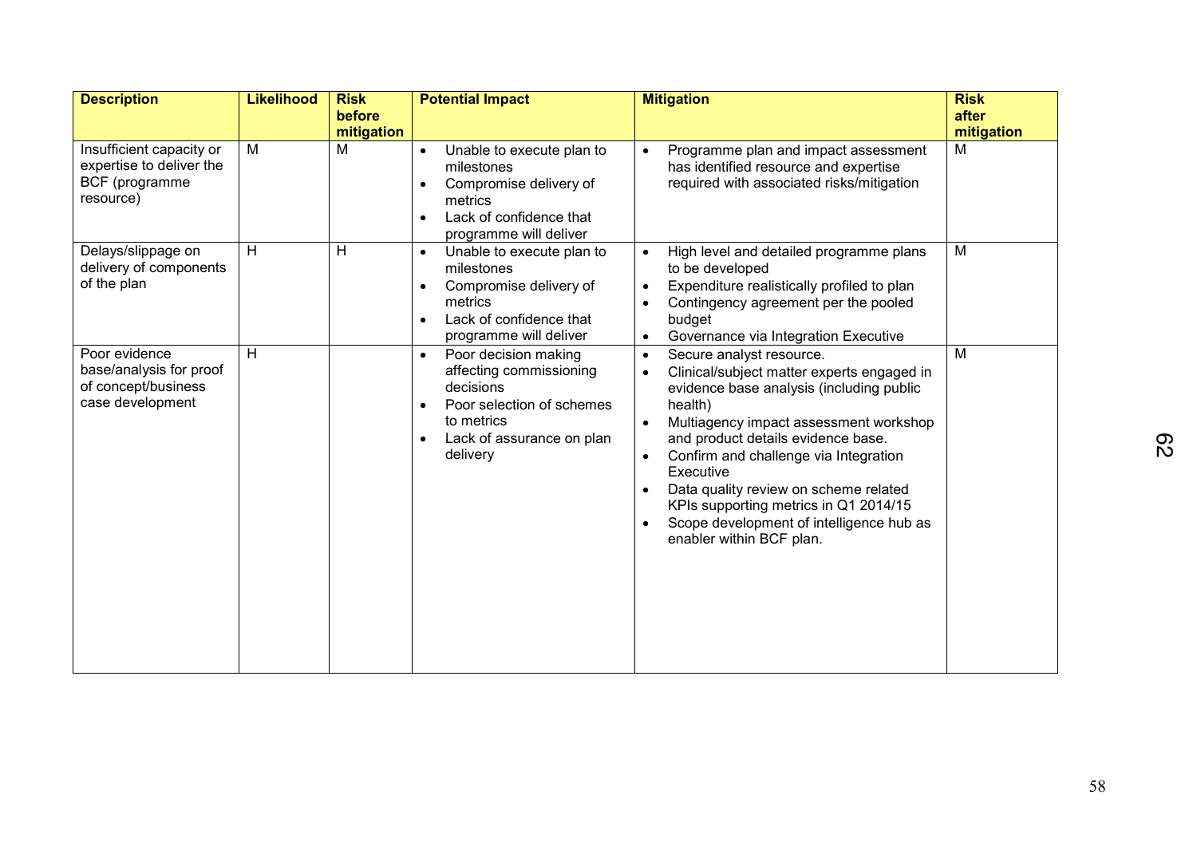| Description | Likelihood | Risk before mitigation | Potential Impact | Mitigation | Risk after mitigation |
|---|---|---|---|---|---|
| Insufficient capacity or expertise to deliver the BCF (programme resource) | M | M | • Unable to execute plan to milestones<br>• Compromise delivery of metrics<br>• Lack of confidence that programme will deliver | • Programme plan and impact assessment has identified resource and expertise required with associated risks/mitigation | M |
| Delays/slippage on delivery of components of the plan | H | H | • Unable to execute plan to milestones<br>• Compromise delivery of metrics<br>• Lack of confidence that programme will deliver | • High level and detailed programme plans to be developed<br>• Expenditure realistically profiled to plan<br>• Contingency agreement per the pooled budget<br>• Governance via Integration Executive | M |
| Poor evidence base/analysis for proof of concept/business case development | H | | • Poor decision making affecting commissioning decisions<br>• Poor selection of schemes to metrics<br>• Lack of assurance on plan delivery | • Secure analyst resource.<br>• Clinical/subject matter experts engaged in evidence base analysis (including public health)<br>• Multiagency impact assessment workshop and product details evidence base.<br>• Confirm and challenge via Integration Executive<br>• Data quality review on scheme related KPIs supporting metrics in Q1 2014/15<br>• Scope development of intelligence hub as enabler within BCF plan. | M |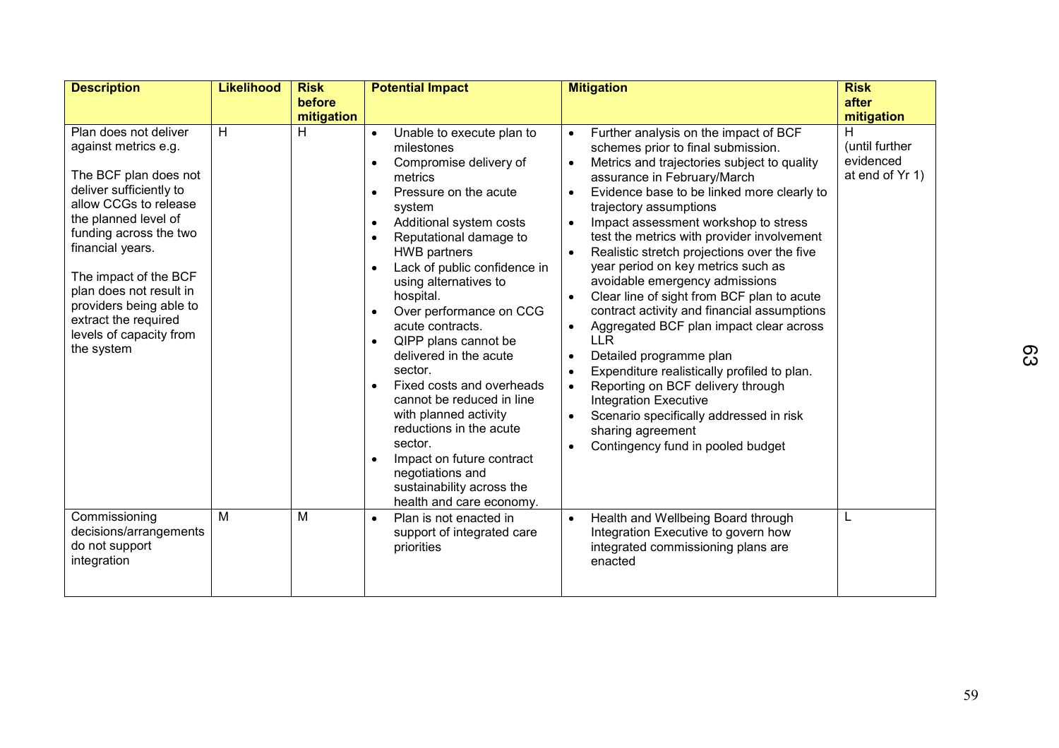| Description | Likelihood | Risk before mitigation | Potential Impact | Mitigation | Risk after mitigation |
|---|---|---|---|---|---|
| Plan does not deliver against metrics e.g.<br><br>The BCF plan does not deliver sufficiently to allow CCGs to release the planned level of funding across the two financial years.<br><br>The impact of the BCF plan does not result in providers being able to extract the required levels of capacity from the system | H | H | • Unable to execute plan to milestones<br>• Compromise delivery of metrics<br>• Pressure on the acute system<br>• Additional system costs<br>• Reputational damage to HWB partners<br>• Lack of public confidence in using alternatives to hospital.<br>• Over performance on CCG acute contracts.<br>• QIPP plans cannot be delivered in the acute sector.<br>• Fixed costs and overheads cannot be reduced in line with planned activity reductions in the acute sector.<br>• Impact on future contract negotiations and sustainability across the health and care economy. | • Further analysis on the impact of BCF schemes prior to final submission.<br>• Metrics and trajectories subject to quality assurance in February/March<br>• Evidence base to be linked more clearly to trajectory assumptions<br>• Impact assessment workshop to stress test the metrics with provider involvement<br>• Realistic stretch projections over the five year period on key metrics such as avoidable emergency admissions<br>• Clear line of sight from BCF plan to acute contract activity and financial assumptions<br>• Aggregated BCF plan impact clear across LLR<br>• Detailed programme plan<br>• Expenditure realistically profiled to plan.<br>• Reporting on BCF delivery through Integration Executive<br>• Scenario specifically addressed in risk sharing agreement<br>• Contingency fund in pooled budget | H (until further evidenced at end of Yr 1) |
| Commissioning decisions/arrangements do not support integration | M | M | • Plan is not enacted in support of integrated care priorities | • Health and Wellbeing Board through Integration Executive to govern how integrated commissioning plans are enacted | L |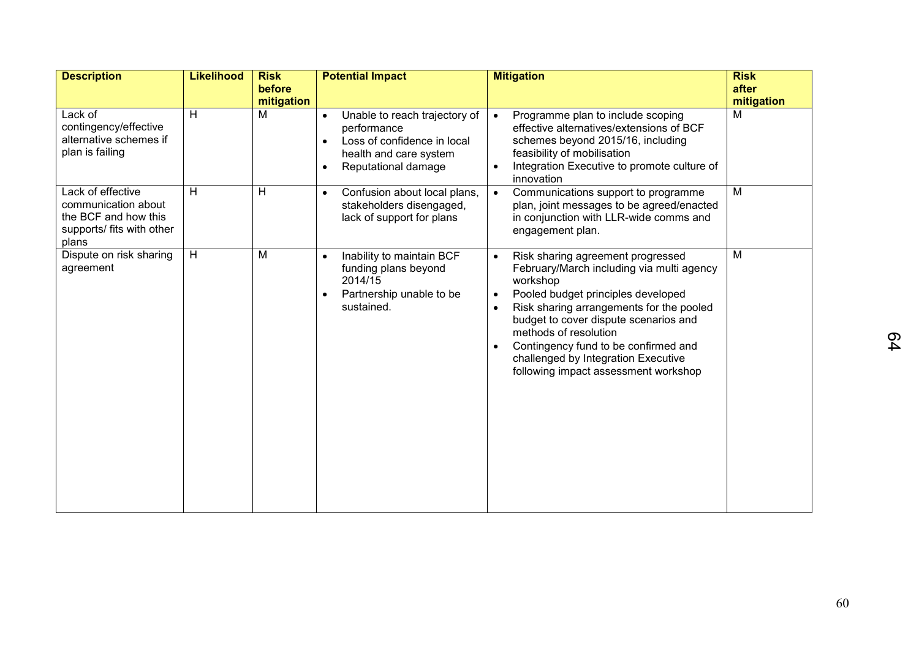| Description | Likelihood | Risk before mitigation | Potential Impact | Mitigation | Risk after mitigation |
|---|---|---|---|---|---|
| Lack of contingency/effective alternative schemes if plan is failing | H | M | • Unable to reach trajectory of performance<br>• Loss of confidence in local health and care system<br>• Reputational damage | • Programme plan to include scoping effective alternatives/extensions of BCF schemes beyond 2015/16, including feasibility of mobilisation<br>• Integration Executive to promote culture of innovation | M |
| Lack of effective communication about the BCF and how this supports/ fits with other plans | H | H | • Confusion about local plans, stakeholders disengaged, lack of support for plans | • Communications support to programme plan, joint messages to be agreed/enacted in conjunction with LLR-wide comms and engagement plan. | M |
| Dispute on risk sharing agreement | H | M | • Inability to maintain BCF funding plans beyond 2014/15<br>• Partnership unable to be sustained. | • Risk sharing agreement progressed February/March including via multi agency workshop<br>• Pooled budget principles developed<br>• Risk sharing arrangements for the pooled budget to cover dispute scenarios and methods of resolution<br>• Contingency fund to be confirmed and challenged by Integration Executive following impact assessment workshop | M |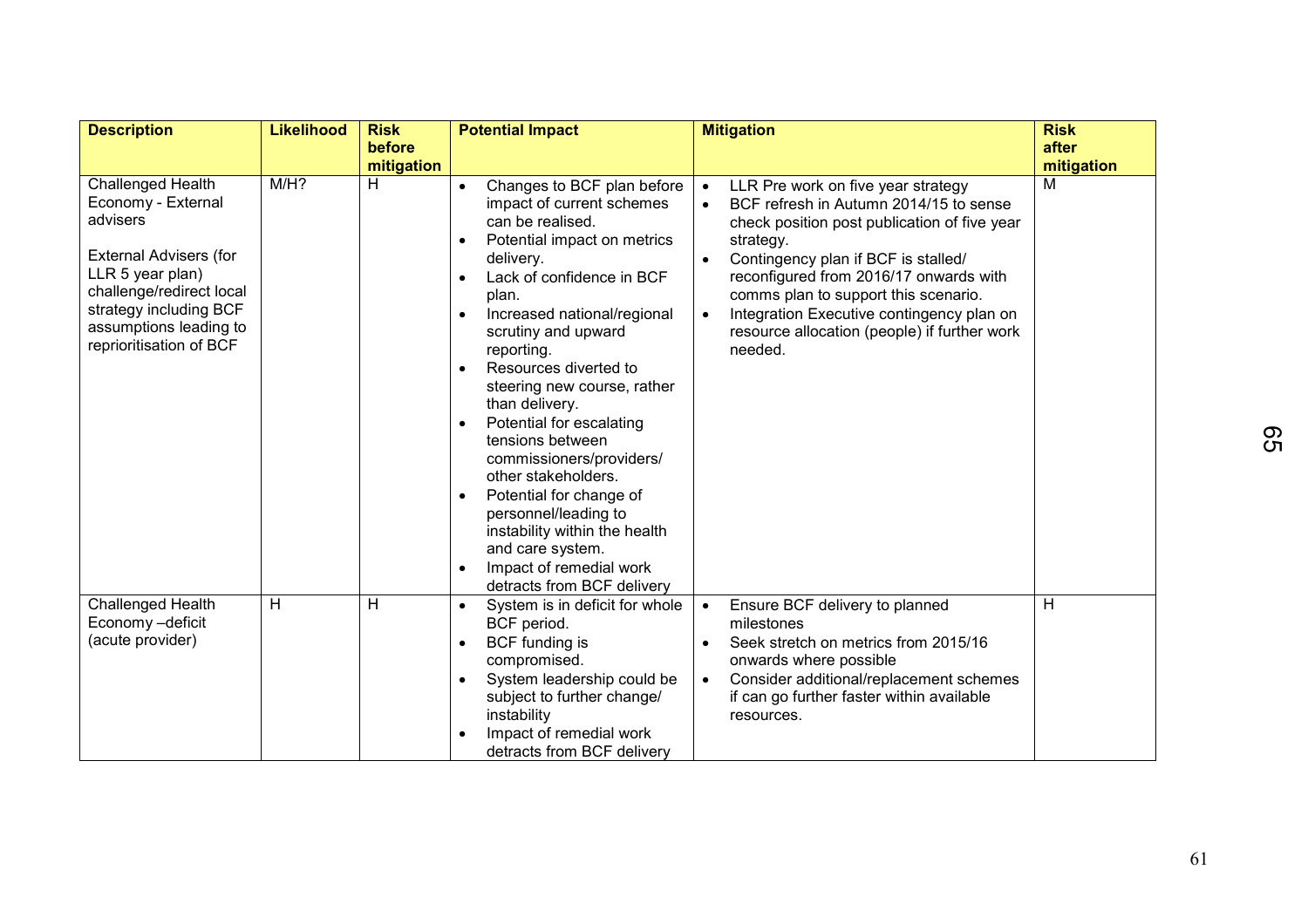| Description | Likelihood | Risk before mitigation | Potential Impact | Mitigation | Risk after mitigation |
|---|---|---|---|---|---|
| Challenged Health Economy - External advisers<br><br>External Advisers (for LLR 5 year plan) challenge/redirect local strategy including BCF assumptions leading to reprioritisation of BCF | M/H? | H | • Changes to BCF plan before impact of current schemes can be realised.<br>• Potential impact on metrics delivery.<br>• Lack of confidence in BCF plan.<br>• Increased national/regional scrutiny and upward reporting.<br>• Resources diverted to steering new course, rather than delivery.<br>• Potential for escalating tensions between commissioners/providers/ other stakeholders.<br>• Potential for change of personnel/leading to instability within the health and care system.<br>• Impact of remedial work detracts from BCF delivery | • LLR Pre work on five year strategy<br>• BCF refresh in Autumn 2014/15 to sense check position post publication of five year strategy.<br>• Contingency plan if BCF is stalled/ reconfigured from 2016/17 onwards with comms plan to support this scenario.<br>• Integration Executive contingency plan on resource allocation (people) if further work needed. | M |
| Challenged Health Economy –deficit (acute provider) | H | H | • System is in deficit for whole BCF period.<br>• BCF funding is compromised.<br>• System leadership could be subject to further change/ instability<br>• Impact of remedial work detracts from BCF delivery | • Ensure BCF delivery to planned milestones<br>• Seek stretch on metrics from 2015/16 onwards where possible<br>• Consider additional/replacement schemes if can go further faster within available resources. | H |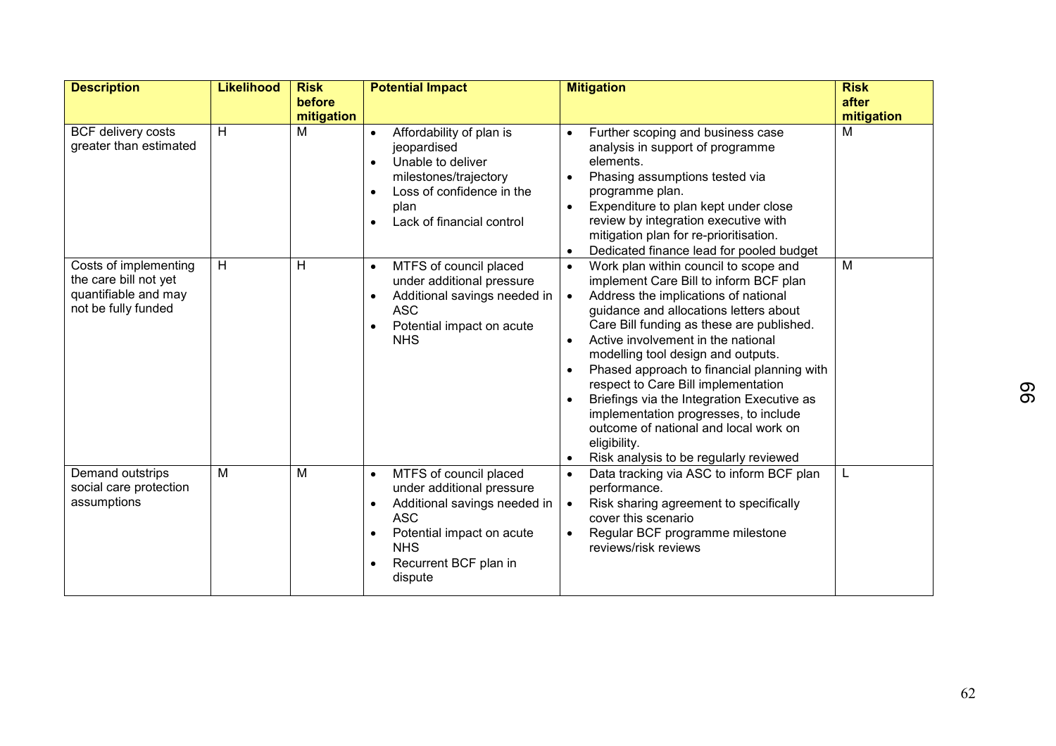| Description | Likelihood | Risk before mitigation | Potential Impact | Mitigation | Risk after mitigation |
|---|---|---|---|---|---|
| BCF delivery costs greater than estimated | H | M | • Affordability of plan is jeopardised<br>• Unable to deliver milestones/trajectory<br>• Loss of confidence in the plan<br>• Lack of financial control | • Further scoping and business case analysis in support of programme elements.<br>• Phasing assumptions tested via programme plan.<br>• Expenditure to plan kept under close review by integration executive with mitigation plan for re-prioritisation.<br>• Dedicated finance lead for pooled budget | M |
| Costs of implementing the care bill not yet quantifiable and may not be fully funded | H | H | • MTFS of council placed under additional pressure<br>• Additional savings needed in ASC<br>• Potential impact on acute NHS | • Work plan within council to scope and implement Care Bill to inform BCF plan<br>• Address the implications of national guidance and allocations letters about Care Bill funding as these are published.<br>• Active involvement in the national modelling tool design and outputs.<br>• Phased approach to financial planning with respect to Care Bill implementation<br>• Briefings via the Integration Executive as implementation progresses, to include outcome of national and local work on eligibility.<br>• Risk analysis to be regularly reviewed | M |
| Demand outstrips social care protection assumptions | M | M | • MTFS of council placed under additional pressure<br>• Additional savings needed in ASC<br>• Potential impact on acute NHS<br>• Recurrent BCF plan in dispute | • Data tracking via ASC to inform BCF plan performance.<br>• Risk sharing agreement to specifically cover this scenario<br>• Regular BCF programme milestone reviews/risk reviews | L |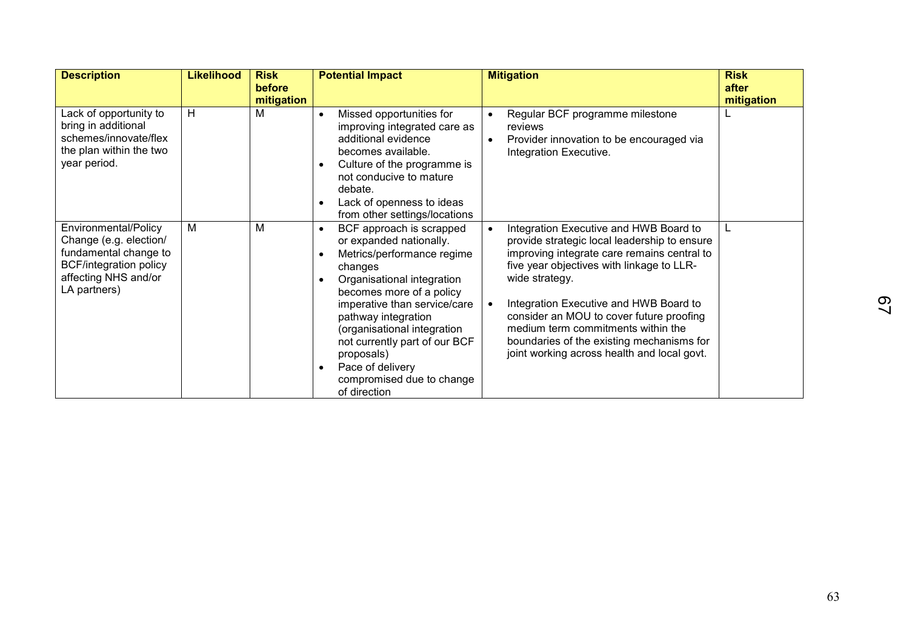| Description | Likelihood | Risk before mitigation | Potential Impact | Mitigation | Risk after mitigation |
|---|---|---|---|---|---|
| Lack of opportunity to bring in additional schemes/innovate/flex the plan within the two year period. | H | M | • Missed opportunities for improving integrated care as additional evidence becomes available.<br>• Culture of the programme is not conducive to mature debate.<br>• Lack of openness to ideas from other settings/locations | • Regular BCF programme milestone reviews<br>• Provider innovation to be encouraged via Integration Executive. | L |
| Environmental/Policy Change (e.g. election/ fundamental change to BCF/integration policy affecting NHS and/or LA partners) | M | M | • BCF approach is scrapped or expanded nationally.<br>• Metrics/performance regime changes<br>• Organisational integration becomes more of a policy imperative than service/care pathway integration (organisational integration not currently part of our BCF proposals)<br>• Pace of delivery compromised due to change of direction | • Integration Executive and HWB Board to provide strategic local leadership to ensure improving integrate care remains central to five year objectives with linkage to LLR-wide strategy.<br>• Integration Executive and HWB Board to consider an MOU to cover future proofing medium term commitments within the boundaries of the existing mechanisms for joint working across health and local govt. | L |